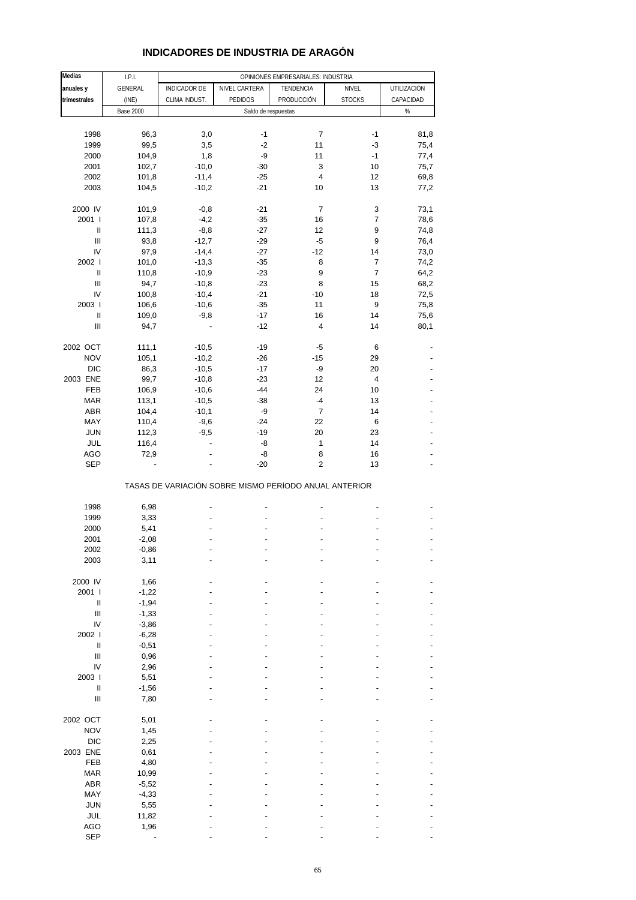# INDICADORES DE INDUSTRIA DE ARAGÓN

| Medias anuales y trimestrales | I.P.I. GENERAL (INE) | OPINIONES EMPRESARIALES: INDUSTRIA | | | | |
|---|---|---|---|---|---|---|
| | | INDICADOR DE CLIMA INDUST. | NIVEL CARTERA PEDIDOS | TENDENCIA PRODUCCIÓN | NIVEL STOCKS | UTILIZACIÓN CAPACIDAD |
| | Base 2000 | Saldo de respuestas | | | | % |
| 1998 | 96,3 | 3,0 | -1 | 7 | -1 | 81,8 |
| 1999 | 99,5 | 3,5 | -2 | 11 | -3 | 75,4 |
| 2000 | 104,9 | 1,8 | -9 | 11 | -1 | 77,4 |
| 2001 | 102,7 | -10,0 | -30 | 3 | 10 | 75,7 |
| 2002 | 101,8 | -11,4 | -25 | 4 | 12 | 69,8 |
| 2003 | 104,5 | -10,2 | -21 | 10 | 13 | 77,2 |
| 2000 IV | 101,9 | -0,8 | -21 | 7 | 3 | 73,1 |
| 2001 I | 107,8 | -4,2 | -35 | 16 | 7 | 78,6 |
| II | 111,3 | -8,8 | -27 | 12 | 9 | 74,8 |
| III | 93,8 | -12,7 | -29 | -5 | 9 | 76,4 |
| IV | 97,9 | -14,4 | -27 | -12 | 14 | 73,0 |
| 2002 I | 101,0 | -13,3 | -35 | 8 | 7 | 74,2 |
| II | 110,8 | -10,9 | -23 | 9 | 7 | 64,2 |
| III | 94,7 | -10,8 | -23 | 8 | 15 | 68,2 |
| IV | 100,8 | -10,4 | -21 | -10 | 18 | 72,5 |
| 2003 I | 106,6 | -10,6 | -35 | 11 | 9 | 75,8 |
| II | 109,0 | -9,8 | -17 | 16 | 14 | 75,6 |
| III | 94,7 | - | -12 | 4 | 14 | 80,1 |
| 2002 OCT | 111,1 | -10,5 | -19 | -5 | 6 | - |
| NOV | 105,1 | -10,2 | -26 | -15 | 29 | - |
| DIC | 86,3 | -10,5 | -17 | -9 | 20 | - |
| 2003 ENE | 99,7 | -10,8 | -23 | 12 | 4 | - |
| FEB | 106,9 | -10,6 | -44 | 24 | 10 | - |
| MAR | 113,1 | -10,5 | -38 | -4 | 13 | - |
| ABR | 104,4 | -10,1 | -9 | 7 | 14 | - |
| MAY | 110,4 | -9,6 | -24 | 22 | 6 | - |
| JUN | 112,3 | -9,5 | -19 | 20 | 23 | - |
| JUL | 116,4 | - | -8 | 1 | 14 | - |
| AGO | 72,9 | - | -8 | 8 | 16 | - |
| SEP | - | - | -20 | 2 | 13 | - |
| TASAS DE VARIACIÓN SOBRE MISMO PERÍODO ANUAL ANTERIOR | | | | | | |
| 1998 | 6,98 | - | - | - | - | - |
| 1999 | 3,33 | - | - | - | - | - |
| 2000 | 5,41 | - | - | - | - | - |
| 2001 | -2,08 | - | - | - | - | - |
| 2002 | -0,86 | - | - | - | - | - |
| 2003 | 3,11 | - | - | - | - | - |
| 2000 IV | 1,66 | - | - | - | - | - |
| 2001 I | -1,22 | - | - | - | - | - |
| II | -1,94 | - | - | - | - | - |
| III | -1,33 | - | - | - | - | - |
| IV | -3,86 | - | - | - | - | - |
| 2002 I | -6,28 | - | - | - | - | - |
| II | -0,51 | - | - | - | - | - |
| III | 0,96 | - | - | - | - | - |
| IV | 2,96 | - | - | - | - | - |
| 2003 I | 5,51 | - | - | - | - | - |
| II | -1,56 | - | - | - | - | - |
| III | 7,80 | - | - | - | - | - |
| 2002 OCT | 5,01 | - | - | - | - | - |
| NOV | 1,45 | - | - | - | - | - |
| DIC | 2,25 | - | - | - | - | - |
| 2003 ENE | 0,61 | - | - | - | - | - |
| FEB | 4,80 | - | - | - | - | - |
| MAR | 10,99 | - | - | - | - | - |
| ABR | -5,52 | - | - | - | - | - |
| MAY | -4,33 | - | - | - | - | - |
| JUN | 5,55 | - | - | - | - | - |
| JUL | 11,82 | - | - | - | - | - |
| AGO | 1,96 | - | - | - | - | - |
| SEP | - | - | - | - | - | - |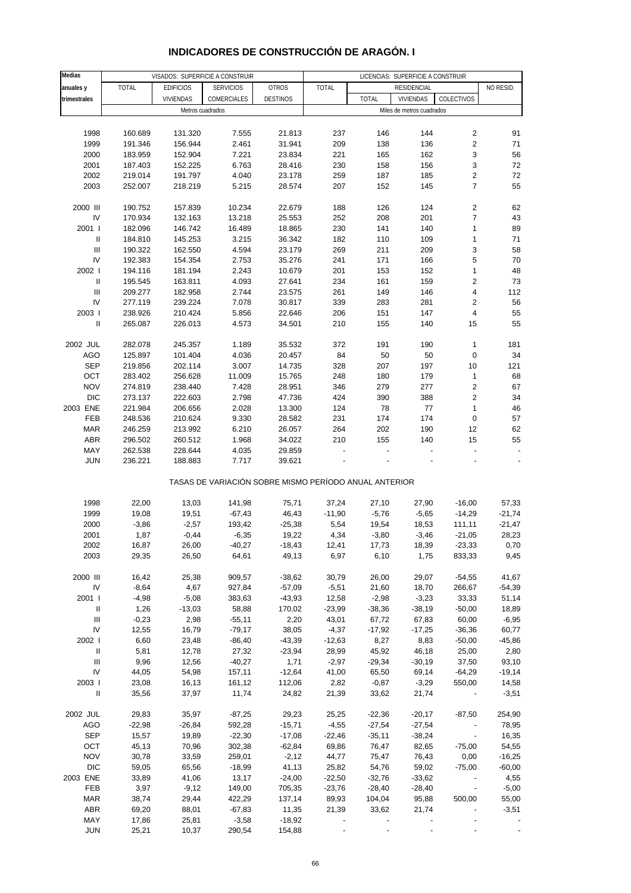# INDICADORES DE CONSTRUCCIÓN DE ARAGÓN. I

| Medias anuales y trimestrales | VISADOS: SUPERFICIE A CONSTRUIR | | | | LICENCIAS: SUPERFICIE A CONSTRUIR | | | | |
|---|---|---|---|---|---|---|---|---|---|
| | TOTAL | EDIFICIOS VIVIENDAS | SERVICIOS COMERCIALES | OTROS DESTINOS | TOTAL | RESIDENCIAL | | | NO RESID. |
| | | | | | | TOTAL | VIVIENDAS | COLECTIVOS | |
| | Metros cuadrados | | | | Miles de metros cuadrados | | | | |
| 1998 | 160.689 | 131.320 | 7.555 | 21.813 | 237 | 146 | 144 | 2 | 91 |
| 1999 | 191.346 | 156.944 | 2.461 | 31.941 | 209 | 138 | 136 | 2 | 71 |
| 2000 | 183.959 | 152.904 | 7.221 | 23.834 | 221 | 165 | 162 | 3 | 56 |
| 2001 | 187.403 | 152.225 | 6.763 | 28.416 | 230 | 158 | 156 | 3 | 72 |
| 2002 | 219.014 | 191.797 | 4.040 | 23.178 | 259 | 187 | 185 | 2 | 72 |
| 2003 | 252.007 | 218.219 | 5.215 | 28.574 | 207 | 152 | 145 | 7 | 55 |
| 2000 III | 190.752 | 157.839 | 10.234 | 22.679 | 188 | 126 | 124 | 2 | 62 |
| IV | 170.934 | 132.163 | 13.218 | 25.553 | 252 | 208 | 201 | 7 | 43 |
| 2001 I | 182.096 | 146.742 | 16.489 | 18.865 | 230 | 141 | 140 | 1 | 89 |
| II | 184.810 | 145.253 | 3.215 | 36.342 | 182 | 110 | 109 | 1 | 71 |
| III | 190.322 | 162.550 | 4.594 | 23.179 | 269 | 211 | 209 | 3 | 58 |
| IV | 192.383 | 154.354 | 2.753 | 35.276 | 241 | 171 | 166 | 5 | 70 |
| 2002 I | 194.116 | 181.194 | 2.243 | 10.679 | 201 | 153 | 152 | 1 | 48 |
| II | 195.545 | 163.811 | 4.093 | 27.641 | 234 | 161 | 159 | 2 | 73 |
| III | 209.277 | 182.958 | 2.744 | 23.575 | 261 | 149 | 146 | 4 | 112 |
| IV | 277.119 | 239.224 | 7.078 | 30.817 | 339 | 283 | 281 | 2 | 56 |
| 2003 I | 238.926 | 210.424 | 5.856 | 22.646 | 206 | 151 | 147 | 4 | 55 |
| II | 265.087 | 226.013 | 4.573 | 34.501 | 210 | 155 | 140 | 15 | 55 |
| 2002 JUL | 282.078 | 245.357 | 1.189 | 35.532 | 372 | 191 | 190 | 1 | 181 |
| AGO | 125.897 | 101.404 | 4.036 | 20.457 | 84 | 50 | 50 | 0 | 34 |
| SEP | 219.856 | 202.114 | 3.007 | 14.735 | 328 | 207 | 197 | 10 | 121 |
| OCT | 283.402 | 256.628 | 11.009 | 15.765 | 248 | 180 | 179 | 1 | 68 |
| NOV | 274.819 | 238.440 | 7.428 | 28.951 | 346 | 279 | 277 | 2 | 67 |
| DIC | 273.137 | 222.603 | 2.798 | 47.736 | 424 | 390 | 388 | 2 | 34 |
| 2003 ENE | 221.984 | 206.656 | 2.028 | 13.300 | 124 | 78 | 77 | 1 | 46 |
| FEB | 248.536 | 210.624 | 9.330 | 28.582 | 231 | 174 | 174 | 0 | 57 |
| MAR | 246.259 | 213.992 | 6.210 | 26.057 | 264 | 202 | 190 | 12 | 62 |
| ABR | 296.502 | 260.512 | 1.968 | 34.022 | 210 | 155 | 140 | 15 | 55 |
| MAY | 262.538 | 228.644 | 4.035 | 29.859 | - | - | - | - | - |
| JUN | 236.221 | 188.883 | 7.717 | 39.621 | - | - | - | - | - |

TASAS DE VARIACIÓN SOBRE MISMO PERÍODO ANUAL ANTERIOR

| | TOTAL | EDIFICIOS VIVIENDAS | SERVICIOS COMERCIALES | OTROS DESTINOS | TOTAL | RESIDENCIAL TOTAL | VIVIENDAS | COLECTIVOS | NO RESID. |
|---|---|---|---|---|---|---|---|---|---|
| 1998 | 22,00 | 13,03 | 141,98 | 75,71 | 37,24 | 27,10 | 27,90 | -16,00 | 57,33 |
| 1999 | 19,08 | 19,51 | -67,43 | 46,43 | -11,90 | -5,76 | -5,65 | -14,29 | -21,74 |
| 2000 | -3,86 | -2,57 | 193,42 | -25,38 | 5,54 | 19,54 | 18,53 | 111,11 | -21,47 |
| 2001 | 1,87 | -0,44 | -6,35 | 19,22 | 4,34 | -3,80 | -3,46 | -21,05 | 28,23 |
| 2002 | 16,87 | 26,00 | -40,27 | -18,43 | 12,41 | 17,73 | 18,39 | -23,33 | 0,70 |
| 2003 | 29,35 | 26,50 | 64,61 | 49,13 | 6,97 | 6,10 | 1,75 | 833,33 | 9,45 |
| 2000 III | 16,42 | 25,38 | 909,57 | -38,62 | 30,79 | 26,00 | 29,07 | -54,55 | 41,67 |
| IV | -8,64 | 4,67 | 927,84 | -57,09 | -5,51 | 21,60 | 18,70 | 266,67 | -54,39 |
| 2001 I | -4,98 | -5,08 | 383,63 | -43,93 | 12,58 | -2,98 | -3,23 | 33,33 | 51,14 |
| II | 1,26 | -13,03 | 58,88 | 170,02 | -23,99 | -38,36 | -38,19 | -50,00 | 18,89 |
| III | -0,23 | 2,98 | -55,11 | 2,20 | 43,01 | 67,72 | 67,83 | 60,00 | -6,95 |
| IV | 12,55 | 16,79 | -79,17 | 38,05 | -4,37 | -17,92 | -17,25 | -36,36 | 60,77 |
| 2002 I | 6,60 | 23,48 | -86,40 | -43,39 | -12,63 | 8,27 | 8,83 | -50,00 | -45,86 |
| II | 5,81 | 12,78 | 27,32 | -23,94 | 28,99 | 45,92 | 46,18 | 25,00 | 2,80 |
| III | 9,96 | 12,56 | -40,27 | 1,71 | -2,97 | -29,34 | -30,19 | 37,50 | 93,10 |
| IV | 44,05 | 54,98 | 157,11 | -12,64 | 41,00 | 65,50 | 69,14 | -64,29 | -19,14 |
| 2003 I | 23,08 | 16,13 | 161,12 | 112,06 | 2,82 | -0,87 | -3,29 | 550,00 | 14,58 |
| II | 35,56 | 37,97 | 11,74 | 24,82 | 21,39 | 33,62 | 21,74 | - | -3,51 |
| 2002 JUL | 29,83 | 35,97 | -87,25 | 29,23 | 25,25 | -22,36 | -20,17 | -87,50 | 254,90 |
| AGO | -22,98 | -26,84 | 592,28 | -15,71 | -4,55 | -27,54 | -27,54 | - | 78,95 |
| SEP | 15,57 | 19,89 | -22,30 | -17,08 | -22,46 | -35,11 | -38,24 | - | 16,35 |
| OCT | 45,13 | 70,96 | 302,38 | -62,84 | 69,86 | 76,47 | 82,65 | -75,00 | 54,55 |
| NOV | 30,78 | 33,59 | 259,01 | -2,12 | 44,77 | 75,47 | 76,43 | 0,00 | -16,25 |
| DIC | 59,05 | 65,56 | -18,99 | 41,13 | 25,82 | 54,76 | 59,02 | -75,00 | -60,00 |
| 2003 ENE | 33,89 | 41,06 | 13,17 | -24,00 | -22,50 | -32,76 | -33,62 | - | 4,55 |
| FEB | 3,97 | -9,12 | 149,00 | 705,35 | -23,76 | -28,40 | -28,40 | - | -5,00 |
| MAR | 38,74 | 29,44 | 422,29 | 137,14 | 89,93 | 104,04 | 95,88 | 500,00 | 55,00 |
| ABR | 69,20 | 88,01 | -67,83 | 11,35 | 21,39 | 33,62 | 21,74 | - | -3,51 |
| MAY | 17,86 | 25,81 | -3,58 | -18,92 | - | - | - | - | - |
| JUN | 25,21 | 10,37 | 290,54 | 154,88 | - | - | - | - | - |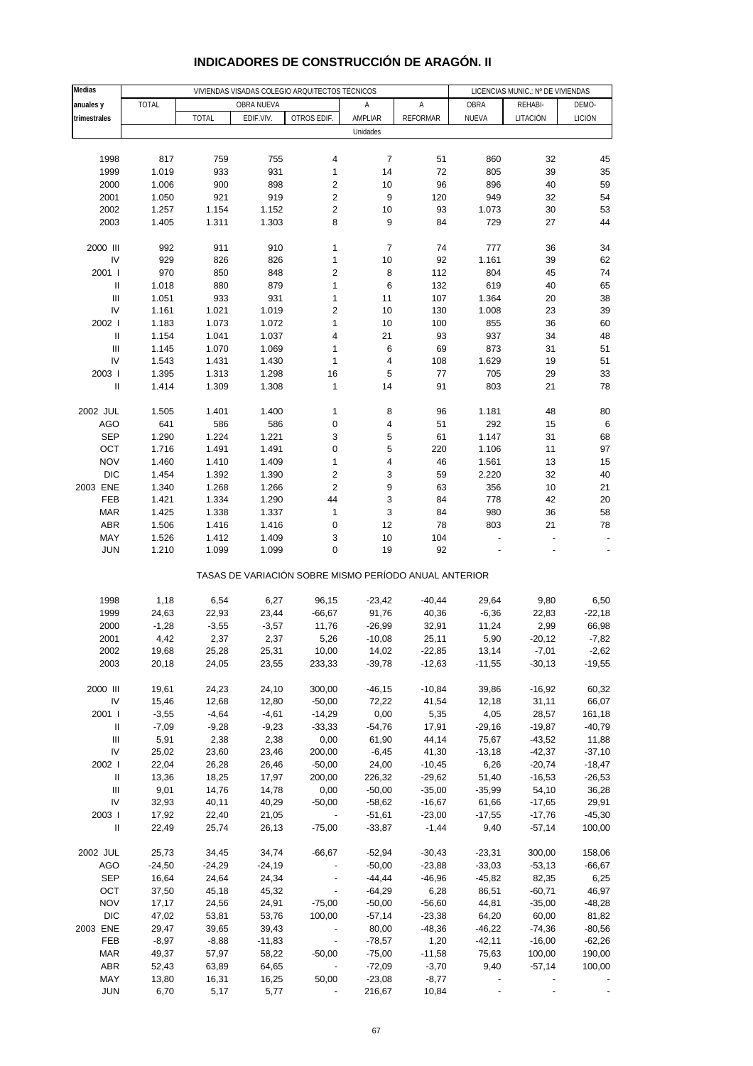# INDICADORES DE CONSTRUCCIÓN DE ARAGÓN. II

| Medias anuales y trimestrales | VIVIENDAS VISADAS COLEGIO ARQUITECTOS TÉCNICOS | | | | | | LICENCIAS MUNIC.: Nº DE VIVIENDAS | | |
|---|---|---|---|---|---|---|---|---|---|
| | TOTAL | OBRA NUEVA | | | A | A | OBRA | REHABI- | DEMO- |
| | | TOTAL | EDIF.VIV. | OTROS EDIF. | AMPLIAR | REFORMAR | NUEVA | LITACIÓN | LICIÓN |
| | Unidades | | | | | | | | |
| 1998 | 817 | 759 | 755 | 4 | 7 | 51 | 860 | 32 | 45 |
| 1999 | 1.019 | 933 | 931 | 1 | 14 | 72 | 805 | 39 | 35 |
| 2000 | 1.006 | 900 | 898 | 2 | 10 | 96 | 896 | 40 | 59 |
| 2001 | 1.050 | 921 | 919 | 2 | 9 | 120 | 949 | 32 | 54 |
| 2002 | 1.257 | 1.154 | 1.152 | 2 | 10 | 93 | 1.073 | 30 | 53 |
| 2003 | 1.405 | 1.311 | 1.303 | 8 | 9 | 84 | 729 | 27 | 44 |
| 2000 III | 992 | 911 | 910 | 1 | 7 | 74 | 777 | 36 | 34 |
| IV | 929 | 826 | 826 | 1 | 10 | 92 | 1.161 | 39 | 62 |
| 2001 I | 970 | 850 | 848 | 2 | 8 | 112 | 804 | 45 | 74 |
| II | 1.018 | 880 | 879 | 1 | 6 | 132 | 619 | 40 | 65 |
| III | 1.051 | 933 | 931 | 1 | 11 | 107 | 1.364 | 20 | 38 |
| IV | 1.161 | 1.021 | 1.019 | 2 | 10 | 130 | 1.008 | 23 | 39 |
| 2002 I | 1.183 | 1.073 | 1.072 | 1 | 10 | 100 | 855 | 36 | 60 |
| II | 1.154 | 1.041 | 1.037 | 4 | 21 | 93 | 937 | 34 | 48 |
| III | 1.145 | 1.070 | 1.069 | 1 | 6 | 69 | 873 | 31 | 51 |
| IV | 1.543 | 1.431 | 1.430 | 1 | 4 | 108 | 1.629 | 19 | 51 |
| 2003 I | 1.395 | 1.313 | 1.298 | 16 | 5 | 77 | 705 | 29 | 33 |
| II | 1.414 | 1.309 | 1.308 | 1 | 14 | 91 | 803 | 21 | 78 |
| 2002 JUL | 1.505 | 1.401 | 1.400 | 1 | 8 | 96 | 1.181 | 48 | 80 |
| AGO | 641 | 586 | 586 | 0 | 4 | 51 | 292 | 15 | 6 |
| SEP | 1.290 | 1.224 | 1.221 | 3 | 5 | 61 | 1.147 | 31 | 68 |
| OCT | 1.716 | 1.491 | 1.491 | 0 | 5 | 220 | 1.106 | 11 | 97 |
| NOV | 1.460 | 1.410 | 1.409 | 1 | 4 | 46 | 1.561 | 13 | 15 |
| DIC | 1.454 | 1.392 | 1.390 | 2 | 3 | 59 | 2.220 | 32 | 40 |
| 2003 ENE | 1.340 | 1.268 | 1.266 | 2 | 9 | 63 | 356 | 10 | 21 |
| FEB | 1.421 | 1.334 | 1.290 | 44 | 3 | 84 | 778 | 42 | 20 |
| MAR | 1.425 | 1.338 | 1.337 | 1 | 3 | 84 | 980 | 36 | 58 |
| ABR | 1.506 | 1.416 | 1.416 | 0 | 12 | 78 | 803 | 21 | 78 |
| MAY | 1.526 | 1.412 | 1.409 | 3 | 10 | 104 | - | - | - |
| JUN | 1.210 | 1.099 | 1.099 | 0 | 19 | 92 | - | - | - |
| | TASAS DE VARIACIÓN SOBRE MISMO PERÍODO ANUAL ANTERIOR | | | | | | | | |
| 1998 | 1,18 | 6,54 | 6,27 | 96,15 | -23,42 | -40,44 | 29,64 | 9,80 | 6,50 |
| 1999 | 24,63 | 22,93 | 23,44 | -66,67 | 91,76 | 40,36 | -6,36 | 22,83 | -22,18 |
| 2000 | -1,28 | -3,55 | -3,57 | 11,76 | -26,99 | 32,91 | 11,24 | 2,99 | 66,98 |
| 2001 | 4,42 | 2,37 | 2,37 | 5,26 | -10,08 | 25,11 | 5,90 | -20,12 | -7,82 |
| 2002 | 19,68 | 25,28 | 25,31 | 10,00 | 14,02 | -22,85 | 13,14 | -7,01 | -2,62 |
| 2003 | 20,18 | 24,05 | 23,55 | 233,33 | -39,78 | -12,63 | -11,55 | -30,13 | -19,55 |
| 2000 III | 19,61 | 24,23 | 24,10 | 300,00 | -46,15 | -10,84 | 39,86 | -16,92 | 60,32 |
| IV | 15,46 | 12,68 | 12,80 | -50,00 | 72,22 | 41,54 | 12,18 | 31,11 | 66,07 |
| 2001 I | -3,55 | -4,64 | -4,61 | -14,29 | 0,00 | 5,35 | 4,05 | 28,57 | 161,18 |
| II | -7,09 | -9,28 | -9,23 | -33,33 | -54,76 | 17,91 | -29,16 | -19,87 | -40,79 |
| III | 5,91 | 2,38 | 2,38 | 0,00 | 61,90 | 44,14 | 75,67 | -43,52 | 11,88 |
| IV | 25,02 | 23,60 | 23,46 | 200,00 | -6,45 | 41,30 | -13,18 | -42,37 | -37,10 |
| 2002 I | 22,04 | 26,28 | 26,46 | -50,00 | 24,00 | -10,45 | 6,26 | -20,74 | -18,47 |
| II | 13,36 | 18,25 | 17,97 | 200,00 | 226,32 | -29,62 | 51,40 | -16,53 | -26,53 |
| III | 9,01 | 14,76 | 14,78 | 0,00 | -50,00 | -35,00 | -35,99 | 54,10 | 36,28 |
| IV | 32,93 | 40,11 | 40,29 | -50,00 | -58,62 | -16,67 | 61,66 | -17,65 | 29,91 |
| 2003 I | 17,92 | 22,40 | 21,05 | - | -51,61 | -23,00 | -17,55 | -17,76 | -45,30 |
| II | 22,49 | 25,74 | 26,13 | -75,00 | -33,87 | -1,44 | 9,40 | -57,14 | 100,00 |
| 2002 JUL | 25,73 | 34,45 | 34,74 | -66,67 | -52,94 | -30,43 | -23,31 | 300,00 | 158,06 |
| AGO | -24,50 | -24,29 | -24,19 | - | -50,00 | -23,88 | -33,03 | -53,13 | -66,67 |
| SEP | 16,64 | 24,64 | 24,34 | - | -44,44 | -46,96 | -45,82 | 82,35 | 6,25 |
| OCT | 37,50 | 45,18 | 45,32 | - | -64,29 | 6,28 | 86,51 | -60,71 | 46,97 |
| NOV | 17,17 | 24,56 | 24,91 | -75,00 | -50,00 | -56,60 | 44,81 | -35,00 | -48,28 |
| DIC | 47,02 | 53,81 | 53,76 | 100,00 | -57,14 | -23,38 | 64,20 | 60,00 | 81,82 |
| 2003 ENE | 29,47 | 39,65 | 39,43 | - | 80,00 | -48,36 | -46,22 | -74,36 | -80,56 |
| FEB | -8,97 | -8,88 | -11,83 | - | -78,57 | 1,20 | -42,11 | -16,00 | -62,26 |
| MAR | 49,37 | 57,97 | 58,22 | -50,00 | -75,00 | -11,58 | 75,63 | 100,00 | 190,00 |
| ABR | 52,43 | 63,89 | 64,65 | - | -72,09 | -3,70 | 9,40 | -57,14 | 100,00 |
| MAY | 13,80 | 16,31 | 16,25 | 50,00 | -23,08 | -8,77 | - | - | - |
| JUN | 6,70 | 5,17 | 5,77 | - | 216,67 | 10,84 | - | - | - |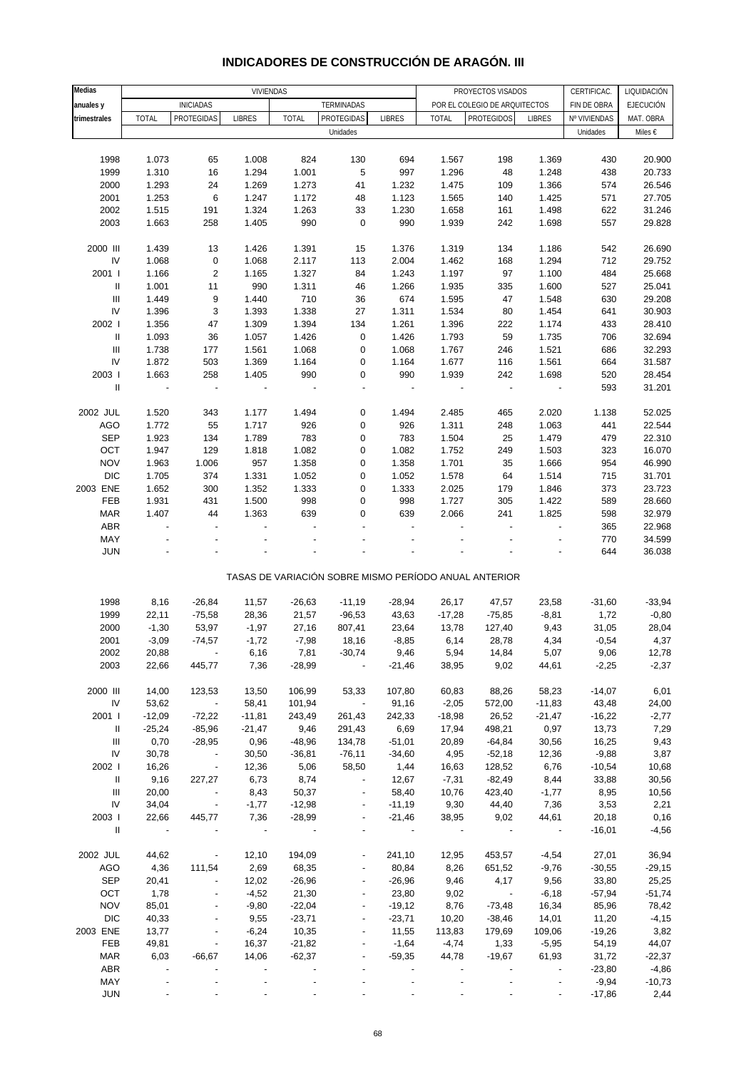# INDICADORES DE CONSTRUCCIÓN DE ARAGÓN. III

| Medias anuales y trimestrales | VIVIENDAS | | | | | | PROYECTOS VISADOS POR EL COLEGIO DE ARQUITECTOS | | | CERTIFICAC. FIN DE OBRA | LIQUIDACIÓN EJECUCIÓN MAT. OBRA |
|---|---|---|---|---|---|---|---|---|---|---|---|
| | INICIADAS | | | TERMINADAS | | | | | | | |
| | TOTAL | PROTEGIDAS | LIBRES | TOTAL | PROTEGIDAS | LIBRES | TOTAL | PROTEGIDOS | LIBRES | Nº VIVIENDAS | MAT. OBRA |
| | Unidades | | | | | | | | | Unidades | Miles € |
| 1998 | 1.073 | 65 | 1.008 | 824 | 130 | 694 | 1.567 | 198 | 1.369 | 430 | 20.900 |
| 1999 | 1.310 | 16 | 1.294 | 1.001 | 5 | 997 | 1.296 | 48 | 1.248 | 438 | 20.733 |
| 2000 | 1.293 | 24 | 1.269 | 1.273 | 41 | 1.232 | 1.475 | 109 | 1.366 | 574 | 26.546 |
| 2001 | 1.253 | 6 | 1.247 | 1.172 | 48 | 1.123 | 1.565 | 140 | 1.425 | 571 | 27.705 |
| 2002 | 1.515 | 191 | 1.324 | 1.263 | 33 | 1.230 | 1.658 | 161 | 1.498 | 622 | 31.246 |
| 2003 | 1.663 | 258 | 1.405 | 990 | 0 | 990 | 1.939 | 242 | 1.698 | 557 | 29.828 |
| 2000 III | 1.439 | 13 | 1.426 | 1.391 | 15 | 1.376 | 1.319 | 134 | 1.186 | 542 | 26.690 |
| IV | 1.068 | 0 | 1.068 | 2.117 | 113 | 2.004 | 1.462 | 168 | 1.294 | 712 | 29.752 |
| 2001 I | 1.166 | 2 | 1.165 | 1.327 | 84 | 1.243 | 1.197 | 97 | 1.100 | 484 | 25.668 |
| II | 1.001 | 11 | 990 | 1.311 | 46 | 1.266 | 1.935 | 335 | 1.600 | 527 | 25.041 |
| III | 1.449 | 9 | 1.440 | 710 | 36 | 674 | 1.595 | 47 | 1.548 | 630 | 29.208 |
| IV | 1.396 | 3 | 1.393 | 1.338 | 27 | 1.311 | 1.534 | 80 | 1.454 | 641 | 30.903 |
| 2002 I | 1.356 | 47 | 1.309 | 1.394 | 134 | 1.261 | 1.396 | 222 | 1.174 | 433 | 28.410 |
| II | 1.093 | 36 | 1.057 | 1.426 | 0 | 1.426 | 1.793 | 59 | 1.735 | 706 | 32.694 |
| III | 1.738 | 177 | 1.561 | 1.068 | 0 | 1.068 | 1.767 | 246 | 1.521 | 686 | 32.293 |
| IV | 1.872 | 503 | 1.369 | 1.164 | 0 | 1.164 | 1.677 | 116 | 1.561 | 664 | 31.587 |
| 2003 I | 1.663 | 258 | 1.405 | 990 | 0 | 990 | 1.939 | 242 | 1.698 | 520 | 28.454 |
| II | - | - | - | - | - | - | - | - | - | 593 | 31.201 |
| 2002 JUL | 1.520 | 343 | 1.177 | 1.494 | 0 | 1.494 | 2.485 | 465 | 2.020 | 1.138 | 52.025 |
| AGO | 1.772 | 55 | 1.717 | 926 | 0 | 926 | 1.311 | 248 | 1.063 | 441 | 22.544 |
| SEP | 1.923 | 134 | 1.789 | 783 | 0 | 783 | 1.504 | 25 | 1.479 | 479 | 22.310 |
| OCT | 1.947 | 129 | 1.818 | 1.082 | 0 | 1.082 | 1.752 | 249 | 1.503 | 323 | 16.070 |
| NOV | 1.963 | 1.006 | 957 | 1.358 | 0 | 1.358 | 1.701 | 35 | 1.666 | 954 | 46.990 |
| DIC | 1.705 | 374 | 1.331 | 1.052 | 0 | 1.052 | 1.578 | 64 | 1.514 | 715 | 31.701 |
| 2003 ENE | 1.652 | 300 | 1.352 | 1.333 | 0 | 1.333 | 2.025 | 179 | 1.846 | 373 | 23.723 |
| FEB | 1.931 | 431 | 1.500 | 998 | 0 | 998 | 1.727 | 305 | 1.422 | 589 | 28.660 |
| MAR | 1.407 | 44 | 1.363 | 639 | 0 | 639 | 2.066 | 241 | 1.825 | 598 | 32.979 |
| ABR | - | - | - | - | - | - | - | - | - | 365 | 22.968 |
| MAY | - | - | - | - | - | - | - | - | - | 770 | 34.599 |
| JUN | - | - | - | - | - | - | - | - | - | 644 | 36.038 |
| TASAS DE VARIACIÓN SOBRE MISMO PERÍODO ANUAL ANTERIOR | | | | | | | | | | | |
| 1998 | 8,16 | -26,84 | 11,57 | -26,63 | -11,19 | -28,94 | 26,17 | 47,57 | 23,58 | -31,60 | -33,94 |
| 1999 | 22,11 | -75,58 | 28,36 | 21,57 | -96,53 | 43,63 | -17,28 | -75,85 | -8,81 | 1,72 | -0,80 |
| 2000 | -1,30 | 53,97 | -1,97 | 27,16 | 807,41 | 23,64 | 13,78 | 127,40 | 9,43 | 31,05 | 28,04 |
| 2001 | -3,09 | -74,57 | -1,72 | -7,98 | 18,16 | -8,85 | 6,14 | 28,78 | 4,34 | -0,54 | 4,37 |
| 2002 | 20,88 | - | 6,16 | 7,81 | -30,74 | 9,46 | 5,94 | 14,84 | 5,07 | 9,06 | 12,78 |
| 2003 | 22,66 | 445,77 | 7,36 | -28,99 | - | -21,46 | 38,95 | 9,02 | 44,61 | -2,25 | -2,37 |
| 2000 III | 14,00 | 123,53 | 13,50 | 106,99 | 53,33 | 107,80 | 60,83 | 88,26 | 58,23 | -14,07 | 6,01 |
| IV | 53,62 | - | 58,41 | 101,94 | - | 91,16 | -2,05 | 572,00 | -11,83 | 43,48 | 24,00 |
| 2001 I | -12,09 | -72,22 | -11,81 | 243,49 | 261,43 | 242,33 | -18,98 | 26,52 | -21,47 | -16,22 | -2,77 |
| II | -25,24 | -85,96 | -21,47 | 9,46 | 291,43 | 6,69 | 17,94 | 498,21 | 0,97 | 13,73 | 7,29 |
| III | 0,70 | -28,95 | 0,96 | -48,96 | 134,78 | -51,01 | 20,89 | -64,84 | 30,56 | 16,25 | 9,43 |
| IV | 30,78 | - | 30,50 | -36,81 | -76,11 | -34,60 | 4,95 | -52,18 | 12,36 | -9,88 | 3,87 |
| 2002 I | 16,26 | - | 12,36 | 5,06 | 58,50 | 1,44 | 16,63 | 128,52 | 6,76 | -10,54 | 10,68 |
| II | 9,16 | 227,27 | 6,73 | 8,74 | - | 12,67 | -7,31 | -82,49 | 8,44 | 33,88 | 30,56 |
| III | 20,00 | - | 8,43 | 50,37 | - | 58,40 | 10,76 | 423,40 | -1,77 | 8,95 | 10,56 |
| IV | 34,04 | - | -1,77 | -12,98 | - | -11,19 | 9,30 | 44,40 | 7,36 | 3,53 | 2,21 |
| 2003 I | 22,66 | 445,77 | 7,36 | -28,99 | - | -21,46 | 38,95 | 9,02 | 44,61 | 20,18 | 0,16 |
| II | - | - | - | - | - | - | - | - | - | -16,01 | -4,56 |
| 2002 JUL | 44,62 | - | 12,10 | 194,09 | - | 241,10 | 12,95 | 453,57 | -4,54 | 27,01 | 36,94 |
| AGO | 4,36 | 111,54 | 2,69 | 68,35 | - | 80,84 | 8,26 | 651,52 | -9,76 | -30,55 | -29,15 |
| SEP | 20,41 | - | 12,02 | -26,96 | - | -26,96 | 9,46 | 4,17 | 9,56 | 33,80 | 25,25 |
| OCT | 1,78 | - | -4,52 | 21,30 | - | 23,80 | 9,02 | - | -6,18 | -57,94 | -51,74 |
| NOV | 85,01 | - | -9,80 | -22,04 | - | -19,12 | 8,76 | -73,48 | 16,34 | 85,96 | 78,42 |
| DIC | 40,33 | - | 9,55 | -23,71 | - | -23,71 | 10,20 | -38,46 | 14,01 | 11,20 | -4,15 |
| 2003 ENE | 13,77 | - | -6,24 | 10,35 | - | 11,55 | 113,83 | 179,69 | 109,06 | -19,26 | 3,82 |
| FEB | 49,81 | - | 16,37 | -21,82 | - | -1,64 | -4,74 | 1,33 | -5,95 | 54,19 | 44,07 |
| MAR | 6,03 | -66,67 | 14,06 | -62,37 | - | -59,35 | 44,78 | -19,67 | 61,93 | 31,72 | -22,37 |
| ABR | - | - | - | - | - | - | - | - | - | -23,80 | -4,86 |
| MAY | - | - | - | - | - | - | - | - | - | -9,94 | -10,73 |
| JUN | - | - | - | - | - | - | - | - | - | -17,86 | 2,44 |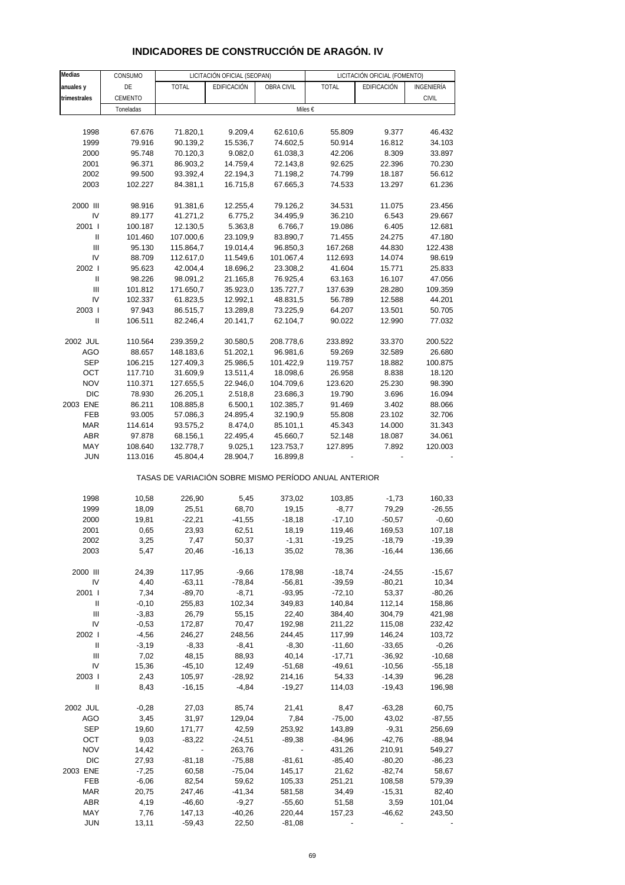# INDICADORES DE CONSTRUCCIÓN DE ARAGÓN. IV

| Medias anuales y trimestrales | CONSUMO DE CEMENTO | LICITACIÓN OFICIAL (SEOPAN) | | | LICITACIÓN OFICIAL (FOMENTO) | | |
|---|---|---|---|---|---|---|---|
| | | TOTAL | EDIFICACIÓN | OBRA CIVIL | TOTAL | EDIFICACIÓN | INGENIERÍA CIVIL |
| | Toneladas | Miles € | | | | | |
| 1998 | 67.676 | 71.820,1 | 9.209,4 | 62.610,6 | 55.809 | 9.377 | 46.432 |
| 1999 | 79.916 | 90.139,2 | 15.536,7 | 74.602,5 | 50.914 | 16.812 | 34.103 |
| 2000 | 95.748 | 70.120,3 | 9.082,0 | 61.038,3 | 42.206 | 8.309 | 33.897 |
| 2001 | 96.371 | 86.903,2 | 14.759,4 | 72.143,8 | 92.625 | 22.396 | 70.230 |
| 2002 | 99.500 | 93.392,4 | 22.194,3 | 71.198,2 | 74.799 | 18.187 | 56.612 |
| 2003 | 102.227 | 84.381,1 | 16.715,8 | 67.665,3 | 74.533 | 13.297 | 61.236 |
| 2000 III | 98.916 | 91.381,6 | 12.255,4 | 79.126,2 | 34.531 | 11.075 | 23.456 |
| IV | 89.177 | 41.271,2 | 6.775,2 | 34.495,9 | 36.210 | 6.543 | 29.667 |
| 2001 I | 100.187 | 12.130,5 | 5.363,8 | 6.766,7 | 19.086 | 6.405 | 12.681 |
| II | 101.460 | 107.000,6 | 23.109,9 | 83.890,7 | 71.455 | 24.275 | 47.180 |
| III | 95.130 | 115.864,7 | 19.014,4 | 96.850,3 | 167.268 | 44.830 | 122.438 |
| IV | 88.709 | 112.617,0 | 11.549,6 | 101.067,4 | 112.693 | 14.074 | 98.619 |
| 2002 I | 95.623 | 42.004,4 | 18.696,2 | 23.308,2 | 41.604 | 15.771 | 25.833 |
| II | 98.226 | 98.091,2 | 21.165,8 | 76.925,4 | 63.163 | 16.107 | 47.056 |
| III | 101.812 | 171.650,7 | 35.923,0 | 135.727,7 | 137.639 | 28.280 | 109.359 |
| IV | 102.337 | 61.823,5 | 12.992,1 | 48.831,5 | 56.789 | 12.588 | 44.201 |
| 2003 I | 97.943 | 86.515,7 | 13.289,8 | 73.225,9 | 64.207 | 13.501 | 50.705 |
| II | 106.511 | 82.246,4 | 20.141,7 | 62.104,7 | 90.022 | 12.990 | 77.032 |
| 2002 JUL | 110.564 | 239.359,2 | 30.580,5 | 208.778,6 | 233.892 | 33.370 | 200.522 |
| AGO | 88.657 | 148.183,6 | 51.202,1 | 96.981,6 | 59.269 | 32.589 | 26.680 |
| SEP | 106.215 | 127.409,3 | 25.986,5 | 101.422,9 | 119.757 | 18.882 | 100.875 |
| OCT | 117.710 | 31.609,9 | 13.511,4 | 18.098,6 | 26.958 | 8.838 | 18.120 |
| NOV | 110.371 | 127.655,5 | 22.946,0 | 104.709,6 | 123.620 | 25.230 | 98.390 |
| DIC | 78.930 | 26.205,1 | 2.518,8 | 23.686,3 | 19.790 | 3.696 | 16.094 |
| 2003 ENE | 86.211 | 108.885,8 | 6.500,1 | 102.385,7 | 91.469 | 3.402 | 88.066 |
| FEB | 93.005 | 57.086,3 | 24.895,4 | 32.190,9 | 55.808 | 23.102 | 32.706 |
| MAR | 114.614 | 93.575,2 | 8.474,0 | 85.101,1 | 45.343 | 14.000 | 31.343 |
| ABR | 97.878 | 68.156,1 | 22.495,4 | 45.660,7 | 52.148 | 18.087 | 34.061 |
| MAY | 108.640 | 132.778,7 | 9.025,1 | 123.753,7 | 127.895 | 7.892 | 120.003 |
| JUN | 113.016 | 45.804,4 | 28.904,7 | 16.899,8 | - | - | - |
| TASAS DE VARIACIÓN SOBRE MISMO PERÍODO ANUAL ANTERIOR | | | | | | | |
| 1998 | 10,58 | 226,90 | 5,45 | 373,02 | 103,85 | -1,73 | 160,33 |
| 1999 | 18,09 | 25,51 | 68,70 | 19,15 | -8,77 | 79,29 | -26,55 |
| 2000 | 19,81 | -22,21 | -41,55 | -18,18 | -17,10 | -50,57 | -0,60 |
| 2001 | 0,65 | 23,93 | 62,51 | 18,19 | 119,46 | 169,53 | 107,18 |
| 2002 | 3,25 | 7,47 | 50,37 | -1,31 | -19,25 | -18,79 | -19,39 |
| 2003 | 5,47 | 20,46 | -16,13 | 35,02 | 78,36 | -16,44 | 136,66 |
| 2000 III | 24,39 | 117,95 | -9,66 | 178,98 | -18,74 | -24,55 | -15,67 |
| IV | 4,40 | -63,11 | -78,84 | -56,81 | -39,59 | -80,21 | 10,34 |
| 2001 I | 7,34 | -89,70 | -8,71 | -93,95 | -72,10 | 53,37 | -80,26 |
| II | -0,10 | 255,83 | 102,34 | 349,83 | 140,84 | 112,14 | 158,86 |
| III | -3,83 | 26,79 | 55,15 | 22,40 | 384,40 | 304,79 | 421,98 |
| IV | -0,53 | 172,87 | 70,47 | 192,98 | 211,22 | 115,08 | 232,42 |
| 2002 I | -4,56 | 246,27 | 248,56 | 244,45 | 117,99 | 146,24 | 103,72 |
| II | -3,19 | -8,33 | -8,41 | -8,30 | -11,60 | -33,65 | -0,26 |
| III | 7,02 | 48,15 | 88,93 | 40,14 | -17,71 | -36,92 | -10,68 |
| IV | 15,36 | -45,10 | 12,49 | -51,68 | -49,61 | -10,56 | -55,18 |
| 2003 I | 2,43 | 105,97 | -28,92 | 214,16 | 54,33 | -14,39 | 96,28 |
| II | 8,43 | -16,15 | -4,84 | -19,27 | 114,03 | -19,43 | 196,98 |
| 2002 JUL | -0,28 | 27,03 | 85,74 | 21,41 | 8,47 | -63,28 | 60,75 |
| AGO | 3,45 | 31,97 | 129,04 | 7,84 | -75,00 | 43,02 | -87,55 |
| SEP | 19,60 | 171,77 | 42,59 | 253,92 | 143,89 | -9,31 | 256,69 |
| OCT | 9,03 | -83,22 | -24,51 | -89,38 | -84,96 | -42,76 | -88,94 |
| NOV | 14,42 | - | 263,76 | - | 431,26 | 210,91 | 549,27 |
| DIC | 27,93 | -81,18 | -75,88 | -81,61 | -85,40 | -80,20 | -86,23 |
| 2003 ENE | -7,25 | 60,58 | -75,04 | 145,17 | 21,62 | -82,74 | 58,67 |
| FEB | -6,06 | 82,54 | 59,62 | 105,33 | 251,21 | 108,58 | 579,39 |
| MAR | 20,75 | 247,46 | -41,34 | 581,58 | 34,49 | -15,31 | 82,40 |
| ABR | 4,19 | -46,60 | -9,27 | -55,60 | 51,58 | 3,59 | 101,04 |
| MAY | 7,76 | 147,13 | -40,26 | 220,44 | 157,23 | -46,62 | 243,50 |
| JUN | 13,11 | -59,43 | 22,50 | -81,08 | - | - | - |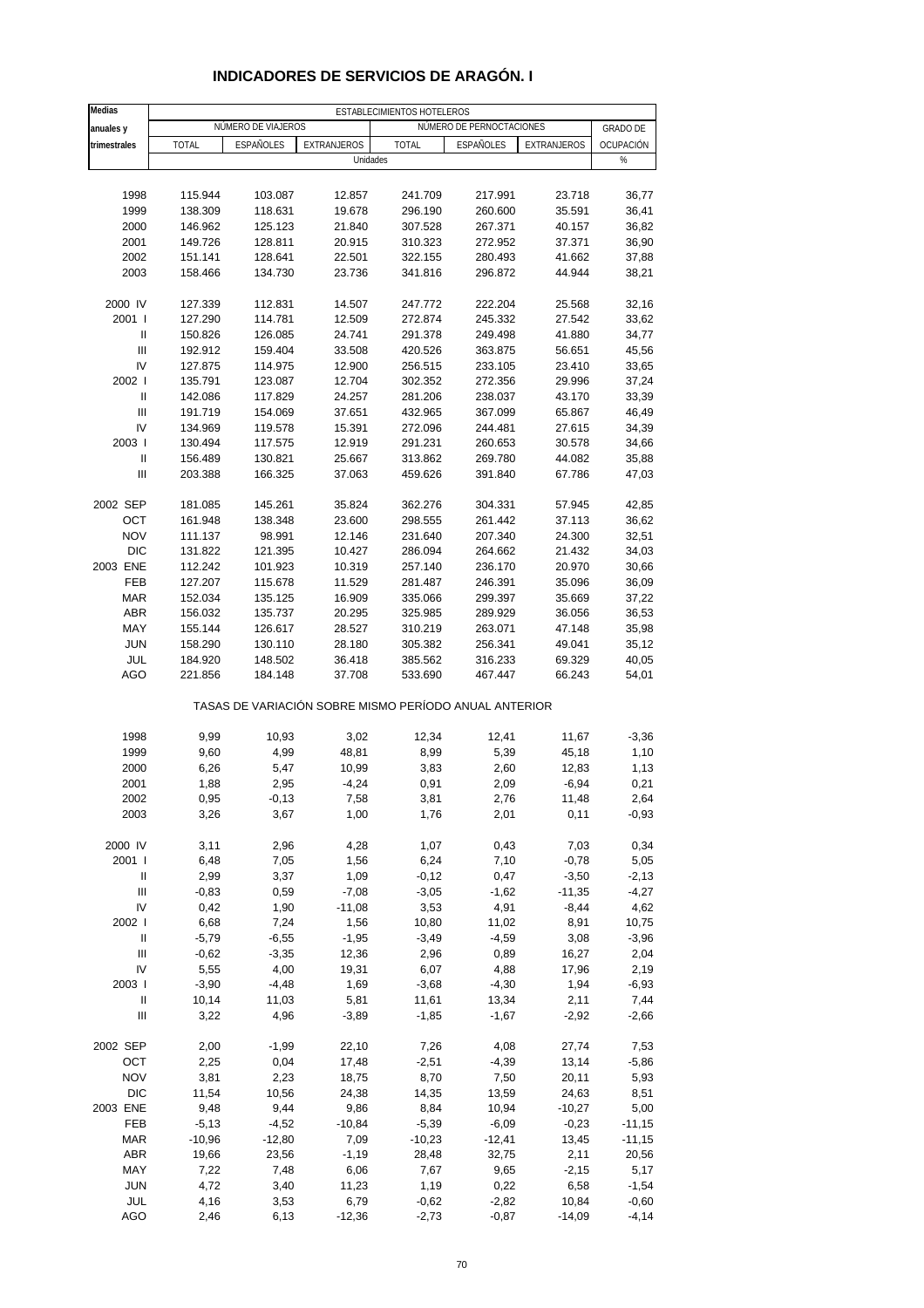# INDICADORES DE SERVICIOS DE ARAGÓN. I

| Medias anuales y trimestrales | ESTABLECIMIENTOS HOTELEROS | | | | | | |
|---|---|---|---|---|---|---|---|
| | NÚMERO DE VIAJEROS | | | NÚMERO DE PERNOCTACIONES | | | GRADO DE OCUPACIÓN |
| | TOTAL | ESPAÑOLES | EXTRANJEROS | TOTAL | ESPAÑOLES | EXTRANJEROS | |
| | Unidades | | | | | | % |
| 1998 | 115.944 | 103.087 | 12.857 | 241.709 | 217.991 | 23.718 | 36,77 |
| 1999 | 138.309 | 118.631 | 19.678 | 296.190 | 260.600 | 35.591 | 36,41 |
| 2000 | 146.962 | 125.123 | 21.840 | 307.528 | 267.371 | 40.157 | 36,82 |
| 2001 | 149.726 | 128.811 | 20.915 | 310.323 | 272.952 | 37.371 | 36,90 |
| 2002 | 151.141 | 128.641 | 22.501 | 322.155 | 280.493 | 41.662 | 37,88 |
| 2003 | 158.466 | 134.730 | 23.736 | 341.816 | 296.872 | 44.944 | 38,21 |
| 2000 IV | 127.339 | 112.831 | 14.507 | 247.772 | 222.204 | 25.568 | 32,16 |
| 2001 I | 127.290 | 114.781 | 12.509 | 272.874 | 245.332 | 27.542 | 33,62 |
| II | 150.826 | 126.085 | 24.741 | 291.378 | 249.498 | 41.880 | 34,77 |
| III | 192.912 | 159.404 | 33.508 | 420.526 | 363.875 | 56.651 | 45,56 |
| IV | 127.875 | 114.975 | 12.900 | 256.515 | 233.105 | 23.410 | 33,65 |
| 2002 I | 135.791 | 123.087 | 12.704 | 302.352 | 272.356 | 29.996 | 37,24 |
| II | 142.086 | 117.829 | 24.257 | 281.206 | 238.037 | 43.170 | 33,39 |
| III | 191.719 | 154.069 | 37.651 | 432.965 | 367.099 | 65.867 | 46,49 |
| IV | 134.969 | 119.578 | 15.391 | 272.096 | 244.481 | 27.615 | 34,39 |
| 2003 I | 130.494 | 117.575 | 12.919 | 291.231 | 260.653 | 30.578 | 34,66 |
| II | 156.489 | 130.821 | 25.667 | 313.862 | 269.780 | 44.082 | 35,88 |
| III | 203.388 | 166.325 | 37.063 | 459.626 | 391.840 | 67.786 | 47,03 |
| 2002 SEP | 181.085 | 145.261 | 35.824 | 362.276 | 304.331 | 57.945 | 42,85 |
| OCT | 161.948 | 138.348 | 23.600 | 298.555 | 261.442 | 37.113 | 36,62 |
| NOV | 111.137 | 98.991 | 12.146 | 231.640 | 207.340 | 24.300 | 32,51 |
| DIC | 131.822 | 121.395 | 10.427 | 286.094 | 264.662 | 21.432 | 34,03 |
| 2003 ENE | 112.242 | 101.923 | 10.319 | 257.140 | 236.170 | 20.970 | 30,66 |
| FEB | 127.207 | 115.678 | 11.529 | 281.487 | 246.391 | 35.096 | 36,09 |
| MAR | 152.034 | 135.125 | 16.909 | 335.066 | 299.397 | 35.669 | 37,22 |
| ABR | 156.032 | 135.737 | 20.295 | 325.985 | 289.929 | 36.056 | 36,53 |
| MAY | 155.144 | 126.617 | 28.527 | 310.219 | 263.071 | 47.148 | 35,98 |
| JUN | 158.290 | 130.110 | 28.180 | 305.382 | 256.341 | 49.041 | 35,12 |
| JUL | 184.920 | 148.502 | 36.418 | 385.562 | 316.233 | 69.329 | 40,05 |
| AGO | 221.856 | 184.148 | 37.708 | 533.690 | 467.447 | 66.243 | 54,01 |
| | TASAS DE VARIACIÓN SOBRE MISMO PERÍODO ANUAL ANTERIOR | | | | | | |
| 1998 | 9,99 | 10,93 | 3,02 | 12,34 | 12,41 | 11,67 | -3,36 |
| 1999 | 9,60 | 4,99 | 48,81 | 8,99 | 5,39 | 45,18 | 1,10 |
| 2000 | 6,26 | 5,47 | 10,99 | 3,83 | 2,60 | 12,83 | 1,13 |
| 2001 | 1,88 | 2,95 | -4,24 | 0,91 | 2,09 | -6,94 | 0,21 |
| 2002 | 0,95 | -0,13 | 7,58 | 3,81 | 2,76 | 11,48 | 2,64 |
| 2003 | 3,26 | 3,67 | 1,00 | 1,76 | 2,01 | 0,11 | -0,93 |
| 2000 IV | 3,11 | 2,96 | 4,28 | 1,07 | 0,43 | 7,03 | 0,34 |
| 2001 I | 6,48 | 7,05 | 1,56 | 6,24 | 7,10 | -0,78 | 5,05 |
| II | 2,99 | 3,37 | 1,09 | -0,12 | 0,47 | -3,50 | -2,13 |
| III | -0,83 | 0,59 | -7,08 | -3,05 | -1,62 | -11,35 | -4,27 |
| IV | 0,42 | 1,90 | -11,08 | 3,53 | 4,91 | -8,44 | 4,62 |
| 2002 I | 6,68 | 7,24 | 1,56 | 10,80 | 11,02 | 8,91 | 10,75 |
| II | -5,79 | -6,55 | -1,95 | -3,49 | -4,59 | 3,08 | -3,96 |
| III | -0,62 | -3,35 | 12,36 | 2,96 | 0,89 | 16,27 | 2,04 |
| IV | 5,55 | 4,00 | 19,31 | 6,07 | 4,88 | 17,96 | 2,19 |
| 2003 I | -3,90 | -4,48 | 1,69 | -3,68 | -4,30 | 1,94 | -6,93 |
| II | 10,14 | 11,03 | 5,81 | 11,61 | 13,34 | 2,11 | 7,44 |
| III | 3,22 | 4,96 | -3,89 | -1,85 | -1,67 | -2,92 | -2,66 |
| 2002 SEP | 2,00 | -1,99 | 22,10 | 7,26 | 4,08 | 27,74 | 7,53 |
| OCT | 2,25 | 0,04 | 17,48 | -2,51 | -4,39 | 13,14 | -5,86 |
| NOV | 3,81 | 2,23 | 18,75 | 8,70 | 7,50 | 20,11 | 5,93 |
| DIC | 11,54 | 10,56 | 24,38 | 14,35 | 13,59 | 24,63 | 8,51 |
| 2003 ENE | 9,48 | 9,44 | 9,86 | 8,84 | 10,94 | -10,27 | 5,00 |
| FEB | -5,13 | -4,52 | -10,84 | -5,39 | -6,09 | -0,23 | -11,15 |
| MAR | -10,96 | -12,80 | 7,09 | -10,23 | -12,41 | 13,45 | -11,15 |
| ABR | 19,66 | 23,56 | -1,19 | 28,48 | 32,75 | 2,11 | 20,56 |
| MAY | 7,22 | 7,48 | 6,06 | 7,67 | 9,65 | -2,15 | 5,17 |
| JUN | 4,72 | 3,40 | 11,23 | 1,19 | 0,22 | 6,58 | -1,54 |
| JUL | 4,16 | 3,53 | 6,79 | -0,62 | -2,82 | 10,84 | -0,60 |
| AGO | 2,46 | 6,13 | -12,36 | -2,73 | -0,87 | -14,09 | -4,14 |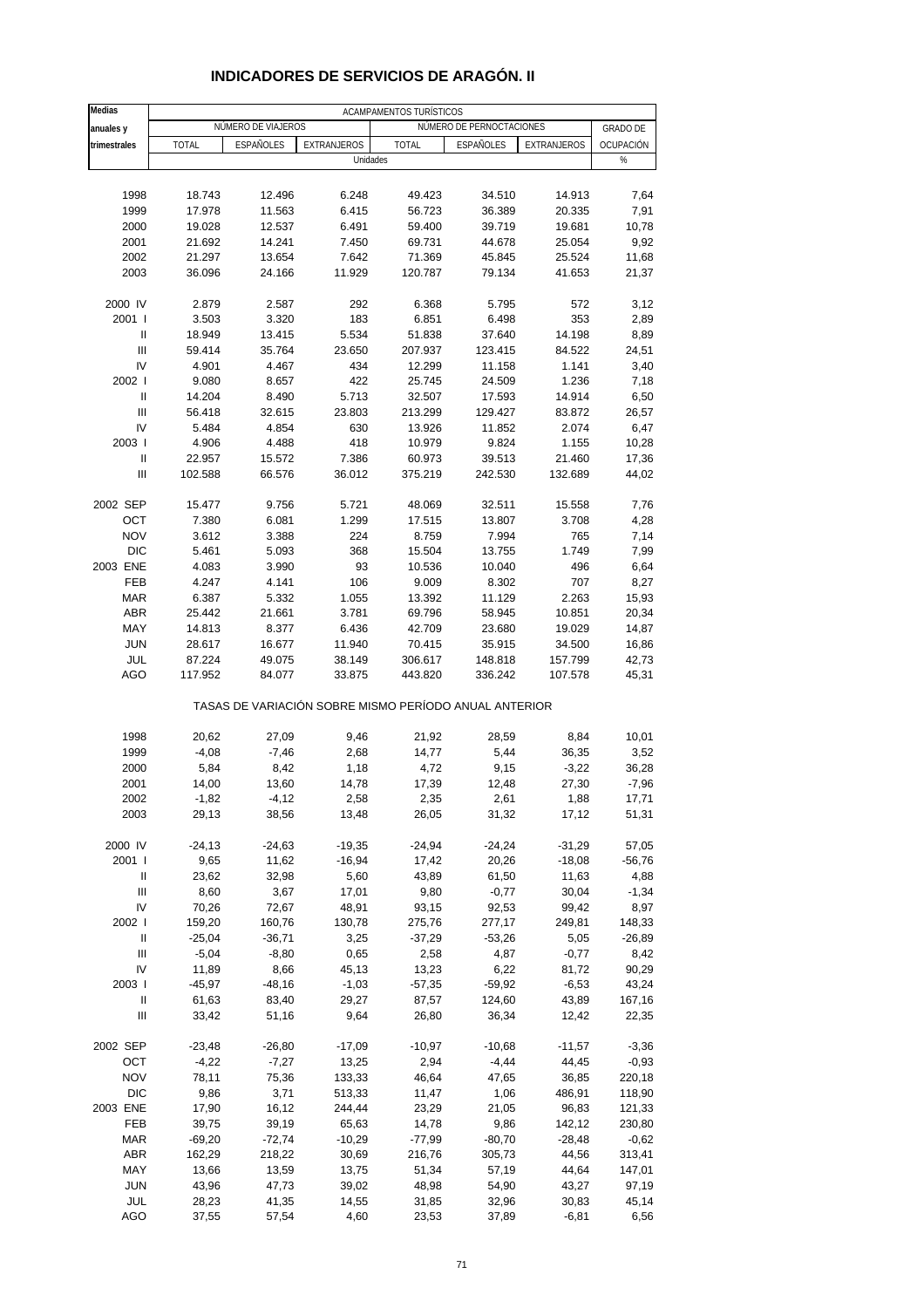# INDICADORES DE SERVICIOS DE ARAGÓN. II

| Medias anuales y trimestrales | ACAMPAMENTOS TURÍSTICOS | | | | | | |
|---|---|---|---|---|---|---|---|
| | NÚMERO DE VIAJEROS | | | NÚMERO DE PERNOCTACIONES | | | GRADO DE OCUPACIÓN |
| | TOTAL | ESPAÑOLES | EXTRANJEROS | TOTAL | ESPAÑOLES | EXTRANJEROS | |
| | Unidades | | | | | | % |
| 1998 | 18.743 | 12.496 | 6.248 | 49.423 | 34.510 | 14.913 | 7,64 |
| 1999 | 17.978 | 11.563 | 6.415 | 56.723 | 36.389 | 20.335 | 7,91 |
| 2000 | 19.028 | 12.537 | 6.491 | 59.400 | 39.719 | 19.681 | 10,78 |
| 2001 | 21.692 | 14.241 | 7.450 | 69.731 | 44.678 | 25.054 | 9,92 |
| 2002 | 21.297 | 13.654 | 7.642 | 71.369 | 45.845 | 25.524 | 11,68 |
| 2003 | 36.096 | 24.166 | 11.929 | 120.787 | 79.134 | 41.653 | 21,37 |
| 2000 IV | 2.879 | 2.587 | 292 | 6.368 | 5.795 | 572 | 3,12 |
| 2001 I | 3.503 | 3.320 | 183 | 6.851 | 6.498 | 353 | 2,89 |
| II | 18.949 | 13.415 | 5.534 | 51.838 | 37.640 | 14.198 | 8,89 |
| III | 59.414 | 35.764 | 23.650 | 207.937 | 123.415 | 84.522 | 24,51 |
| IV | 4.901 | 4.467 | 434 | 12.299 | 11.158 | 1.141 | 3,40 |
| 2002 I | 9.080 | 8.657 | 422 | 25.745 | 24.509 | 1.236 | 7,18 |
| II | 14.204 | 8.490 | 5.713 | 32.507 | 17.593 | 14.914 | 6,50 |
| III | 56.418 | 32.615 | 23.803 | 213.299 | 129.427 | 83.872 | 26,57 |
| IV | 5.484 | 4.854 | 630 | 13.926 | 11.852 | 2.074 | 6,47 |
| 2003 I | 4.906 | 4.488 | 418 | 10.979 | 9.824 | 1.155 | 10,28 |
| II | 22.957 | 15.572 | 7.386 | 60.973 | 39.513 | 21.460 | 17,36 |
| III | 102.588 | 66.576 | 36.012 | 375.219 | 242.530 | 132.689 | 44,02 |
| 2002 SEP | 15.477 | 9.756 | 5.721 | 48.069 | 32.511 | 15.558 | 7,76 |
| OCT | 7.380 | 6.081 | 1.299 | 17.515 | 13.807 | 3.708 | 4,28 |
| NOV | 3.612 | 3.388 | 224 | 8.759 | 7.994 | 765 | 7,14 |
| DIC | 5.461 | 5.093 | 368 | 15.504 | 13.755 | 1.749 | 7,99 |
| 2003 ENE | 4.083 | 3.990 | 93 | 10.536 | 10.040 | 496 | 6,64 |
| FEB | 4.247 | 4.141 | 106 | 9.009 | 8.302 | 707 | 8,27 |
| MAR | 6.387 | 5.332 | 1.055 | 13.392 | 11.129 | 2.263 | 15,93 |
| ABR | 25.442 | 21.661 | 3.781 | 69.796 | 58.945 | 10.851 | 20,34 |
| MAY | 14.813 | 8.377 | 6.436 | 42.709 | 23.680 | 19.029 | 14,87 |
| JUN | 28.617 | 16.677 | 11.940 | 70.415 | 35.915 | 34.500 | 16,86 |
| JUL | 87.224 | 49.075 | 38.149 | 306.617 | 148.818 | 157.799 | 42,73 |
| AGO | 117.952 | 84.077 | 33.875 | 443.820 | 336.242 | 107.578 | 45,31 |
| | TASAS DE VARIACIÓN SOBRE MISMO PERÍODO ANUAL ANTERIOR | | | | | | |
| 1998 | 20,62 | 27,09 | 9,46 | 21,92 | 28,59 | 8,84 | 10,01 |
| 1999 | -4,08 | -7,46 | 2,68 | 14,77 | 5,44 | 36,35 | 3,52 |
| 2000 | 5,84 | 8,42 | 1,18 | 4,72 | 9,15 | -3,22 | 36,28 |
| 2001 | 14,00 | 13,60 | 14,78 | 17,39 | 12,48 | 27,30 | -7,96 |
| 2002 | -1,82 | -4,12 | 2,58 | 2,35 | 2,61 | 1,88 | 17,71 |
| 2003 | 29,13 | 38,56 | 13,48 | 26,05 | 31,32 | 17,12 | 51,31 |
| 2000 IV | -24,13 | -24,63 | -19,35 | -24,94 | -24,24 | -31,29 | 57,05 |
| 2001 I | 9,65 | 11,62 | -16,94 | 17,42 | 20,26 | -18,08 | -56,76 |
| II | 23,62 | 32,98 | 5,60 | 43,89 | 61,50 | 11,63 | 4,88 |
| III | 8,60 | 3,67 | 17,01 | 9,80 | -0,77 | 30,04 | -1,34 |
| IV | 70,26 | 72,67 | 48,91 | 93,15 | 92,53 | 99,42 | 8,97 |
| 2002 I | 159,20 | 160,76 | 130,78 | 275,76 | 277,17 | 249,81 | 148,33 |
| II | -25,04 | -36,71 | 3,25 | -37,29 | -53,26 | 5,05 | -26,89 |
| III | -5,04 | -8,80 | 0,65 | 2,58 | 4,87 | -0,77 | 8,42 |
| IV | 11,89 | 8,66 | 45,13 | 13,23 | 6,22 | 81,72 | 90,29 |
| 2003 I | -45,97 | -48,16 | -1,03 | -57,35 | -59,92 | -6,53 | 43,24 |
| II | 61,63 | 83,40 | 29,27 | 87,57 | 124,60 | 43,89 | 167,16 |
| III | 33,42 | 51,16 | 9,64 | 26,80 | 36,34 | 12,42 | 22,35 |
| 2002 SEP | -23,48 | -26,80 | -17,09 | -10,97 | -10,68 | -11,57 | -3,36 |
| OCT | -4,22 | -7,27 | 13,25 | 2,94 | -4,44 | 44,45 | -0,93 |
| NOV | 78,11 | 75,36 | 133,33 | 46,64 | 47,65 | 36,85 | 220,18 |
| DIC | 9,86 | 3,71 | 513,33 | 11,47 | 1,06 | 486,91 | 118,90 |
| 2003 ENE | 17,90 | 16,12 | 244,44 | 23,29 | 21,05 | 96,83 | 121,33 |
| FEB | 39,75 | 39,19 | 65,63 | 14,78 | 9,86 | 142,12 | 230,80 |
| MAR | -69,20 | -72,74 | -10,29 | -77,99 | -80,70 | -28,48 | -0,62 |
| ABR | 162,29 | 218,22 | 30,69 | 216,76 | 305,73 | 44,56 | 313,41 |
| MAY | 13,66 | 13,59 | 13,75 | 51,34 | 57,19 | 44,64 | 147,01 |
| JUN | 43,96 | 47,73 | 39,02 | 48,98 | 54,90 | 43,27 | 97,19 |
| JUL | 28,23 | 41,35 | 14,55 | 31,85 | 32,96 | 30,83 | 45,14 |
| AGO | 37,55 | 57,54 | 4,60 | 23,53 | 37,89 | -6,81 | 6,56 |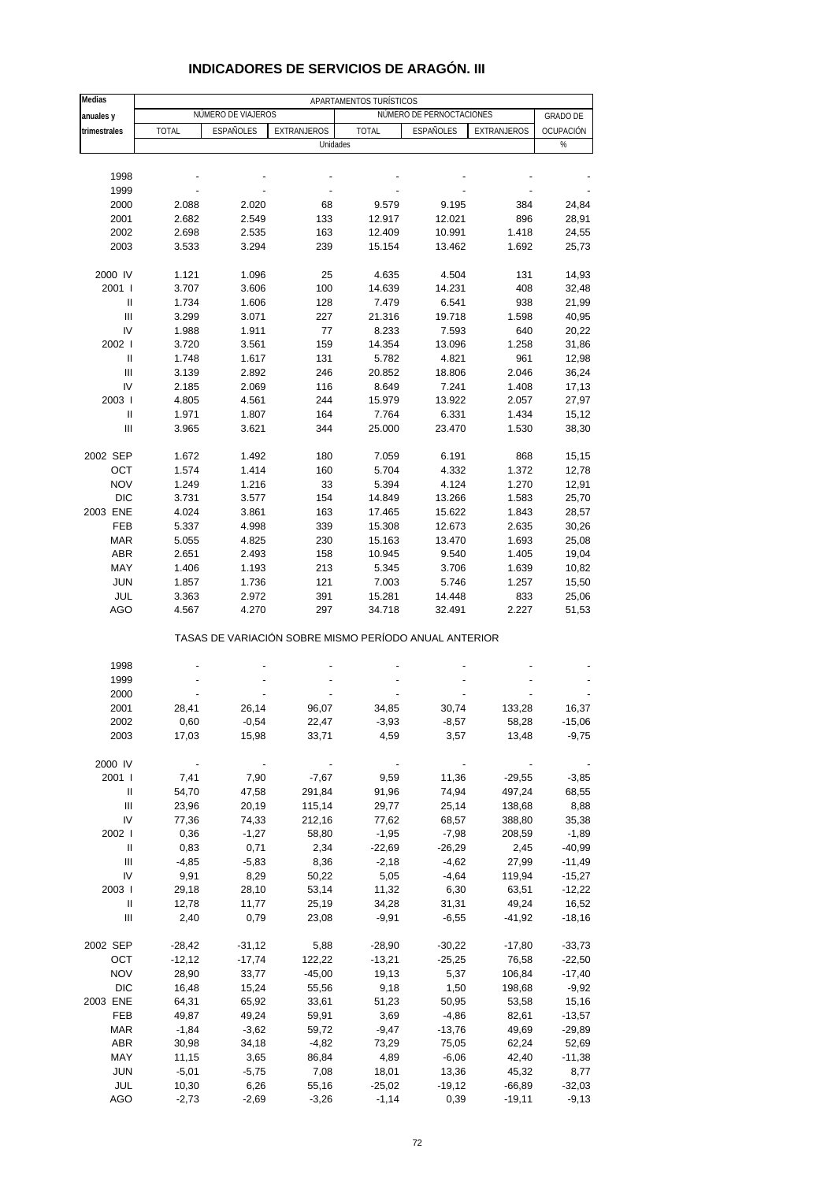# INDICADORES DE SERVICIOS DE ARAGÓN. III

| Medias anuales y trimestrales | APARTAMENTOS TURÍSTICOS | | | | | | |
|---|---|---|---|---|---|---|---|
| | NÚMERO DE VIAJEROS | | | NÚMERO DE PERNOCTACIONES | | | GRADO DE OCUPACIÓN |
| | TOTAL | ESPAÑOLES | EXTRANJEROS | TOTAL | ESPAÑOLES | EXTRANJEROS | |
| | Unidades | | | | | | % |
| 1998 | - | - | - | - | - | - | - |
| 1999 | - | - | - | - | - | - | - |
| 2000 | 2.088 | 2.020 | 68 | 9.579 | 9.195 | 384 | 24,84 |
| 2001 | 2.682 | 2.549 | 133 | 12.917 | 12.021 | 896 | 28,91 |
| 2002 | 2.698 | 2.535 | 163 | 12.409 | 10.991 | 1.418 | 24,55 |
| 2003 | 3.533 | 3.294 | 239 | 15.154 | 13.462 | 1.692 | 25,73 |
| 2000 IV | 1.121 | 1.096 | 25 | 4.635 | 4.504 | 131 | 14,93 |
| 2001 I | 3.707 | 3.606 | 100 | 14.639 | 14.231 | 408 | 32,48 |
| II | 1.734 | 1.606 | 128 | 7.479 | 6.541 | 938 | 21,99 |
| III | 3.299 | 3.071 | 227 | 21.316 | 19.718 | 1.598 | 40,95 |
| IV | 1.988 | 1.911 | 77 | 8.233 | 7.593 | 640 | 20,22 |
| 2002 I | 3.720 | 3.561 | 159 | 14.354 | 13.096 | 1.258 | 31,86 |
| II | 1.748 | 1.617 | 131 | 5.782 | 4.821 | 961 | 12,98 |
| III | 3.139 | 2.892 | 246 | 20.852 | 18.806 | 2.046 | 36,24 |
| IV | 2.185 | 2.069 | 116 | 8.649 | 7.241 | 1.408 | 17,13 |
| 2003 I | 4.805 | 4.561 | 244 | 15.979 | 13.922 | 2.057 | 27,97 |
| II | 1.971 | 1.807 | 164 | 7.764 | 6.331 | 1.434 | 15,12 |
| III | 3.965 | 3.621 | 344 | 25.000 | 23.470 | 1.530 | 38,30 |
| 2002 SEP | 1.672 | 1.492 | 180 | 7.059 | 6.191 | 868 | 15,15 |
| OCT | 1.574 | 1.414 | 160 | 5.704 | 4.332 | 1.372 | 12,78 |
| NOV | 1.249 | 1.216 | 33 | 5.394 | 4.124 | 1.270 | 12,91 |
| DIC | 3.731 | 3.577 | 154 | 14.849 | 13.266 | 1.583 | 25,70 |
| 2003 ENE | 4.024 | 3.861 | 163 | 17.465 | 15.622 | 1.843 | 28,57 |
| FEB | 5.337 | 4.998 | 339 | 15.308 | 12.673 | 2.635 | 30,26 |
| MAR | 5.055 | 4.825 | 230 | 15.163 | 13.470 | 1.693 | 25,08 |
| ABR | 2.651 | 2.493 | 158 | 10.945 | 9.540 | 1.405 | 19,04 |
| MAY | 1.406 | 1.193 | 213 | 5.345 | 3.706 | 1.639 | 10,82 |
| JUN | 1.857 | 1.736 | 121 | 7.003 | 5.746 | 1.257 | 15,50 |
| JUL | 3.363 | 2.972 | 391 | 15.281 | 14.448 | 833 | 25,06 |
| AGO | 4.567 | 4.270 | 297 | 34.718 | 32.491 | 2.227 | 51,53 |
| | TASAS DE VARIACIÓN SOBRE MISMO PERÍODO ANUAL ANTERIOR | | | | | | |
| 1998 | - | - | - | - | - | - | - |
| 1999 | - | - | - | - | - | - | - |
| 2000 | - | - | - | - | - | - | - |
| 2001 | 28,41 | 26,14 | 96,07 | 34,85 | 30,74 | 133,28 | 16,37 |
| 2002 | 0,60 | -0,54 | 22,47 | -3,93 | -8,57 | 58,28 | -15,06 |
| 2003 | 17,03 | 15,98 | 33,71 | 4,59 | 3,57 | 13,48 | -9,75 |
| 2000 IV | - | - | - | - | - | - | - |
| 2001 I | 7,41 | 7,90 | -7,67 | 9,59 | 11,36 | -29,55 | -3,85 |
| II | 54,70 | 47,58 | 291,84 | 91,96 | 74,94 | 497,24 | 68,55 |
| III | 23,96 | 20,19 | 115,14 | 29,77 | 25,14 | 138,68 | 8,88 |
| IV | 77,36 | 74,33 | 212,16 | 77,62 | 68,57 | 388,80 | 35,38 |
| 2002 I | 0,36 | -1,27 | 58,80 | -1,95 | -7,98 | 208,59 | -1,89 |
| II | 0,83 | 0,71 | 2,34 | -22,69 | -26,29 | 2,45 | -40,99 |
| III | -4,85 | -5,83 | 8,36 | -2,18 | -4,62 | 27,99 | -11,49 |
| IV | 9,91 | 8,29 | 50,22 | 5,05 | -4,64 | 119,94 | -15,27 |
| 2003 I | 29,18 | 28,10 | 53,14 | 11,32 | 6,30 | 63,51 | -12,22 |
| II | 12,78 | 11,77 | 25,19 | 34,28 | 31,31 | 49,24 | 16,52 |
| III | 2,40 | 0,79 | 23,08 | -9,91 | -6,55 | -41,92 | -18,16 |
| 2002 SEP | -28,42 | -31,12 | 5,88 | -28,90 | -30,22 | -17,80 | -33,73 |
| OCT | -12,12 | -17,74 | 122,22 | -13,21 | -25,25 | 76,58 | -22,50 |
| NOV | 28,90 | 33,77 | -45,00 | 19,13 | 5,37 | 106,84 | -17,40 |
| DIC | 16,48 | 15,24 | 55,56 | 9,18 | 1,50 | 198,68 | -9,92 |
| 2003 ENE | 64,31 | 65,92 | 33,61 | 51,23 | 50,95 | 53,58 | 15,16 |
| FEB | 49,87 | 49,24 | 59,91 | 3,69 | -4,86 | 82,61 | -13,57 |
| MAR | -1,84 | -3,62 | 59,72 | -9,47 | -13,76 | 49,69 | -29,89 |
| ABR | 30,98 | 34,18 | -4,82 | 73,29 | 75,05 | 62,24 | 52,69 |
| MAY | 11,15 | 3,65 | 86,84 | 4,89 | -6,06 | 42,40 | -11,38 |
| JUN | -5,01 | -5,75 | 7,08 | 18,01 | 13,36 | 45,32 | 8,77 |
| JUL | 10,30 | 6,26 | 55,16 | -25,02 | -19,12 | -66,89 | -32,03 |
| AGO | -2,73 | -2,69 | -3,26 | -1,14 | 0,39 | -19,11 | -9,13 |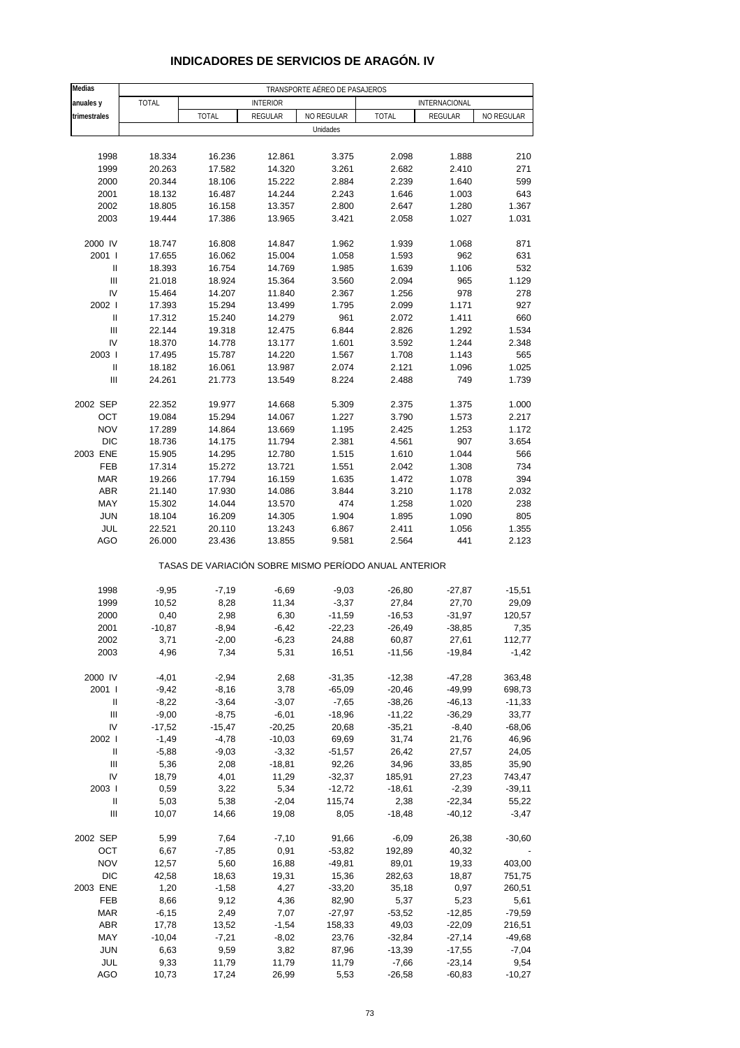# INDICADORES DE SERVICIOS DE ARAGÓN. IV

| Medias anuales y trimestrales | TRANSPORTE AÉREO DE PASAJEROS | | | | | | |
|---|---|---|---|---|---|---|---|
| | TOTAL | INTERIOR | | | INTERNACIONAL | | |
| | | TOTAL | REGULAR | NO REGULAR | TOTAL | REGULAR | NO REGULAR |
| | Unidades | | | | | | |
| 1998 | 18.334 | 16.236 | 12.861 | 3.375 | 2.098 | 1.888 | 210 |
| 1999 | 20.263 | 17.582 | 14.320 | 3.261 | 2.682 | 2.410 | 271 |
| 2000 | 20.344 | 18.106 | 15.222 | 2.884 | 2.239 | 1.640 | 599 |
| 2001 | 18.132 | 16.487 | 14.244 | 2.243 | 1.646 | 1.003 | 643 |
| 2002 | 18.805 | 16.158 | 13.357 | 2.800 | 2.647 | 1.280 | 1.367 |
| 2003 | 19.444 | 17.386 | 13.965 | 3.421 | 2.058 | 1.027 | 1.031 |
| 2000 IV | 18.747 | 16.808 | 14.847 | 1.962 | 1.939 | 1.068 | 871 |
| 2001 I | 17.655 | 16.062 | 15.004 | 1.058 | 1.593 | 962 | 631 |
| II | 18.393 | 16.754 | 14.769 | 1.985 | 1.639 | 1.106 | 532 |
| III | 21.018 | 18.924 | 15.364 | 3.560 | 2.094 | 965 | 1.129 |
| IV | 15.464 | 14.207 | 11.840 | 2.367 | 1.256 | 978 | 278 |
| 2002 I | 17.393 | 15.294 | 13.499 | 1.795 | 2.099 | 1.171 | 927 |
| II | 17.312 | 15.240 | 14.279 | 961 | 2.072 | 1.411 | 660 |
| III | 22.144 | 19.318 | 12.475 | 6.844 | 2.826 | 1.292 | 1.534 |
| IV | 18.370 | 14.778 | 13.177 | 1.601 | 3.592 | 1.244 | 2.348 |
| 2003 I | 17.495 | 15.787 | 14.220 | 1.567 | 1.708 | 1.143 | 565 |
| II | 18.182 | 16.061 | 13.987 | 2.074 | 2.121 | 1.096 | 1.025 |
| III | 24.261 | 21.773 | 13.549 | 8.224 | 2.488 | 749 | 1.739 |
| 2002 SEP | 22.352 | 19.977 | 14.668 | 5.309 | 2.375 | 1.375 | 1.000 |
| OCT | 19.084 | 15.294 | 14.067 | 1.227 | 3.790 | 1.573 | 2.217 |
| NOV | 17.289 | 14.864 | 13.669 | 1.195 | 2.425 | 1.253 | 1.172 |
| DIC | 18.736 | 14.175 | 11.794 | 2.381 | 4.561 | 907 | 3.654 |
| 2003 ENE | 15.905 | 14.295 | 12.780 | 1.515 | 1.610 | 1.044 | 566 |
| FEB | 17.314 | 15.272 | 13.721 | 1.551 | 2.042 | 1.308 | 734 |
| MAR | 19.266 | 17.794 | 16.159 | 1.635 | 1.472 | 1.078 | 394 |
| ABR | 21.140 | 17.930 | 14.086 | 3.844 | 3.210 | 1.178 | 2.032 |
| MAY | 15.302 | 14.044 | 13.570 | 474 | 1.258 | 1.020 | 238 |
| JUN | 18.104 | 16.209 | 14.305 | 1.904 | 1.895 | 1.090 | 805 |
| JUL | 22.521 | 20.110 | 13.243 | 6.867 | 2.411 | 1.056 | 1.355 |
| AGO | 26.000 | 23.436 | 13.855 | 9.581 | 2.564 | 441 | 2.123 |
| | TASAS DE VARIACIÓN SOBRE MISMO PERÍODO ANUAL ANTERIOR | | | | | | |
| 1998 | -9,95 | -7,19 | -6,69 | -9,03 | -26,80 | -27,87 | -15,51 |
| 1999 | 10,52 | 8,28 | 11,34 | -3,37 | 27,84 | 27,70 | 29,09 |
| 2000 | 0,40 | 2,98 | 6,30 | -11,59 | -16,53 | -31,97 | 120,57 |
| 2001 | -10,87 | -8,94 | -6,42 | -22,23 | -26,49 | -38,85 | 7,35 |
| 2002 | 3,71 | -2,00 | -6,23 | 24,88 | 60,87 | 27,61 | 112,77 |
| 2003 | 4,96 | 7,34 | 5,31 | 16,51 | -11,56 | -19,84 | -1,42 |
| 2000 IV | -4,01 | -2,94 | 2,68 | -31,35 | -12,38 | -47,28 | 363,48 |
| 2001 I | -9,42 | -8,16 | 3,78 | -65,09 | -20,46 | -49,99 | 698,73 |
| II | -8,22 | -3,64 | -3,07 | -7,65 | -38,26 | -46,13 | -11,33 |
| III | -9,00 | -8,75 | -6,01 | -18,96 | -11,22 | -36,29 | 33,77 |
| IV | -17,52 | -15,47 | -20,25 | 20,68 | -35,21 | -8,40 | -68,06 |
| 2002 I | -1,49 | -4,78 | -10,03 | 69,69 | 31,74 | 21,76 | 46,96 |
| II | -5,88 | -9,03 | -3,32 | -51,57 | 26,42 | 27,57 | 24,05 |
| III | 5,36 | 2,08 | -18,81 | 92,26 | 34,96 | 33,85 | 35,90 |
| IV | 18,79 | 4,01 | 11,29 | -32,37 | 185,91 | 27,23 | 743,47 |
| 2003 I | 0,59 | 3,22 | 5,34 | -12,72 | -18,61 | -2,39 | -39,11 |
| II | 5,03 | 5,38 | -2,04 | 115,74 | 2,38 | -22,34 | 55,22 |
| III | 10,07 | 14,66 | 19,08 | 8,05 | -18,48 | -40,12 | -3,47 |
| 2002 SEP | 5,99 | 7,64 | -7,10 | 91,66 | -6,09 | 26,38 | -30,60 |
| OCT | 6,67 | -7,85 | 0,91 | -53,82 | 192,89 | 40,32 | - |
| NOV | 12,57 | 5,60 | 16,88 | -49,81 | 89,01 | 19,33 | 403,00 |
| DIC | 42,58 | 18,63 | 19,31 | 15,36 | 282,63 | 18,87 | 751,75 |
| 2003 ENE | 1,20 | -1,58 | 4,27 | -33,20 | 35,18 | 0,97 | 260,51 |
| FEB | 8,66 | 9,12 | 4,36 | 82,90 | 5,37 | 5,23 | 5,61 |
| MAR | -6,15 | 2,49 | 7,07 | -27,97 | -53,52 | -12,85 | -79,59 |
| ABR | 17,78 | 13,52 | -1,54 | 158,33 | 49,03 | -22,09 | 216,51 |
| MAY | -10,04 | -7,21 | -8,02 | 23,76 | -32,84 | -27,14 | -49,68 |
| JUN | 6,63 | 9,59 | 3,82 | 87,96 | -13,39 | -17,55 | -7,04 |
| JUL | 9,33 | 11,79 | 11,79 | 11,79 | -7,66 | -23,14 | 9,54 |
| AGO | 10,73 | 17,24 | 26,99 | 5,53 | -26,58 | -60,83 | -10,27 |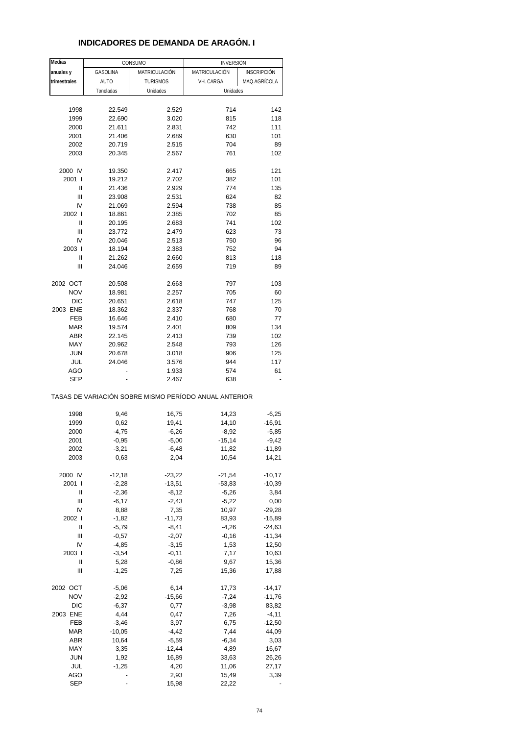# INDICADORES DE DEMANDA DE ARAGÓN. I

| Medias anuales y trimestrales | CONSUMO | | INVERSIÓN | |
|---|---|---|---|---|
| | GASOLINA AUTO | MATRICULACIÓN TURISMOS | MATRICULACIÓN VH. CARGA | INSCRIPCIÓN MAQ.AGRÍCOLA |
| | Toneladas | Unidades | Unidades | |
| 1998 | 22.549 | 2.529 | 714 | 142 |
| 1999 | 22.690 | 3.020 | 815 | 118 |
| 2000 | 21.611 | 2.831 | 742 | 111 |
| 2001 | 21.406 | 2.689 | 630 | 101 |
| 2002 | 20.719 | 2.515 | 704 | 89 |
| 2003 | 20.345 | 2.567 | 761 | 102 |
| 2000 IV | 19.350 | 2.417 | 665 | 121 |
| 2001 I | 19.212 | 2.702 | 382 | 101 |
| II | 21.436 | 2.929 | 774 | 135 |
| III | 23.908 | 2.531 | 624 | 82 |
| IV | 21.069 | 2.594 | 738 | 85 |
| 2002 I | 18.861 | 2.385 | 702 | 85 |
| II | 20.195 | 2.683 | 741 | 102 |
| III | 23.772 | 2.479 | 623 | 73 |
| IV | 20.046 | 2.513 | 750 | 96 |
| 2003 I | 18.194 | 2.383 | 752 | 94 |
| II | 21.262 | 2.660 | 813 | 118 |
| III | 24.046 | 2.659 | 719 | 89 |
| 2002 OCT | 20.508 | 2.663 | 797 | 103 |
| NOV | 18.981 | 2.257 | 705 | 60 |
| DIC | 20.651 | 2.618 | 747 | 125 |
| 2003 ENE | 18.362 | 2.337 | 768 | 70 |
| FEB | 16.646 | 2.410 | 680 | 77 |
| MAR | 19.574 | 2.401 | 809 | 134 |
| ABR | 22.145 | 2.413 | 739 | 102 |
| MAY | 20.962 | 2.548 | 793 | 126 |
| JUN | 20.678 | 3.018 | 906 | 125 |
| JUL | 24.046 | 3.576 | 944 | 117 |
| AGO | - | 1.933 | 574 | 61 |
| SEP | - | 2.467 | 638 | - |

TASAS DE VARIACIÓN SOBRE MISMO PERÍODO ANUAL ANTERIOR

| | GASOLINA AUTO | MATRICULACIÓN TURISMOS | MATRICULACIÓN VH. CARGA | INSCRIPCIÓN MAQ.AGRÍCOLA |
|---|---|---|---|---|
| 1998 | 9,46 | 16,75 | 14,23 | -6,25 |
| 1999 | 0,62 | 19,41 | 14,10 | -16,91 |
| 2000 | -4,75 | -6,26 | -8,92 | -5,85 |
| 2001 | -0,95 | -5,00 | -15,14 | -9,42 |
| 2002 | -3,21 | -6,48 | 11,82 | -11,89 |
| 2003 | 0,63 | 2,04 | 10,54 | 14,21 |
| 2000 IV | -12,18 | -23,22 | -21,54 | -10,17 |
| 2001 I | -2,28 | -13,51 | -53,83 | -10,39 |
| II | -2,36 | -8,12 | -5,26 | 3,84 |
| III | -6,17 | -2,43 | -5,22 | 0,00 |
| IV | 8,88 | 7,35 | 10,97 | -29,28 |
| 2002 I | -1,82 | -11,73 | 83,93 | -15,89 |
| II | -5,79 | -8,41 | -4,26 | -24,63 |
| III | -0,57 | -2,07 | -0,16 | -11,34 |
| IV | -4,85 | -3,15 | 1,53 | 12,50 |
| 2003 I | -3,54 | -0,11 | 7,17 | 10,63 |
| II | 5,28 | -0,86 | 9,67 | 15,36 |
| III | -1,25 | 7,25 | 15,36 | 17,88 |
| 2002 OCT | -5,06 | 6,14 | 17,73 | -14,17 |
| NOV | -2,92 | -15,66 | -7,24 | -11,76 |
| DIC | -6,37 | 0,77 | -3,98 | 83,82 |
| 2003 ENE | 4,44 | 0,47 | 7,26 | -4,11 |
| FEB | -3,46 | 3,97 | 6,75 | -12,50 |
| MAR | -10,05 | -4,42 | 7,44 | 44,09 |
| ABR | 10,64 | -5,59 | -6,34 | 3,03 |
| MAY | 3,35 | -12,44 | 4,89 | 16,67 |
| JUN | 1,92 | 16,89 | 33,63 | 26,26 |
| JUL | -1,25 | 4,20 | 11,06 | 27,17 |
| AGO | - | 2,93 | 15,49 | 3,39 |
| SEP | - | 15,98 | 22,22 | - |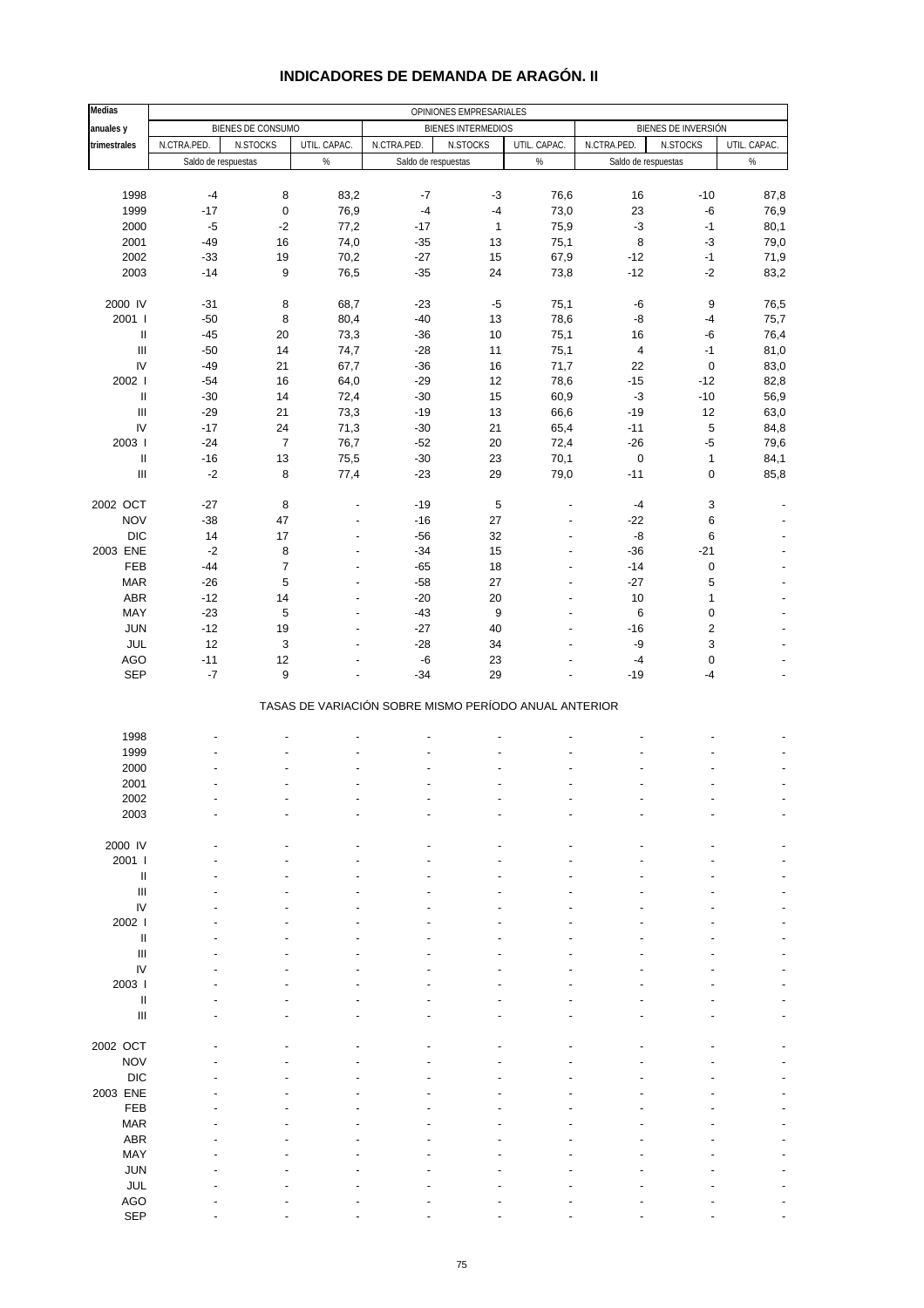# INDICADORES DE DEMANDA DE ARAGÓN. II

| Medias anuales y trimestrales | OPINIONES EMPRESARIALES | | | | | | | | |
|---|---|---|---|---|---|---|---|---|---|
| | BIENES DE CONSUMO | | | BIENES INTERMEDIOS | | | BIENES DE INVERSIÓN | | |
| | N.CTRA.PED. | N.STOCKS | UTIL. CAPAC. | N.CTRA.PED. | N.STOCKS | UTIL. CAPAC. | N.CTRA.PED. | N.STOCKS | UTIL. CAPAC. |
| | Saldo de respuestas | | % | Saldo de respuestas | | % | Saldo de respuestas | | % |
| 1998 | -4 | 8 | 83,2 | -7 | -3 | 76,6 | 16 | -10 | 87,8 |
| 1999 | -17 | 0 | 76,9 | -4 | -4 | 73,0 | 23 | -6 | 76,9 |
| 2000 | -5 | -2 | 77,2 | -17 | 1 | 75,9 | -3 | -1 | 80,1 |
| 2001 | -49 | 16 | 74,0 | -35 | 13 | 75,1 | 8 | -3 | 79,0 |
| 2002 | -33 | 19 | 70,2 | -27 | 15 | 67,9 | -12 | -1 | 71,9 |
| 2003 | -14 | 9 | 76,5 | -35 | 24 | 73,8 | -12 | -2 | 83,2 |
| 2000 IV | -31 | 8 | 68,7 | -23 | -5 | 75,1 | -6 | 9 | 76,5 |
| 2001 I | -50 | 8 | 80,4 | -40 | 13 | 78,6 | -8 | -4 | 75,7 |
| II | -45 | 20 | 73,3 | -36 | 10 | 75,1 | 16 | -6 | 76,4 |
| III | -50 | 14 | 74,7 | -28 | 11 | 75,1 | 4 | -1 | 81,0 |
| IV | -49 | 21 | 67,7 | -36 | 16 | 71,7 | 22 | 0 | 83,0 |
| 2002 I | -54 | 16 | 64,0 | -29 | 12 | 78,6 | -15 | -12 | 82,8 |
| II | -30 | 14 | 72,4 | -30 | 15 | 60,9 | -3 | -10 | 56,9 |
| III | -29 | 21 | 73,3 | -19 | 13 | 66,6 | -19 | 12 | 63,0 |
| IV | -17 | 24 | 71,3 | -30 | 21 | 65,4 | -11 | 5 | 84,8 |
| 2003 I | -24 | 7 | 76,7 | -52 | 20 | 72,4 | -26 | -5 | 79,6 |
| II | -16 | 13 | 75,5 | -30 | 23 | 70,1 | 0 | 1 | 84,1 |
| III | -2 | 8 | 77,4 | -23 | 29 | 79,0 | -11 | 0 | 85,8 |
| 2002 OCT | -27 | 8 | - | -19 | 5 | - | -4 | 3 | - |
| NOV | -38 | 47 | - | -16 | 27 | - | -22 | 6 | - |
| DIC | 14 | 17 | - | -56 | 32 | - | -8 | 6 | - |
| 2003 ENE | -2 | 8 | - | -34 | 15 | - | -36 | -21 | - |
| FEB | -44 | 7 | - | -65 | 18 | - | -14 | 0 | - |
| MAR | -26 | 5 | - | -58 | 27 | - | -27 | 5 | - |
| ABR | -12 | 14 | - | -20 | 20 | - | 10 | 1 | - |
| MAY | -23 | 5 | - | -43 | 9 | - | 6 | 0 | - |
| JUN | -12 | 19 | - | -27 | 40 | - | -16 | 2 | - |
| JUL | 12 | 3 | - | -28 | 34 | - | -9 | 3 | - |
| AGO | -11 | 12 | - | -6 | 23 | - | -4 | 0 | - |
| SEP | -7 | 9 | - | -34 | 29 | - | -19 | -4 | - |
| TASAS DE VARIACIÓN SOBRE MISMO PERÍODO ANUAL ANTERIOR | | | | | | | | | |
| 1998 | - | - | - | - | - | - | - | - | - |
| 1999 | - | - | - | - | - | - | - | - | - |
| 2000 | - | - | - | - | - | - | - | - | - |
| 2001 | - | - | - | - | - | - | - | - | - |
| 2002 | - | - | - | - | - | - | - | - | - |
| 2003 | - | - | - | - | - | - | - | - | - |
| 2000 IV | - | - | - | - | - | - | - | - | - |
| 2001 I | - | - | - | - | - | - | - | - | - |
| II | - | - | - | - | - | - | - | - | - |
| III | - | - | - | - | - | - | - | - | - |
| IV | - | - | - | - | - | - | - | - | - |
| 2002 I | - | - | - | - | - | - | - | - | - |
| II | - | - | - | - | - | - | - | - | - |
| III | - | - | - | - | - | - | - | - | - |
| IV | - | - | - | - | - | - | - | - | - |
| 2003 I | - | - | - | - | - | - | - | - | - |
| II | - | - | - | - | - | - | - | - | - |
| III | - | - | - | - | - | - | - | - | - |
| 2002 OCT | - | - | - | - | - | - | - | - | - |
| NOV | - | - | - | - | - | - | - | - | - |
| DIC | - | - | - | - | - | - | - | - | - |
| 2003 ENE | - | - | - | - | - | - | - | - | - |
| FEB | - | - | - | - | - | - | - | - | - |
| MAR | - | - | - | - | - | - | - | - | - |
| ABR | - | - | - | - | - | - | - | - | - |
| MAY | - | - | - | - | - | - | - | - | - |
| JUN | - | - | - | - | - | - | - | - | - |
| JUL | - | - | - | - | - | - | - | - | - |
| AGO | - | - | - | - | - | - | - | - | - |
| SEP | - | - | - | - | - | - | - | - | - |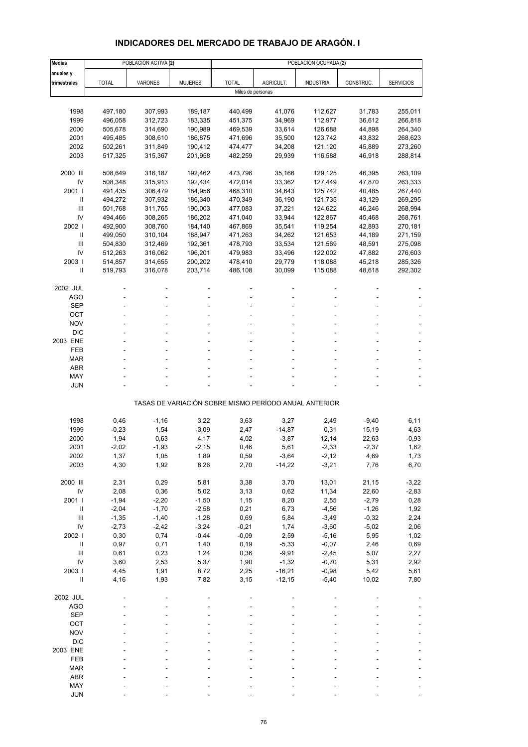# INDICADORES DEL MERCADO DE TRABAJO DE ARAGÓN. I

| Medias anuales y trimestrales | POBLACIÓN ACTIVA (2) | | | POBLACIÓN OCUPADA (2) | | | | |
|---|---|---|---|---|---|---|---|---|
| | TOTAL | VARONES | MUJERES | TOTAL | AGRICULT. | INDUSTRIA | CONSTRUC. | SERVICIOS |
| | Miles de personas | | | | | | | |
| 1998 | 497,180 | 307,993 | 189,187 | 440,499 | 41,076 | 112,627 | 31,783 | 255,011 |
| 1999 | 496,058 | 312,723 | 183,335 | 451,375 | 34,969 | 112,977 | 36,612 | 266,818 |
| 2000 | 505,678 | 314,690 | 190,989 | 469,539 | 33,614 | 126,688 | 44,898 | 264,340 |
| 2001 | 495,485 | 308,610 | 186,875 | 471,696 | 35,500 | 123,742 | 43,832 | 268,623 |
| 2002 | 502,261 | 311,849 | 190,412 | 474,477 | 34,208 | 121,120 | 45,889 | 273,260 |
| 2003 | 517,325 | 315,367 | 201,958 | 482,259 | 29,939 | 116,588 | 46,918 | 288,814 |
| 2000 III | 508,649 | 316,187 | 192,462 | 473,796 | 35,166 | 129,125 | 46,395 | 263,109 |
| IV | 508,348 | 315,913 | 192,434 | 472,014 | 33,362 | 127,449 | 47,870 | 263,333 |
| 2001 I | 491,435 | 306,479 | 184,956 | 468,310 | 34,643 | 125,742 | 40,485 | 267,440 |
| II | 494,272 | 307,932 | 186,340 | 470,349 | 36,190 | 121,735 | 43,129 | 269,295 |
| III | 501,768 | 311,765 | 190,003 | 477,083 | 37,221 | 124,622 | 46,246 | 268,994 |
| IV | 494,466 | 308,265 | 186,202 | 471,040 | 33,944 | 122,867 | 45,468 | 268,761 |
| 2002 I | 492,900 | 308,760 | 184,140 | 467,869 | 35,541 | 119,254 | 42,893 | 270,181 |
| II | 499,050 | 310,104 | 188,947 | 471,263 | 34,262 | 121,653 | 44,189 | 271,159 |
| III | 504,830 | 312,469 | 192,361 | 478,793 | 33,534 | 121,569 | 48,591 | 275,098 |
| IV | 512,263 | 316,062 | 196,201 | 479,983 | 33,496 | 122,002 | 47,882 | 276,603 |
| 2003 I | 514,857 | 314,655 | 200,202 | 478,410 | 29,779 | 118,088 | 45,218 | 285,326 |
| II | 519,793 | 316,078 | 203,714 | 486,108 | 30,099 | 115,088 | 48,618 | 292,302 |
| 2002 JUL | - | - | - | - | - | - | - | - |
| AGO | - | - | - | - | - | - | - | - |
| SEP | - | - | - | - | - | - | - | - |
| OCT | - | - | - | - | - | - | - | - |
| NOV | - | - | - | - | - | - | - | - |
| DIC | - | - | - | - | - | - | - | - |
| 2003 ENE | - | - | - | - | - | - | - | - |
| FEB | - | - | - | - | - | - | - | - |
| MAR | - | - | - | - | - | - | - | - |
| ABR | - | - | - | - | - | - | - | - |
| MAY | - | - | - | - | - | - | - | - |
| JUN | - | - | - | - | - | - | - | - |
| | TASAS DE VARIACIÓN SOBRE MISMO PERÍODO ANUAL ANTERIOR | | | | | | | |
| 1998 | 0,46 | -1,16 | 3,22 | 3,63 | 3,27 | 2,49 | -9,40 | 6,11 |
| 1999 | -0,23 | 1,54 | -3,09 | 2,47 | -14,87 | 0,31 | 15,19 | 4,63 |
| 2000 | 1,94 | 0,63 | 4,17 | 4,02 | -3,87 | 12,14 | 22,63 | -0,93 |
| 2001 | -2,02 | -1,93 | -2,15 | 0,46 | 5,61 | -2,33 | -2,37 | 1,62 |
| 2002 | 1,37 | 1,05 | 1,89 | 0,59 | -3,64 | -2,12 | 4,69 | 1,73 |
| 2003 | 4,30 | 1,92 | 8,26 | 2,70 | -14,22 | -3,21 | 7,76 | 6,70 |
| 2000 III | 2,31 | 0,29 | 5,81 | 3,38 | 3,70 | 13,01 | 21,15 | -3,22 |
| IV | 2,08 | 0,36 | 5,02 | 3,13 | 0,62 | 11,34 | 22,60 | -2,83 |
| 2001 I | -1,94 | -2,20 | -1,50 | 1,15 | 8,20 | 2,55 | -2,79 | 0,28 |
| II | -2,04 | -1,70 | -2,58 | 0,21 | 6,73 | -4,56 | -1,26 | 1,92 |
| III | -1,35 | -1,40 | -1,28 | 0,69 | 5,84 | -3,49 | -0,32 | 2,24 |
| IV | -2,73 | -2,42 | -3,24 | -0,21 | 1,74 | -3,60 | -5,02 | 2,06 |
| 2002 I | 0,30 | 0,74 | -0,44 | -0,09 | 2,59 | -5,16 | 5,95 | 1,02 |
| II | 0,97 | 0,71 | 1,40 | 0,19 | -5,33 | -0,07 | 2,46 | 0,69 |
| III | 0,61 | 0,23 | 1,24 | 0,36 | -9,91 | -2,45 | 5,07 | 2,27 |
| IV | 3,60 | 2,53 | 5,37 | 1,90 | -1,32 | -0,70 | 5,31 | 2,92 |
| 2003 I | 4,45 | 1,91 | 8,72 | 2,25 | -16,21 | -0,98 | 5,42 | 5,61 |
| II | 4,16 | 1,93 | 7,82 | 3,15 | -12,15 | -5,40 | 10,02 | 7,80 |
| 2002 JUL | - | - | - | - | - | - | - | - |
| AGO | - | - | - | - | - | - | - | - |
| SEP | - | - | - | - | - | - | - | - |
| OCT | - | - | - | - | - | - | - | - |
| NOV | - | - | - | - | - | - | - | - |
| DIC | - | - | - | - | - | - | - | - |
| 2003 ENE | - | - | - | - | - | - | - | - |
| FEB | - | - | - | - | - | - | - | - |
| MAR | - | - | - | - | - | - | - | - |
| ABR | - | - | - | - | - | - | - | - |
| MAY | - | - | - | - | - | - | - | - |
| JUN | - | - | - | - | - | - | - | - |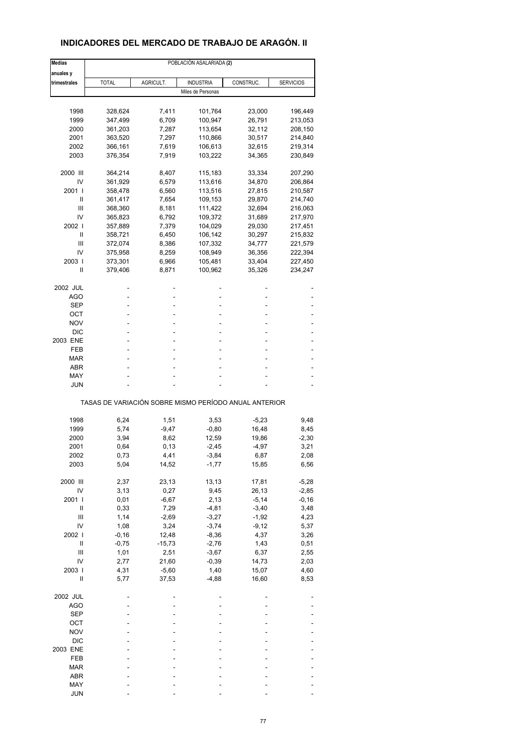## INDICADORES DEL MERCADO DE TRABAJO DE ARAGÓN. II

| Medias anuales y trimestrales | POBLACIÓN ASALARIADA (2) | | | | |
|---|---|---|---|---|---|
| | TOTAL | AGRICULT. | INDUSTRIA | CONSTRUC. | SERVICIOS |
| | Miles de Personas | | | | |
| 1998 | 328,624 | 7,411 | 101,764 | 23,000 | 196,449 |
| 1999 | 347,499 | 6,709 | 100,947 | 26,791 | 213,053 |
| 2000 | 361,203 | 7,287 | 113,654 | 32,112 | 208,150 |
| 2001 | 363,520 | 7,297 | 110,866 | 30,517 | 214,840 |
| 2002 | 366,161 | 7,619 | 106,613 | 32,615 | 219,314 |
| 2003 | 376,354 | 7,919 | 103,222 | 34,365 | 230,849 |
| 2000 III | 364,214 | 8,407 | 115,183 | 33,334 | 207,290 |
| IV | 361,929 | 6,579 | 113,616 | 34,870 | 206,864 |
| 2001 I | 358,478 | 6,560 | 113,516 | 27,815 | 210,587 |
| II | 361,417 | 7,654 | 109,153 | 29,870 | 214,740 |
| III | 368,360 | 8,181 | 111,422 | 32,694 | 216,063 |
| IV | 365,823 | 6,792 | 109,372 | 31,689 | 217,970 |
| 2002 I | 357,889 | 7,379 | 104,029 | 29,030 | 217,451 |
| II | 358,721 | 6,450 | 106,142 | 30,297 | 215,832 |
| III | 372,074 | 8,386 | 107,332 | 34,777 | 221,579 |
| IV | 375,958 | 8,259 | 108,949 | 36,356 | 222,394 |
| 2003 I | 373,301 | 6,966 | 105,481 | 33,404 | 227,450 |
| II | 379,406 | 8,871 | 100,962 | 35,326 | 234,247 |
| 2002 JUL | - | - | - | - | - |
| AGO | - | - | - | - | - |
| SEP | - | - | - | - | - |
| OCT | - | - | - | - | - |
| NOV | - | - | - | - | - |
| DIC | - | - | - | - | - |
| 2003 ENE | - | - | - | - | - |
| FEB | - | - | - | - | - |
| MAR | - | - | - | - | - |
| ABR | - | - | - | - | - |
| MAY | - | - | - | - | - |
| JUN | - | - | - | - | - |
| | TASAS DE VARIACIÓN SOBRE MISMO PERÍODO ANUAL ANTERIOR | | | | |
| 1998 | 6,24 | 1,51 | 3,53 | -5,23 | 9,48 |
| 1999 | 5,74 | -9,47 | -0,80 | 16,48 | 8,45 |
| 2000 | 3,94 | 8,62 | 12,59 | 19,86 | -2,30 |
| 2001 | 0,64 | 0,13 | -2,45 | -4,97 | 3,21 |
| 2002 | 0,73 | 4,41 | -3,84 | 6,87 | 2,08 |
| 2003 | 5,04 | 14,52 | -1,77 | 15,85 | 6,56 |
| 2000 III | 2,37 | 23,13 | 13,13 | 17,81 | -5,28 |
| IV | 3,13 | 0,27 | 9,45 | 26,13 | -2,85 |
| 2001 I | 0,01 | -6,67 | 2,13 | -5,14 | -0,16 |
| II | 0,33 | 7,29 | -4,81 | -3,40 | 3,48 |
| III | 1,14 | -2,69 | -3,27 | -1,92 | 4,23 |
| IV | 1,08 | 3,24 | -3,74 | -9,12 | 5,37 |
| 2002 I | -0,16 | 12,48 | -8,36 | 4,37 | 3,26 |
| II | -0,75 | -15,73 | -2,76 | 1,43 | 0,51 |
| III | 1,01 | 2,51 | -3,67 | 6,37 | 2,55 |
| IV | 2,77 | 21,60 | -0,39 | 14,73 | 2,03 |
| 2003 I | 4,31 | -5,60 | 1,40 | 15,07 | 4,60 |
| II | 5,77 | 37,53 | -4,88 | 16,60 | 8,53 |
| 2002 JUL | - | - | - | - | - |
| AGO | - | - | - | - | - |
| SEP | - | - | - | - | - |
| OCT | - | - | - | - | - |
| NOV | - | - | - | - | - |
| DIC | - | - | - | - | - |
| 2003 ENE | - | - | - | - | - |
| FEB | - | - | - | - | - |
| MAR | - | - | - | - | - |
| ABR | - | - | - | - | - |
| MAY | - | - | - | - | - |
| JUN | - | - | - | - | - |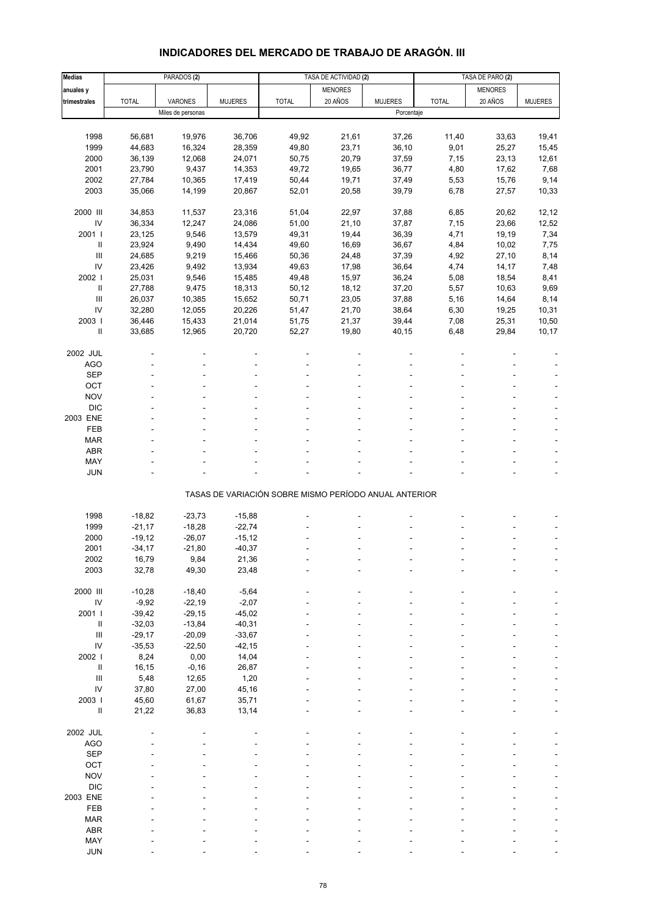# INDICADORES DEL MERCADO DE TRABAJO DE ARAGÓN. III

| Medias anuales y trimestrales | PARADOS (2) | | | TASA DE ACTIVIDAD (2) | | | TASA DE PARO (2) | | |
|---|---|---|---|---|---|---|---|---|---|
| | TOTAL | VARONES | MUJERES | TOTAL | MENORES 20 AÑOS | MUJERES | TOTAL | MENORES 20 AÑOS | MUJERES |
| | Miles de personas | | | Porcentaje | | | | | |
| 1998 | 56,681 | 19,976 | 36,706 | 49,92 | 21,61 | 37,26 | 11,40 | 33,63 | 19,41 |
| 1999 | 44,683 | 16,324 | 28,359 | 49,80 | 23,71 | 36,10 | 9,01 | 25,27 | 15,45 |
| 2000 | 36,139 | 12,068 | 24,071 | 50,75 | 20,79 | 37,59 | 7,15 | 23,13 | 12,61 |
| 2001 | 23,790 | 9,437 | 14,353 | 49,72 | 19,65 | 36,77 | 4,80 | 17,62 | 7,68 |
| 2002 | 27,784 | 10,365 | 17,419 | 50,44 | 19,71 | 37,49 | 5,53 | 15,76 | 9,14 |
| 2003 | 35,066 | 14,199 | 20,867 | 52,01 | 20,58 | 39,79 | 6,78 | 27,57 | 10,33 |
| 2000 III | 34,853 | 11,537 | 23,316 | 51,04 | 22,97 | 37,88 | 6,85 | 20,62 | 12,12 |
| IV | 36,334 | 12,247 | 24,086 | 51,00 | 21,10 | 37,87 | 7,15 | 23,66 | 12,52 |
| 2001 I | 23,125 | 9,546 | 13,579 | 49,31 | 19,44 | 36,39 | 4,71 | 19,19 | 7,34 |
| II | 23,924 | 9,490 | 14,434 | 49,60 | 16,69 | 36,67 | 4,84 | 10,02 | 7,75 |
| III | 24,685 | 9,219 | 15,466 | 50,36 | 24,48 | 37,39 | 4,92 | 27,10 | 8,14 |
| IV | 23,426 | 9,492 | 13,934 | 49,63 | 17,98 | 36,64 | 4,74 | 14,17 | 7,48 |
| 2002 I | 25,031 | 9,546 | 15,485 | 49,48 | 15,97 | 36,24 | 5,08 | 18,54 | 8,41 |
| II | 27,788 | 9,475 | 18,313 | 50,12 | 18,12 | 37,20 | 5,57 | 10,63 | 9,69 |
| III | 26,037 | 10,385 | 15,652 | 50,71 | 23,05 | 37,88 | 5,16 | 14,64 | 8,14 |
| IV | 32,280 | 12,055 | 20,226 | 51,47 | 21,70 | 38,64 | 6,30 | 19,25 | 10,31 |
| 2003 I | 36,446 | 15,433 | 21,014 | 51,75 | 21,37 | 39,44 | 7,08 | 25,31 | 10,50 |
| II | 33,685 | 12,965 | 20,720 | 52,27 | 19,80 | 40,15 | 6,48 | 29,84 | 10,17 |
| 2002 JUL | - | - | - | - | - | - | - | - | - |
| AGO | - | - | - | - | - | - | - | - | - |
| SEP | - | - | - | - | - | - | - | - | - |
| OCT | - | - | - | - | - | - | - | - | - |
| NOV | - | - | - | - | - | - | - | - | - |
| DIC | - | - | - | - | - | - | - | - | - |
| 2003 ENE | - | - | - | - | - | - | - | - | - |
| FEB | - | - | - | - | - | - | - | - | - |
| MAR | - | - | - | - | - | - | - | - | - |
| ABR | - | - | - | - | - | - | - | - | - |
| MAY | - | - | - | - | - | - | - | - | - |
| JUN | - | - | - | - | - | - | - | - | - |
| | TASAS DE VARIACIÓN SOBRE MISMO PERÍODO ANUAL ANTERIOR | | | | | | | | |
| 1998 | -18,82 | -23,73 | -15,88 | - | - | - | - | - | - |
| 1999 | -21,17 | -18,28 | -22,74 | - | - | - | - | - | - |
| 2000 | -19,12 | -26,07 | -15,12 | - | - | - | - | - | - |
| 2001 | -34,17 | -21,80 | -40,37 | - | - | - | - | - | - |
| 2002 | 16,79 | 9,84 | 21,36 | - | - | - | - | - | - |
| 2003 | 32,78 | 49,30 | 23,48 | - | - | - | - | - | - |
| 2000 III | -10,28 | -18,40 | -5,64 | - | - | - | - | - | - |
| IV | -9,92 | -22,19 | -2,07 | - | - | - | - | - | - |
| 2001 I | -39,42 | -29,15 | -45,02 | - | - | - | - | - | - |
| II | -32,03 | -13,84 | -40,31 | - | - | - | - | - | - |
| III | -29,17 | -20,09 | -33,67 | - | - | - | - | - | - |
| IV | -35,53 | -22,50 | -42,15 | - | - | - | - | - | - |
| 2002 I | 8,24 | 0,00 | 14,04 | - | - | - | - | - | - |
| II | 16,15 | -0,16 | 26,87 | - | - | - | - | - | - |
| III | 5,48 | 12,65 | 1,20 | - | - | - | - | - | - |
| IV | 37,80 | 27,00 | 45,16 | - | - | - | - | - | - |
| 2003 I | 45,60 | 61,67 | 35,71 | - | - | - | - | - | - |
| II | 21,22 | 36,83 | 13,14 | - | - | - | - | - | - |
| 2002 JUL | - | - | - | - | - | - | - | - | - |
| AGO | - | - | - | - | - | - | - | - | - |
| SEP | - | - | - | - | - | - | - | - | - |
| OCT | - | - | - | - | - | - | - | - | - |
| NOV | - | - | - | - | - | - | - | - | - |
| DIC | - | - | - | - | - | - | - | - | - |
| 2003 ENE | - | - | - | - | - | - | - | - | - |
| FEB | - | - | - | - | - | - | - | - | - |
| MAR | - | - | - | - | - | - | - | - | - |
| ABR | - | - | - | - | - | - | - | - | - |
| MAY | - | - | - | - | - | - | - | - | - |
| JUN | - | - | - | - | - | - | - | - | - |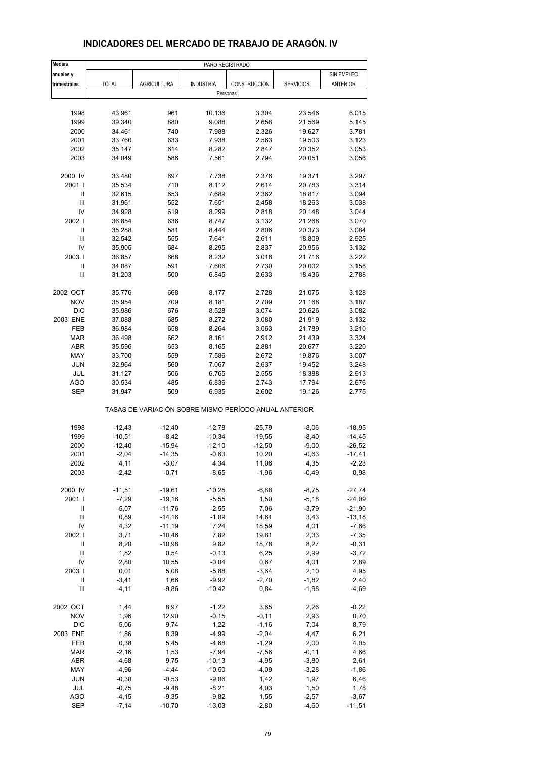# INDICADORES DEL MERCADO DE TRABAJO DE ARAGÓN. IV

| Medias anuales y trimestrales | PARO REGISTRADO | | | | | |
|---|---|---|---|---|---|---|
| | TOTAL | AGRICULTURA | INDUSTRIA | CONSTRUCCIÓN | SERVICIOS | SIN EMPLEO ANTERIOR |
| | Personas | | | | | |
| 1998 | 43.961 | 961 | 10.136 | 3.304 | 23.546 | 6.015 |
| 1999 | 39.340 | 880 | 9.088 | 2.658 | 21.569 | 5.145 |
| 2000 | 34.461 | 740 | 7.988 | 2.326 | 19.627 | 3.781 |
| 2001 | 33.760 | 633 | 7.938 | 2.563 | 19.503 | 3.123 |
| 2002 | 35.147 | 614 | 8.282 | 2.847 | 20.352 | 3.053 |
| 2003 | 34.049 | 586 | 7.561 | 2.794 | 20.051 | 3.056 |
| 2000 IV | 33.480 | 697 | 7.738 | 2.376 | 19.371 | 3.297 |
| 2001 I | 35.534 | 710 | 8.112 | 2.614 | 20.783 | 3.314 |
| II | 32.615 | 653 | 7.689 | 2.362 | 18.817 | 3.094 |
| III | 31.961 | 552 | 7.651 | 2.458 | 18.263 | 3.038 |
| IV | 34.928 | 619 | 8.299 | 2.818 | 20.148 | 3.044 |
| 2002 I | 36.854 | 636 | 8.747 | 3.132 | 21.268 | 3.070 |
| II | 35.288 | 581 | 8.444 | 2.806 | 20.373 | 3.084 |
| III | 32.542 | 555 | 7.641 | 2.611 | 18.809 | 2.925 |
| IV | 35.905 | 684 | 8.295 | 2.837 | 20.956 | 3.132 |
| 2003 I | 36.857 | 668 | 8.232 | 3.018 | 21.716 | 3.222 |
| II | 34.087 | 591 | 7.606 | 2.730 | 20.002 | 3.158 |
| III | 31.203 | 500 | 6.845 | 2.633 | 18.436 | 2.788 |
| 2002 OCT | 35.776 | 668 | 8.177 | 2.728 | 21.075 | 3.128 |
| NOV | 35.954 | 709 | 8.181 | 2.709 | 21.168 | 3.187 |
| DIC | 35.986 | 676 | 8.528 | 3.074 | 20.626 | 3.082 |
| 2003 ENE | 37.088 | 685 | 8.272 | 3.080 | 21.919 | 3.132 |
| FEB | 36.984 | 658 | 8.264 | 3.063 | 21.789 | 3.210 |
| MAR | 36.498 | 662 | 8.161 | 2.912 | 21.439 | 3.324 |
| ABR | 35.596 | 653 | 8.165 | 2.881 | 20.677 | 3.220 |
| MAY | 33.700 | 559 | 7.586 | 2.672 | 19.876 | 3.007 |
| JUN | 32.964 | 560 | 7.067 | 2.637 | 19.452 | 3.248 |
| JUL | 31.127 | 506 | 6.765 | 2.555 | 18.388 | 2.913 |
| AGO | 30.534 | 485 | 6.836 | 2.743 | 17.794 | 2.676 |
| SEP | 31.947 | 509 | 6.935 | 2.602 | 19.126 | 2.775 |
| | TASAS DE VARIACIÓN SOBRE MISMO PERÍODO ANUAL ANTERIOR | | | | | |
| 1998 | -12,43 | -12,40 | -12,78 | -25,79 | -8,06 | -18,95 |
| 1999 | -10,51 | -8,42 | -10,34 | -19,55 | -8,40 | -14,45 |
| 2000 | -12,40 | -15,94 | -12,10 | -12,50 | -9,00 | -26,52 |
| 2001 | -2,04 | -14,35 | -0,63 | 10,20 | -0,63 | -17,41 |
| 2002 | 4,11 | -3,07 | 4,34 | 11,06 | 4,35 | -2,23 |
| 2003 | -2,42 | -0,71 | -8,65 | -1,96 | -0,49 | 0,98 |
| 2000 IV | -11,51 | -19,61 | -10,25 | -6,88 | -8,75 | -27,74 |
| 2001 I | -7,29 | -19,16 | -5,55 | 1,50 | -5,18 | -24,09 |
| II | -5,07 | -11,76 | -2,55 | 7,06 | -3,79 | -21,90 |
| III | 0,89 | -14,16 | -1,09 | 14,61 | 3,43 | -13,18 |
| IV | 4,32 | -11,19 | 7,24 | 18,59 | 4,01 | -7,66 |
| 2002 I | 3,71 | -10,46 | 7,82 | 19,81 | 2,33 | -7,35 |
| II | 8,20 | -10,98 | 9,82 | 18,78 | 8,27 | -0,31 |
| III | 1,82 | 0,54 | -0,13 | 6,25 | 2,99 | -3,72 |
| IV | 2,80 | 10,55 | -0,04 | 0,67 | 4,01 | 2,89 |
| 2003 I | 0,01 | 5,08 | -5,88 | -3,64 | 2,10 | 4,95 |
| II | -3,41 | 1,66 | -9,92 | -2,70 | -1,82 | 2,40 |
| III | -4,11 | -9,86 | -10,42 | 0,84 | -1,98 | -4,69 |
| 2002 OCT | 1,44 | 8,97 | -1,22 | 3,65 | 2,26 | -0,22 |
| NOV | 1,96 | 12,90 | -0,15 | -0,11 | 2,93 | 0,70 |
| DIC | 5,06 | 9,74 | 1,22 | -1,16 | 7,04 | 8,79 |
| 2003 ENE | 1,86 | 8,39 | -4,99 | -2,04 | 4,47 | 6,21 |
| FEB | 0,38 | 5,45 | -4,68 | -1,29 | 2,00 | 4,05 |
| MAR | -2,16 | 1,53 | -7,94 | -7,56 | -0,11 | 4,66 |
| ABR | -4,68 | 9,75 | -10,13 | -4,95 | -3,80 | 2,61 |
| MAY | -4,96 | -4,44 | -10,50 | -4,09 | -3,28 | -1,86 |
| JUN | -0,30 | -0,53 | -9,06 | 1,42 | 1,97 | 6,46 |
| JUL | -0,75 | -9,48 | -8,21 | 4,03 | 1,50 | 1,78 |
| AGO | -4,15 | -9,35 | -9,82 | 1,55 | -2,57 | -3,67 |
| SEP | -7,14 | -10,70 | -13,03 | -2,80 | -4,60 | -11,51 |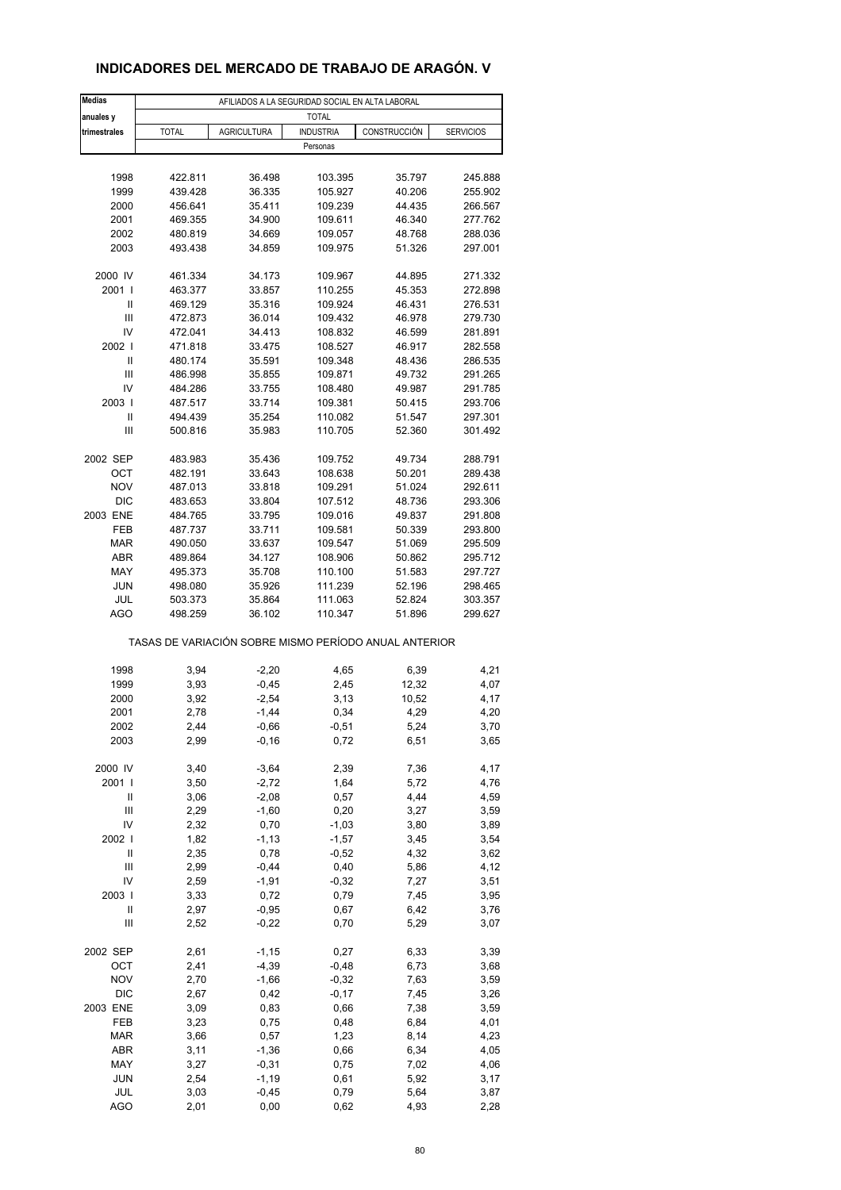# INDICADORES DEL MERCADO DE TRABAJO DE ARAGÓN. V

| Medias anuales y trimestrales | AFILIADOS A LA SEGURIDAD SOCIAL EN ALTA LABORAL | | | | |
|---|---|---|---|---|---|
| | TOTAL | | | | |
| | TOTAL | AGRICULTURA | INDUSTRIA | CONSTRUCCIÓN | SERVICIOS |
| | Personas | | | | |
| 1998 | 422.811 | 36.498 | 103.395 | 35.797 | 245.888 |
| 1999 | 439.428 | 36.335 | 105.927 | 40.206 | 255.902 |
| 2000 | 456.641 | 35.411 | 109.239 | 44.435 | 266.567 |
| 2001 | 469.355 | 34.900 | 109.611 | 46.340 | 277.762 |
| 2002 | 480.819 | 34.669 | 109.057 | 48.768 | 288.036 |
| 2003 | 493.438 | 34.859 | 109.975 | 51.326 | 297.001 |
| 2000 IV | 461.334 | 34.173 | 109.967 | 44.895 | 271.332 |
| 2001 I | 463.377 | 33.857 | 110.255 | 45.353 | 272.898 |
| II | 469.129 | 35.316 | 109.924 | 46.431 | 276.531 |
| III | 472.873 | 36.014 | 109.432 | 46.978 | 279.730 |
| IV | 472.041 | 34.413 | 108.832 | 46.599 | 281.891 |
| 2002 I | 471.818 | 33.475 | 108.527 | 46.917 | 282.558 |
| II | 480.174 | 35.591 | 109.348 | 48.436 | 286.535 |
| III | 486.998 | 35.855 | 109.871 | 49.732 | 291.265 |
| IV | 484.286 | 33.755 | 108.480 | 49.987 | 291.785 |
| 2003 I | 487.517 | 33.714 | 109.381 | 50.415 | 293.706 |
| II | 494.439 | 35.254 | 110.082 | 51.547 | 297.301 |
| III | 500.816 | 35.983 | 110.705 | 52.360 | 301.492 |
| 2002 SEP | 483.983 | 35.436 | 109.752 | 49.734 | 288.791 |
| OCT | 482.191 | 33.643 | 108.638 | 50.201 | 289.438 |
| NOV | 487.013 | 33.818 | 109.291 | 51.024 | 292.611 |
| DIC | 483.653 | 33.804 | 107.512 | 48.736 | 293.306 |
| 2003 ENE | 484.765 | 33.795 | 109.016 | 49.837 | 291.808 |
| FEB | 487.737 | 33.711 | 109.581 | 50.339 | 293.800 |
| MAR | 490.050 | 33.637 | 109.547 | 51.069 | 295.509 |
| ABR | 489.864 | 34.127 | 108.906 | 50.862 | 295.712 |
| MAY | 495.373 | 35.708 | 110.100 | 51.583 | 297.727 |
| JUN | 498.080 | 35.926 | 111.239 | 52.196 | 298.465 |
| JUL | 503.373 | 35.864 | 111.063 | 52.824 | 303.357 |
| AGO | 498.259 | 36.102 | 110.347 | 51.896 | 299.627 |
| | TASAS DE VARIACIÓN SOBRE MISMO PERÍODO ANUAL ANTERIOR | | | | |
| 1998 | 3,94 | -2,20 | 4,65 | 6,39 | 4,21 |
| 1999 | 3,93 | -0,45 | 2,45 | 12,32 | 4,07 |
| 2000 | 3,92 | -2,54 | 3,13 | 10,52 | 4,17 |
| 2001 | 2,78 | -1,44 | 0,34 | 4,29 | 4,20 |
| 2002 | 2,44 | -0,66 | -0,51 | 5,24 | 3,70 |
| 2003 | 2,99 | -0,16 | 0,72 | 6,51 | 3,65 |
| 2000 IV | 3,40 | -3,64 | 2,39 | 7,36 | 4,17 |
| 2001 I | 3,50 | -2,72 | 1,64 | 5,72 | 4,76 |
| II | 3,06 | -2,08 | 0,57 | 4,44 | 4,59 |
| III | 2,29 | -1,60 | 0,20 | 3,27 | 3,59 |
| IV | 2,32 | 0,70 | -1,03 | 3,80 | 3,89 |
| 2002 I | 1,82 | -1,13 | -1,57 | 3,45 | 3,54 |
| II | 2,35 | 0,78 | -0,52 | 4,32 | 3,62 |
| III | 2,99 | -0,44 | 0,40 | 5,86 | 4,12 |
| IV | 2,59 | -1,91 | -0,32 | 7,27 | 3,51 |
| 2003 I | 3,33 | 0,72 | 0,79 | 7,45 | 3,95 |
| II | 2,97 | -0,95 | 0,67 | 6,42 | 3,76 |
| III | 2,52 | -0,22 | 0,70 | 5,29 | 3,07 |
| 2002 SEP | 2,61 | -1,15 | 0,27 | 6,33 | 3,39 |
| OCT | 2,41 | -4,39 | -0,48 | 6,73 | 3,68 |
| NOV | 2,70 | -1,66 | -0,32 | 7,63 | 3,59 |
| DIC | 2,67 | 0,42 | -0,17 | 7,45 | 3,26 |
| 2003 ENE | 3,09 | 0,83 | 0,66 | 7,38 | 3,59 |
| FEB | 3,23 | 0,75 | 0,48 | 6,84 | 4,01 |
| MAR | 3,66 | 0,57 | 1,23 | 8,14 | 4,23 |
| ABR | 3,11 | -1,36 | 0,66 | 6,34 | 4,05 |
| MAY | 3,27 | -0,31 | 0,75 | 7,02 | 4,06 |
| JUN | 2,54 | -1,19 | 0,61 | 5,92 | 3,17 |
| JUL | 3,03 | -0,45 | 0,79 | 5,64 | 3,87 |
| AGO | 2,01 | 0,00 | 0,62 | 4,93 | 2,28 |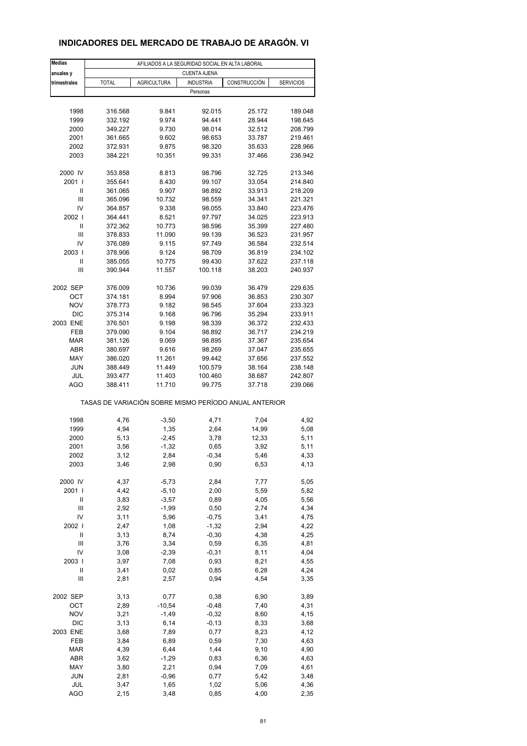# INDICADORES DEL MERCADO DE TRABAJO DE ARAGÓN. VI

| Medias anuales y trimestrales | AFILIADOS A LA SEGURIDAD SOCIAL EN ALTA LABORAL | | | | |
|---|---|---|---|---|---|
| | CUENTA AJENA | | | | |
| | TOTAL | AGRICULTURA | INDUSTRIA | CONSTRUCCIÓN | SERVICIOS |
| | Personas | | | | |
| 1998 | 316.568 | 9.841 | 92.015 | 25.172 | 189.048 |
| 1999 | 332.192 | 9.974 | 94.441 | 28.944 | 198.645 |
| 2000 | 349.227 | 9.730 | 98.014 | 32.512 | 208.799 |
| 2001 | 361.665 | 9.602 | 98.653 | 33.787 | 219.461 |
| 2002 | 372.931 | 9.875 | 98.320 | 35.633 | 228.966 |
| 2003 | 384.221 | 10.351 | 99.331 | 37.466 | 236.942 |
| 2000 IV | 353.858 | 8.813 | 98.796 | 32.725 | 213.346 |
| 2001 I | 355.641 | 8.430 | 99.107 | 33.054 | 214.840 |
| II | 361.065 | 9.907 | 98.892 | 33.913 | 218.209 |
| III | 365.096 | 10.732 | 98.559 | 34.341 | 221.321 |
| IV | 364.857 | 9.338 | 98.055 | 33.840 | 223.476 |
| 2002 I | 364.441 | 8.521 | 97.797 | 34.025 | 223.913 |
| II | 372.362 | 10.773 | 98.596 | 35.399 | 227.480 |
| III | 378.833 | 11.090 | 99.139 | 36.523 | 231.957 |
| IV | 376.089 | 9.115 | 97.749 | 36.584 | 232.514 |
| 2003 I | 378.906 | 9.124 | 98.709 | 36.819 | 234.102 |
| II | 385.055 | 10.775 | 99.430 | 37.622 | 237.118 |
| III | 390.944 | 11.557 | 100.118 | 38.203 | 240.937 |
| 2002 SEP | 376.009 | 10.736 | 99.039 | 36.479 | 229.635 |
| OCT | 374.181 | 8.994 | 97.906 | 36.853 | 230.307 |
| NOV | 378.773 | 9.182 | 98.545 | 37.604 | 233.323 |
| DIC | 375.314 | 9.168 | 96.796 | 35.294 | 233.911 |
| 2003 ENE | 376.501 | 9.198 | 98.339 | 36.372 | 232.433 |
| FEB | 379.090 | 9.104 | 98.892 | 36.717 | 234.219 |
| MAR | 381.126 | 9.069 | 98.895 | 37.367 | 235.654 |
| ABR | 380.697 | 9.616 | 98.269 | 37.047 | 235.655 |
| MAY | 386.020 | 11.261 | 99.442 | 37.656 | 237.552 |
| JUN | 388.449 | 11.449 | 100.579 | 38.164 | 238.148 |
| JUL | 393.477 | 11.403 | 100.460 | 38.687 | 242.807 |
| AGO | 388.411 | 11.710 | 99.775 | 37.718 | 239.066 |
| | TASAS DE VARIACIÓN SOBRE MISMO PERÍODO ANUAL ANTERIOR | | | | |
| 1998 | 4,76 | -3,50 | 4,71 | 7,04 | 4,92 |
| 1999 | 4,94 | 1,35 | 2,64 | 14,99 | 5,08 |
| 2000 | 5,13 | -2,45 | 3,78 | 12,33 | 5,11 |
| 2001 | 3,56 | -1,32 | 0,65 | 3,92 | 5,11 |
| 2002 | 3,12 | 2,84 | -0,34 | 5,46 | 4,33 |
| 2003 | 3,46 | 2,98 | 0,90 | 6,53 | 4,13 |
| 2000 IV | 4,37 | -5,73 | 2,84 | 7,77 | 5,05 |
| 2001 I | 4,42 | -5,10 | 2,00 | 5,59 | 5,82 |
| II | 3,83 | -3,57 | 0,89 | 4,05 | 5,56 |
| III | 2,92 | -1,99 | 0,50 | 2,74 | 4,34 |
| IV | 3,11 | 5,96 | -0,75 | 3,41 | 4,75 |
| 2002 I | 2,47 | 1,08 | -1,32 | 2,94 | 4,22 |
| II | 3,13 | 8,74 | -0,30 | 4,38 | 4,25 |
| III | 3,76 | 3,34 | 0,59 | 6,35 | 4,81 |
| IV | 3,08 | -2,39 | -0,31 | 8,11 | 4,04 |
| 2003 I | 3,97 | 7,08 | 0,93 | 8,21 | 4,55 |
| II | 3,41 | 0,02 | 0,85 | 6,28 | 4,24 |
| III | 2,81 | 2,57 | 0,94 | 4,54 | 3,35 |
| 2002 SEP | 3,13 | 0,77 | 0,38 | 6,90 | 3,89 |
| OCT | 2,89 | -10,54 | -0,48 | 7,40 | 4,31 |
| NOV | 3,21 | -1,49 | -0,32 | 8,60 | 4,15 |
| DIC | 3,13 | 6,14 | -0,13 | 8,33 | 3,68 |
| 2003 ENE | 3,68 | 7,89 | 0,77 | 8,23 | 4,12 |
| FEB | 3,84 | 6,89 | 0,59 | 7,30 | 4,63 |
| MAR | 4,39 | 6,44 | 1,44 | 9,10 | 4,90 |
| ABR | 3,62 | -1,29 | 0,83 | 6,36 | 4,63 |
| MAY | 3,80 | 2,21 | 0,94 | 7,09 | 4,61 |
| JUN | 2,81 | -0,96 | 0,77 | 5,42 | 3,48 |
| JUL | 3,47 | 1,65 | 1,02 | 5,06 | 4,36 |
| AGO | 2,15 | 3,48 | 0,85 | 4,00 | 2,35 |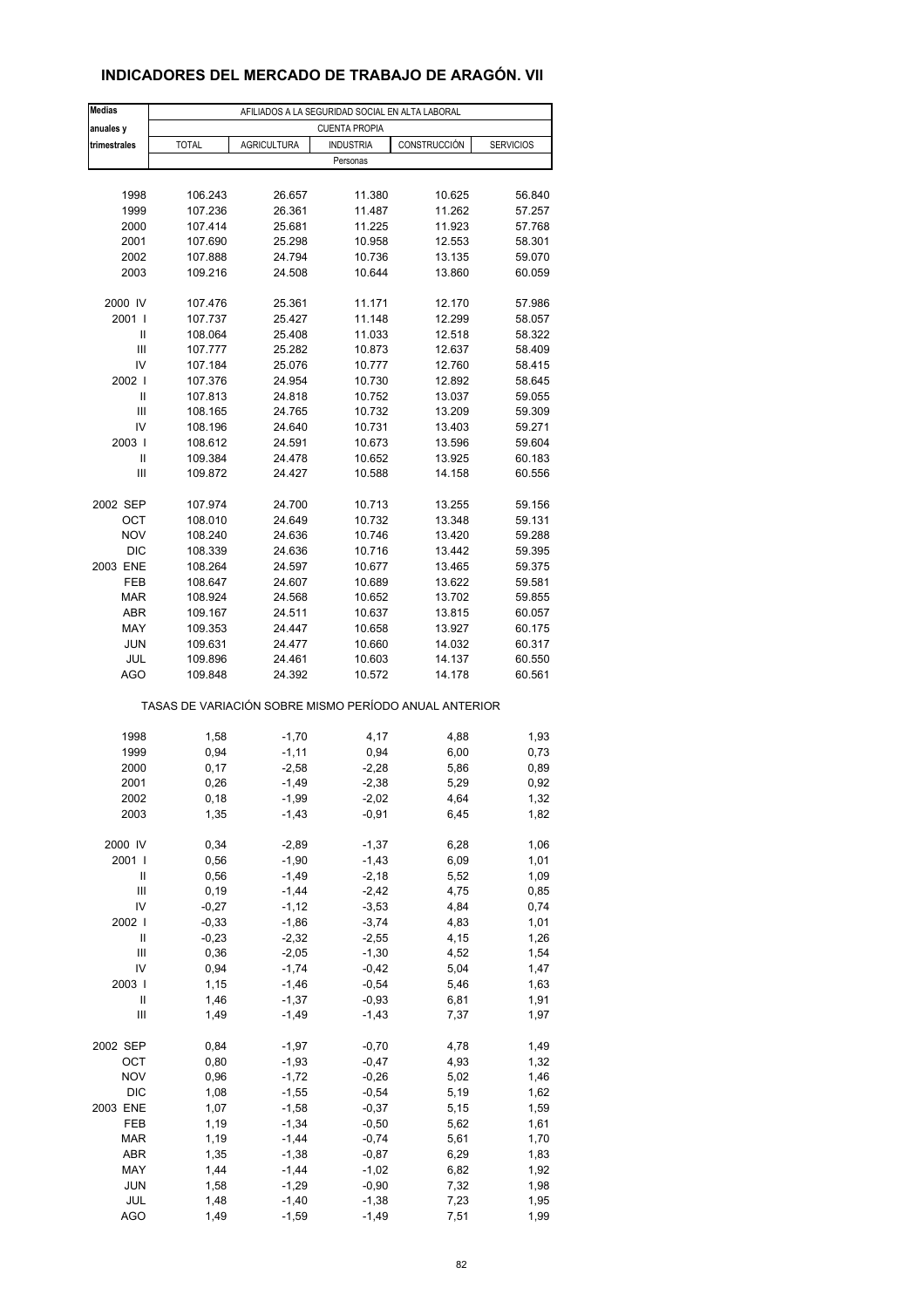# INDICADORES DEL MERCADO DE TRABAJO DE ARAGÓN. VII

| Medias anuales y trimestrales | AFILIADOS A LA SEGURIDAD SOCIAL EN ALTA LABORAL | | | | |
|---|---|---|---|---|---|
| | CUENTA PROPIA | | | | |
| | TOTAL | AGRICULTURA | INDUSTRIA | CONSTRUCCIÓN | SERVICIOS |
| | Personas | | | | |
| 1998 | 106.243 | 26.657 | 11.380 | 10.625 | 56.840 |
| 1999 | 107.236 | 26.361 | 11.487 | 11.262 | 57.257 |
| 2000 | 107.414 | 25.681 | 11.225 | 11.923 | 57.768 |
| 2001 | 107.690 | 25.298 | 10.958 | 12.553 | 58.301 |
| 2002 | 107.888 | 24.794 | 10.736 | 13.135 | 59.070 |
| 2003 | 109.216 | 24.508 | 10.644 | 13.860 | 60.059 |
| 2000 IV | 107.476 | 25.361 | 11.171 | 12.170 | 57.986 |
| 2001 I | 107.737 | 25.427 | 11.148 | 12.299 | 58.057 |
| II | 108.064 | 25.408 | 11.033 | 12.518 | 58.322 |
| III | 107.777 | 25.282 | 10.873 | 12.637 | 58.409 |
| IV | 107.184 | 25.076 | 10.777 | 12.760 | 58.415 |
| 2002 I | 107.376 | 24.954 | 10.730 | 12.892 | 58.645 |
| II | 107.813 | 24.818 | 10.752 | 13.037 | 59.055 |
| III | 108.165 | 24.765 | 10.732 | 13.209 | 59.309 |
| IV | 108.196 | 24.640 | 10.731 | 13.403 | 59.271 |
| 2003 I | 108.612 | 24.591 | 10.673 | 13.596 | 59.604 |
| II | 109.384 | 24.478 | 10.652 | 13.925 | 60.183 |
| III | 109.872 | 24.427 | 10.588 | 14.158 | 60.556 |
| 2002 SEP | 107.974 | 24.700 | 10.713 | 13.255 | 59.156 |
| OCT | 108.010 | 24.649 | 10.732 | 13.348 | 59.131 |
| NOV | 108.240 | 24.636 | 10.746 | 13.420 | 59.288 |
| DIC | 108.339 | 24.636 | 10.716 | 13.442 | 59.395 |
| 2003 ENE | 108.264 | 24.597 | 10.677 | 13.465 | 59.375 |
| FEB | 108.647 | 24.607 | 10.689 | 13.622 | 59.581 |
| MAR | 108.924 | 24.568 | 10.652 | 13.702 | 59.855 |
| ABR | 109.167 | 24.511 | 10.637 | 13.815 | 60.057 |
| MAY | 109.353 | 24.447 | 10.658 | 13.927 | 60.175 |
| JUN | 109.631 | 24.477 | 10.660 | 14.032 | 60.317 |
| JUL | 109.896 | 24.461 | 10.603 | 14.137 | 60.550 |
| AGO | 109.848 | 24.392 | 10.572 | 14.178 | 60.561 |
| | TASAS DE VARIACIÓN SOBRE MISMO PERÍODO ANUAL ANTERIOR | | | | |
| 1998 | 1,58 | -1,70 | 4,17 | 4,88 | 1,93 |
| 1999 | 0,94 | -1,11 | 0,94 | 6,00 | 0,73 |
| 2000 | 0,17 | -2,58 | -2,28 | 5,86 | 0,89 |
| 2001 | 0,26 | -1,49 | -2,38 | 5,29 | 0,92 |
| 2002 | 0,18 | -1,99 | -2,02 | 4,64 | 1,32 |
| 2003 | 1,35 | -1,43 | -0,91 | 6,45 | 1,82 |
| 2000 IV | 0,34 | -2,89 | -1,37 | 6,28 | 1,06 |
| 2001 I | 0,56 | -1,90 | -1,43 | 6,09 | 1,01 |
| II | 0,56 | -1,49 | -2,18 | 5,52 | 1,09 |
| III | 0,19 | -1,44 | -2,42 | 4,75 | 0,85 |
| IV | -0,27 | -1,12 | -3,53 | 4,84 | 0,74 |
| 2002 I | -0,33 | -1,86 | -3,74 | 4,83 | 1,01 |
| II | -0,23 | -2,32 | -2,55 | 4,15 | 1,26 |
| III | 0,36 | -2,05 | -1,30 | 4,52 | 1,54 |
| IV | 0,94 | -1,74 | -0,42 | 5,04 | 1,47 |
| 2003 I | 1,15 | -1,46 | -0,54 | 5,46 | 1,63 |
| II | 1,46 | -1,37 | -0,93 | 6,81 | 1,91 |
| III | 1,49 | -1,49 | -1,43 | 7,37 | 1,97 |
| 2002 SEP | 0,84 | -1,97 | -0,70 | 4,78 | 1,49 |
| OCT | 0,80 | -1,93 | -0,47 | 4,93 | 1,32 |
| NOV | 0,96 | -1,72 | -0,26 | 5,02 | 1,46 |
| DIC | 1,08 | -1,55 | -0,54 | 5,19 | 1,62 |
| 2003 ENE | 1,07 | -1,58 | -0,37 | 5,15 | 1,59 |
| FEB | 1,19 | -1,34 | -0,50 | 5,62 | 1,61 |
| MAR | 1,19 | -1,44 | -0,74 | 5,61 | 1,70 |
| ABR | 1,35 | -1,38 | -0,87 | 6,29 | 1,83 |
| MAY | 1,44 | -1,44 | -1,02 | 6,82 | 1,92 |
| JUN | 1,58 | -1,29 | -0,90 | 7,32 | 1,98 |
| JUL | 1,48 | -1,40 | -1,38 | 7,23 | 1,95 |
| AGO | 1,49 | -1,59 | -1,49 | 7,51 | 1,99 |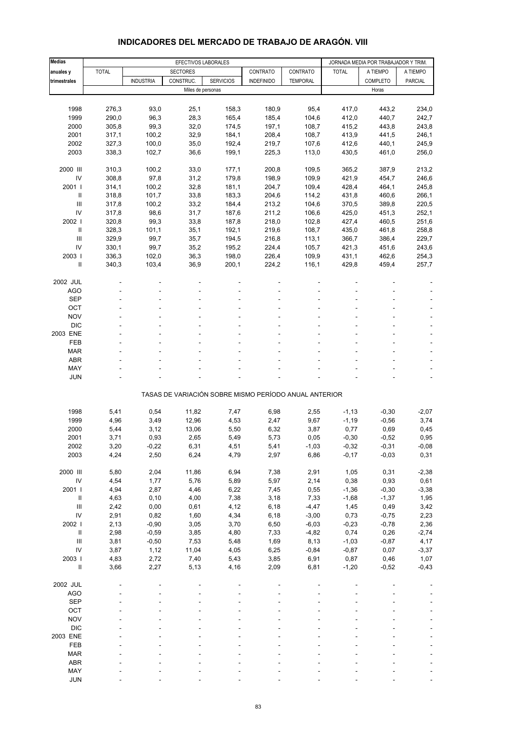# INDICADORES DEL MERCADO DE TRABAJO DE ARAGÓN. VIII

| Medias anuales y trimestrales | EFECTIVOS LABORALES | | | | | | JORNADA MEDIA POR TRABAJADOR Y TRIM. | | |
|---|---|---|---|---|---|---|---|---|---|
| | TOTAL | SECTORES | | | CONTRATO | CONTRATO | TOTAL | A TIEMPO | A TIEMPO |
| | | INDUSTRIA | CONSTRUC. | SERVICIOS | INDEFINIDO | TEMPORAL | | COMPLETO | PARCIAL |
| | Miles de personas | | | | | | Horas | | |
| 1998 | 276,3 | 93,0 | 25,1 | 158,3 | 180,9 | 95,4 | 417,0 | 443,2 | 234,0 |
| 1999 | 290,0 | 96,3 | 28,3 | 165,4 | 185,4 | 104,6 | 412,0 | 440,7 | 242,7 |
| 2000 | 305,8 | 99,3 | 32,0 | 174,5 | 197,1 | 108,7 | 415,2 | 443,8 | 243,8 |
| 2001 | 317,1 | 100,2 | 32,9 | 184,1 | 208,4 | 108,7 | 413,9 | 441,5 | 246,1 |
| 2002 | 327,3 | 100,0 | 35,0 | 192,4 | 219,7 | 107,6 | 412,6 | 440,1 | 245,9 |
| 2003 | 338,3 | 102,7 | 36,6 | 199,1 | 225,3 | 113,0 | 430,5 | 461,0 | 256,0 |
| 2000 III | 310,3 | 100,2 | 33,0 | 177,1 | 200,8 | 109,5 | 365,2 | 387,9 | 213,2 |
| IV | 308,8 | 97,8 | 31,2 | 179,8 | 198,9 | 109,9 | 421,9 | 454,7 | 246,6 |
| 2001 I | 314,1 | 100,2 | 32,8 | 181,1 | 204,7 | 109,4 | 428,4 | 464,1 | 245,8 |
| II | 318,8 | 101,7 | 33,8 | 183,3 | 204,6 | 114,2 | 431,8 | 460,6 | 266,1 |
| III | 317,8 | 100,2 | 33,2 | 184,4 | 213,2 | 104,6 | 370,5 | 389,8 | 220,5 |
| IV | 317,8 | 98,6 | 31,7 | 187,6 | 211,2 | 106,6 | 425,0 | 451,3 | 252,1 |
| 2002 I | 320,8 | 99,3 | 33,8 | 187,8 | 218,0 | 102,8 | 427,4 | 460,5 | 251,6 |
| II | 328,3 | 101,1 | 35,1 | 192,1 | 219,6 | 108,7 | 435,0 | 461,8 | 258,8 |
| III | 329,9 | 99,7 | 35,7 | 194,5 | 216,8 | 113,1 | 366,7 | 386,4 | 229,7 |
| IV | 330,1 | 99,7 | 35,2 | 195,2 | 224,4 | 105,7 | 421,3 | 451,6 | 243,6 |
| 2003 I | 336,3 | 102,0 | 36,3 | 198,0 | 226,4 | 109,9 | 431,1 | 462,6 | 254,3 |
| II | 340,3 | 103,4 | 36,9 | 200,1 | 224,2 | 116,1 | 429,8 | 459,4 | 257,7 |
| 2002 JUL | - | - | - | - | - | - | - | - | - |
| AGO | - | - | - | - | - | - | - | - | - |
| SEP | - | - | - | - | - | - | - | - | - |
| OCT | - | - | - | - | - | - | - | - | - |
| NOV | - | - | - | - | - | - | - | - | - |
| DIC | - | - | - | - | - | - | - | - | - |
| 2003 ENE | - | - | - | - | - | - | - | - | - |
| FEB | - | - | - | - | - | - | - | - | - |
| MAR | - | - | - | - | - | - | - | - | - |
| ABR | - | - | - | - | - | - | - | - | - |
| MAY | - | - | - | - | - | - | - | - | - |
| JUN | - | - | - | - | - | - | - | - | - |
| | TASAS DE VARIACIÓN SOBRE MISMO PERÍODO ANUAL ANTERIOR | | | | | | | | |
| 1998 | 5,41 | 0,54 | 11,82 | 7,47 | 6,98 | 2,55 | -1,13 | -0,30 | -2,07 |
| 1999 | 4,96 | 3,49 | 12,96 | 4,53 | 2,47 | 9,67 | -1,19 | -0,56 | 3,74 |
| 2000 | 5,44 | 3,12 | 13,06 | 5,50 | 6,32 | 3,87 | 0,77 | 0,69 | 0,45 |
| 2001 | 3,71 | 0,93 | 2,65 | 5,49 | 5,73 | 0,05 | -0,30 | -0,52 | 0,95 |
| 2002 | 3,20 | -0,22 | 6,31 | 4,51 | 5,41 | -1,03 | -0,32 | -0,31 | -0,08 |
| 2003 | 4,24 | 2,50 | 6,24 | 4,79 | 2,97 | 6,86 | -0,17 | -0,03 | 0,31 |
| 2000 III | 5,80 | 2,04 | 11,86 | 6,94 | 7,38 | 2,91 | 1,05 | 0,31 | -2,38 |
| IV | 4,54 | 1,77 | 5,76 | 5,89 | 5,97 | 2,14 | 0,38 | 0,93 | 0,61 |
| 2001 I | 4,94 | 2,87 | 4,46 | 6,22 | 7,45 | 0,55 | -1,36 | -0,30 | -3,38 |
| II | 4,63 | 0,10 | 4,00 | 7,38 | 3,18 | 7,33 | -1,68 | -1,37 | 1,95 |
| III | 2,42 | 0,00 | 0,61 | 4,12 | 6,18 | -4,47 | 1,45 | 0,49 | 3,42 |
| IV | 2,91 | 0,82 | 1,60 | 4,34 | 6,18 | -3,00 | 0,73 | -0,75 | 2,23 |
| 2002 I | 2,13 | -0,90 | 3,05 | 3,70 | 6,50 | -6,03 | -0,23 | -0,78 | 2,36 |
| II | 2,98 | -0,59 | 3,85 | 4,80 | 7,33 | -4,82 | 0,74 | 0,26 | -2,74 |
| III | 3,81 | -0,50 | 7,53 | 5,48 | 1,69 | 8,13 | -1,03 | -0,87 | 4,17 |
| IV | 3,87 | 1,12 | 11,04 | 4,05 | 6,25 | -0,84 | -0,87 | 0,07 | -3,37 |
| 2003 I | 4,83 | 2,72 | 7,40 | 5,43 | 3,85 | 6,91 | 0,87 | 0,46 | 1,07 |
| II | 3,66 | 2,27 | 5,13 | 4,16 | 2,09 | 6,81 | -1,20 | -0,52 | -0,43 |
| 2002 JUL | - | - | - | - | - | - | - | - | - |
| AGO | - | - | - | - | - | - | - | - | - |
| SEP | - | - | - | - | - | - | - | - | - |
| OCT | - | - | - | - | - | - | - | - | - |
| NOV | - | - | - | - | - | - | - | - | - |
| DIC | - | - | - | - | - | - | - | - | - |
| 2003 ENE | - | - | - | - | - | - | - | - | - |
| FEB | - | - | - | - | - | - | - | - | - |
| MAR | - | - | - | - | - | - | - | - | - |
| ABR | - | - | - | - | - | - | - | - | - |
| MAY | - | - | - | - | - | - | - | - | - |
| JUN | - | - | - | - | - | - | - | - | - |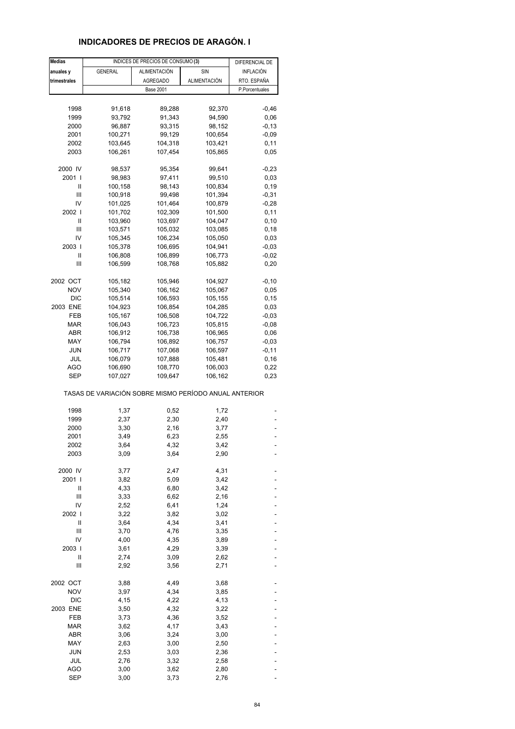## INDICADORES DE PRECIOS DE ARAGÓN. I

| Medias anuales y trimestrales | INDICES DE PRECIOS DE CONSUMO (3) | | | DIFERENCIAL DE INFLACIÓN RTO. ESPAÑA |
|---|---|---|---|---|
| | GENERAL | ALIMENTACIÓN AGREGADO | SIN ALIMENTACIÓN | |
| | Base 2001 | | | P.Porcentuales |
| 1998 | 91,618 | 89,288 | 92,370 | -0,46 |
| 1999 | 93,792 | 91,343 | 94,590 | 0,06 |
| 2000 | 96,887 | 93,315 | 98,152 | -0,13 |
| 2001 | 100,271 | 99,129 | 100,654 | -0,09 |
| 2002 | 103,645 | 104,318 | 103,421 | 0,11 |
| 2003 | 106,261 | 107,454 | 105,865 | 0,05 |
| 2000 IV | 98,537 | 95,354 | 99,641 | -0,23 |
| 2001 I | 98,983 | 97,411 | 99,510 | 0,03 |
| II | 100,158 | 98,143 | 100,834 | 0,19 |
| III | 100,918 | 99,498 | 101,394 | -0,31 |
| IV | 101,025 | 101,464 | 100,879 | -0,28 |
| 2002 I | 101,702 | 102,309 | 101,500 | 0,11 |
| II | 103,960 | 103,697 | 104,047 | 0,10 |
| III | 103,571 | 105,032 | 103,085 | 0,18 |
| IV | 105,345 | 106,234 | 105,050 | 0,03 |
| 2003 I | 105,378 | 106,695 | 104,941 | -0,03 |
| II | 106,808 | 106,899 | 106,773 | -0,02 |
| III | 106,599 | 108,768 | 105,882 | 0,20 |
| 2002 OCT | 105,182 | 105,946 | 104,927 | -0,10 |
| NOV | 105,340 | 106,162 | 105,067 | 0,05 |
| DIC | 105,514 | 106,593 | 105,155 | 0,15 |
| 2003 ENE | 104,923 | 106,854 | 104,285 | 0,03 |
| FEB | 105,167 | 106,508 | 104,722 | -0,03 |
| MAR | 106,043 | 106,723 | 105,815 | -0,08 |
| ABR | 106,912 | 106,738 | 106,965 | 0,06 |
| MAY | 106,794 | 106,892 | 106,757 | -0,03 |
| JUN | 106,717 | 107,068 | 106,597 | -0,11 |
| JUL | 106,079 | 107,888 | 105,481 | 0,16 |
| AGO | 106,690 | 108,770 | 106,003 | 0,22 |
| SEP | 107,027 | 109,647 | 106,162 | 0,23 |
| TASAS DE VARIACIÓN SOBRE MISMO PERÍODO ANUAL ANTERIOR | | | | |
| 1998 | 1,37 | 0,52 | 1,72 | - |
| 1999 | 2,37 | 2,30 | 2,40 | - |
| 2000 | 3,30 | 2,16 | 3,77 | - |
| 2001 | 3,49 | 6,23 | 2,55 | - |
| 2002 | 3,64 | 4,32 | 3,42 | - |
| 2003 | 3,09 | 3,64 | 2,90 | - |
| 2000 IV | 3,77 | 2,47 | 4,31 | - |
| 2001 I | 3,82 | 5,09 | 3,42 | - |
| II | 4,33 | 6,80 | 3,42 | - |
| III | 3,33 | 6,62 | 2,16 | - |
| IV | 2,52 | 6,41 | 1,24 | - |
| 2002 I | 3,22 | 3,82 | 3,02 | - |
| II | 3,64 | 4,34 | 3,41 | - |
| III | 3,70 | 4,76 | 3,35 | - |
| IV | 4,00 | 4,35 | 3,89 | - |
| 2003 I | 3,61 | 4,29 | 3,39 | - |
| II | 2,74 | 3,09 | 2,62 | - |
| III | 2,92 | 3,56 | 2,71 | - |
| 2002 OCT | 3,88 | 4,49 | 3,68 | - |
| NOV | 3,97 | 4,34 | 3,85 | - |
| DIC | 4,15 | 4,22 | 4,13 | - |
| 2003 ENE | 3,50 | 4,32 | 3,22 | - |
| FEB | 3,73 | 4,36 | 3,52 | - |
| MAR | 3,62 | 4,17 | 3,43 | - |
| ABR | 3,06 | 3,24 | 3,00 | - |
| MAY | 2,63 | 3,00 | 2,50 | - |
| JUN | 2,53 | 3,03 | 2,36 | - |
| JUL | 2,76 | 3,32 | 2,58 | - |
| AGO | 3,00 | 3,62 | 2,80 | - |
| SEP | 3,00 | 3,73 | 2,76 | - |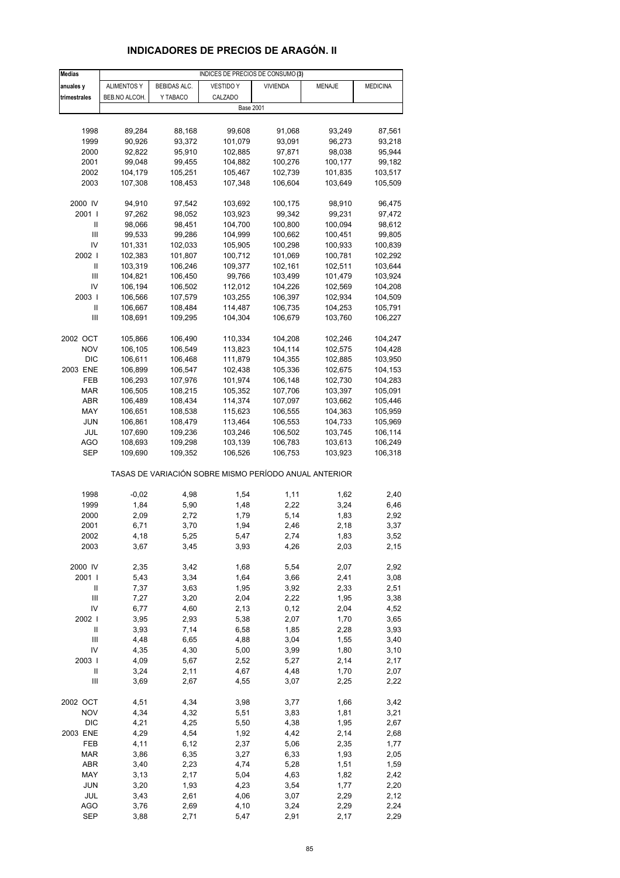# INDICADORES DE PRECIOS DE ARAGÓN. II

| Medias anuales y trimestrales | INDICES DE PRECIOS DE CONSUMO (3) | | | | | |
|---|---|---|---|---|---|---|
| | ALIMENTOS Y BEB.NO ALCOH. | BEBIDAS ALC. Y TABACO | VESTIDO Y CALZADO | VIVIENDA | MENAJE | MEDICINA |
| | Base 2001 | | | | | |
| 1998 | 89,284 | 88,168 | 99,608 | 91,068 | 93,249 | 87,561 |
| 1999 | 90,926 | 93,372 | 101,079 | 93,091 | 96,273 | 93,218 |
| 2000 | 92,822 | 95,910 | 102,885 | 97,871 | 98,038 | 95,944 |
| 2001 | 99,048 | 99,455 | 104,882 | 100,276 | 100,177 | 99,182 |
| 2002 | 104,179 | 105,251 | 105,467 | 102,739 | 101,835 | 103,517 |
| 2003 | 107,308 | 108,453 | 107,348 | 106,604 | 103,649 | 105,509 |
| 2000 IV | 94,910 | 97,542 | 103,692 | 100,175 | 98,910 | 96,475 |
| 2001 I | 97,262 | 98,052 | 103,923 | 99,342 | 99,231 | 97,472 |
| II | 98,066 | 98,451 | 104,700 | 100,800 | 100,094 | 98,612 |
| III | 99,533 | 99,286 | 104,999 | 100,662 | 100,451 | 99,805 |
| IV | 101,331 | 102,033 | 105,905 | 100,298 | 100,933 | 100,839 |
| 2002 I | 102,383 | 101,807 | 100,712 | 101,069 | 100,781 | 102,292 |
| II | 103,319 | 106,246 | 109,377 | 102,161 | 102,511 | 103,644 |
| III | 104,821 | 106,450 | 99,766 | 103,499 | 101,479 | 103,924 |
| IV | 106,194 | 106,502 | 112,012 | 104,226 | 102,569 | 104,208 |
| 2003 I | 106,566 | 107,579 | 103,255 | 106,397 | 102,934 | 104,509 |
| II | 106,667 | 108,484 | 114,487 | 106,735 | 104,253 | 105,791 |
| III | 108,691 | 109,295 | 104,304 | 106,679 | 103,760 | 106,227 |
| 2002 OCT | 105,866 | 106,490 | 110,334 | 104,208 | 102,246 | 104,247 |
| NOV | 106,105 | 106,549 | 113,823 | 104,114 | 102,575 | 104,428 |
| DIC | 106,611 | 106,468 | 111,879 | 104,355 | 102,885 | 103,950 |
| 2003 ENE | 106,899 | 106,547 | 102,438 | 105,336 | 102,675 | 104,153 |
| FEB | 106,293 | 107,976 | 101,974 | 106,148 | 102,730 | 104,283 |
| MAR | 106,505 | 108,215 | 105,352 | 107,706 | 103,397 | 105,091 |
| ABR | 106,489 | 108,434 | 114,374 | 107,097 | 103,662 | 105,446 |
| MAY | 106,651 | 108,538 | 115,623 | 106,555 | 104,363 | 105,959 |
| JUN | 106,861 | 108,479 | 113,464 | 106,553 | 104,733 | 105,969 |
| JUL | 107,690 | 109,236 | 103,246 | 106,502 | 103,745 | 106,114 |
| AGO | 108,693 | 109,298 | 103,139 | 106,783 | 103,613 | 106,249 |
| SEP | 109,690 | 109,352 | 106,526 | 106,753 | 103,923 | 106,318 |
| | TASAS DE VARIACIÓN SOBRE MISMO PERÍODO ANUAL ANTERIOR | | | | | |
| 1998 | -0,02 | 4,98 | 1,54 | 1,11 | 1,62 | 2,40 |
| 1999 | 1,84 | 5,90 | 1,48 | 2,22 | 3,24 | 6,46 |
| 2000 | 2,09 | 2,72 | 1,79 | 5,14 | 1,83 | 2,92 |
| 2001 | 6,71 | 3,70 | 1,94 | 2,46 | 2,18 | 3,37 |
| 2002 | 4,18 | 5,25 | 5,47 | 2,74 | 1,83 | 3,52 |
| 2003 | 3,67 | 3,45 | 3,93 | 4,26 | 2,03 | 2,15 |
| 2000 IV | 2,35 | 3,42 | 1,68 | 5,54 | 2,07 | 2,92 |
| 2001 I | 5,43 | 3,34 | 1,64 | 3,66 | 2,41 | 3,08 |
| II | 7,37 | 3,63 | 1,95 | 3,92 | 2,33 | 2,51 |
| III | 7,27 | 3,20 | 2,04 | 2,22 | 1,95 | 3,38 |
| IV | 6,77 | 4,60 | 2,13 | 0,12 | 2,04 | 4,52 |
| 2002 I | 3,95 | 2,93 | 5,38 | 2,07 | 1,70 | 3,65 |
| II | 3,93 | 7,14 | 6,58 | 1,85 | 2,28 | 3,93 |
| III | 4,48 | 6,65 | 4,88 | 3,04 | 1,55 | 3,40 |
| IV | 4,35 | 4,30 | 5,00 | 3,99 | 1,80 | 3,10 |
| 2003 I | 4,09 | 5,67 | 2,52 | 5,27 | 2,14 | 2,17 |
| II | 3,24 | 2,11 | 4,67 | 4,48 | 1,70 | 2,07 |
| III | 3,69 | 2,67 | 4,55 | 3,07 | 2,25 | 2,22 |
| 2002 OCT | 4,51 | 4,34 | 3,98 | 3,77 | 1,66 | 3,42 |
| NOV | 4,34 | 4,32 | 5,51 | 3,83 | 1,81 | 3,21 |
| DIC | 4,21 | 4,25 | 5,50 | 4,38 | 1,95 | 2,67 |
| 2003 ENE | 4,29 | 4,54 | 1,92 | 4,42 | 2,14 | 2,68 |
| FEB | 4,11 | 6,12 | 2,37 | 5,06 | 2,35 | 1,77 |
| MAR | 3,86 | 6,35 | 3,27 | 6,33 | 1,93 | 2,05 |
| ABR | 3,40 | 2,23 | 4,74 | 5,28 | 1,51 | 1,59 |
| MAY | 3,13 | 2,17 | 5,04 | 4,63 | 1,82 | 2,42 |
| JUN | 3,20 | 1,93 | 4,23 | 3,54 | 1,77 | 2,20 |
| JUL | 3,43 | 2,61 | 4,06 | 3,07 | 2,29 | 2,12 |
| AGO | 3,76 | 2,69 | 4,10 | 3,24 | 2,29 | 2,24 |
| SEP | 3,88 | 2,71 | 5,47 | 2,91 | 2,17 | 2,29 |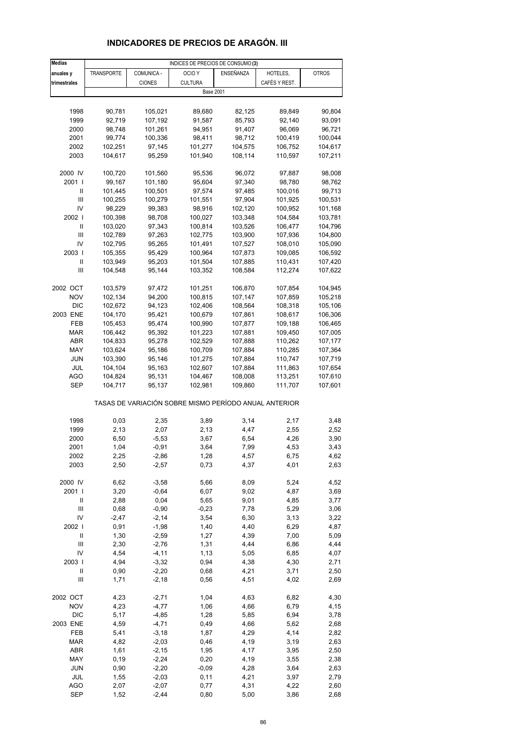# INDICADORES DE PRECIOS DE ARAGÓN. III

| Medias anuales y trimestrales | INDICES DE PRECIOS DE CONSUMO (3) | | | | | |
|---|---|---|---|---|---|---|
| | TRANSPORTE | COMUNICA - CIONES | OCIO Y CULTURA | ENSEÑANZA | HOTELES, CAFÉS Y REST. | OTROS |
| | Base 2001 | | | | | |
| 1998 | 90,781 | 105,021 | 89,680 | 82,125 | 89,849 | 90,804 |
| 1999 | 92,719 | 107,192 | 91,587 | 85,793 | 92,140 | 93,091 |
| 2000 | 98,748 | 101,261 | 94,951 | 91,407 | 96,069 | 96,721 |
| 2001 | 99,774 | 100,336 | 98,411 | 98,712 | 100,419 | 100,044 |
| 2002 | 102,251 | 97,145 | 101,277 | 104,575 | 106,752 | 104,617 |
| 2003 | 104,617 | 95,259 | 101,940 | 108,114 | 110,597 | 107,211 |
| 2000 IV | 100,720 | 101,560 | 95,536 | 96,072 | 97,887 | 98,008 |
| 2001 I | 99,167 | 101,180 | 95,604 | 97,340 | 98,780 | 98,762 |
| II | 101,445 | 100,501 | 97,574 | 97,485 | 100,016 | 99,713 |
| III | 100,255 | 100,279 | 101,551 | 97,904 | 101,925 | 100,531 |
| IV | 98,229 | 99,383 | 98,916 | 102,120 | 100,952 | 101,168 |
| 2002 I | 100,398 | 98,708 | 100,027 | 103,348 | 104,584 | 103,781 |
| II | 103,020 | 97,343 | 100,814 | 103,526 | 106,477 | 104,796 |
| III | 102,789 | 97,263 | 102,775 | 103,900 | 107,936 | 104,800 |
| IV | 102,795 | 95,265 | 101,491 | 107,527 | 108,010 | 105,090 |
| 2003 I | 105,355 | 95,429 | 100,964 | 107,873 | 109,085 | 106,592 |
| II | 103,949 | 95,203 | 101,504 | 107,885 | 110,431 | 107,420 |
| III | 104,548 | 95,144 | 103,352 | 108,584 | 112,274 | 107,622 |
| 2002 OCT | 103,579 | 97,472 | 101,251 | 106,870 | 107,854 | 104,945 |
| NOV | 102,134 | 94,200 | 100,815 | 107,147 | 107,859 | 105,218 |
| DIC | 102,672 | 94,123 | 102,406 | 108,564 | 108,318 | 105,106 |
| 2003 ENE | 104,170 | 95,421 | 100,679 | 107,861 | 108,617 | 106,306 |
| FEB | 105,453 | 95,474 | 100,990 | 107,877 | 109,188 | 106,465 |
| MAR | 106,442 | 95,392 | 101,223 | 107,881 | 109,450 | 107,005 |
| ABR | 104,833 | 95,278 | 102,529 | 107,888 | 110,262 | 107,177 |
| MAY | 103,624 | 95,186 | 100,709 | 107,884 | 110,285 | 107,364 |
| JUN | 103,390 | 95,146 | 101,275 | 107,884 | 110,747 | 107,719 |
| JUL | 104,104 | 95,163 | 102,607 | 107,884 | 111,863 | 107,654 |
| AGO | 104,824 | 95,131 | 104,467 | 108,008 | 113,251 | 107,610 |
| SEP | 104,717 | 95,137 | 102,981 | 109,860 | 111,707 | 107,601 |
| | TASAS DE VARIACIÓN SOBRE MISMO PERÍODO ANUAL ANTERIOR | | | | | |
| 1998 | 0,03 | 2,35 | 3,89 | 3,14 | 2,17 | 3,48 |
| 1999 | 2,13 | 2,07 | 2,13 | 4,47 | 2,55 | 2,52 |
| 2000 | 6,50 | -5,53 | 3,67 | 6,54 | 4,26 | 3,90 |
| 2001 | 1,04 | -0,91 | 3,64 | 7,99 | 4,53 | 3,43 |
| 2002 | 2,25 | -2,86 | 1,28 | 4,57 | 6,75 | 4,62 |
| 2003 | 2,50 | -2,57 | 0,73 | 4,37 | 4,01 | 2,63 |
| 2000 IV | 6,62 | -3,58 | 5,66 | 8,09 | 5,24 | 4,52 |
| 2001 I | 3,20 | -0,64 | 6,07 | 9,02 | 4,87 | 3,69 |
| II | 2,88 | 0,04 | 5,65 | 9,01 | 4,85 | 3,77 |
| III | 0,68 | -0,90 | -0,23 | 7,78 | 5,29 | 3,06 |
| IV | -2,47 | -2,14 | 3,54 | 6,30 | 3,13 | 3,22 |
| 2002 I | 0,91 | -1,98 | 1,40 | 4,40 | 6,29 | 4,87 |
| II | 1,30 | -2,59 | 1,27 | 4,39 | 7,00 | 5,09 |
| III | 2,30 | -2,76 | 1,31 | 4,44 | 6,86 | 4,44 |
| IV | 4,54 | -4,11 | 1,13 | 5,05 | 6,85 | 4,07 |
| 2003 I | 4,94 | -3,32 | 0,94 | 4,38 | 4,30 | 2,71 |
| II | 0,90 | -2,20 | 0,68 | 4,21 | 3,71 | 2,50 |
| III | 1,71 | -2,18 | 0,56 | 4,51 | 4,02 | 2,69 |
| 2002 OCT | 4,23 | -2,71 | 1,04 | 4,63 | 6,82 | 4,30 |
| NOV | 4,23 | -4,77 | 1,06 | 4,66 | 6,79 | 4,15 |
| DIC | 5,17 | -4,85 | 1,28 | 5,85 | 6,94 | 3,78 |
| 2003 ENE | 4,59 | -4,71 | 0,49 | 4,66 | 5,62 | 2,68 |
| FEB | 5,41 | -3,18 | 1,87 | 4,29 | 4,14 | 2,82 |
| MAR | 4,82 | -2,03 | 0,46 | 4,19 | 3,19 | 2,63 |
| ABR | 1,61 | -2,15 | 1,95 | 4,17 | 3,95 | 2,50 |
| MAY | 0,19 | -2,24 | 0,20 | 4,19 | 3,55 | 2,38 |
| JUN | 0,90 | -2,20 | -0,09 | 4,28 | 3,64 | 2,63 |
| JUL | 1,55 | -2,03 | 0,11 | 4,21 | 3,97 | 2,79 |
| AGO | 2,07 | -2,07 | 0,77 | 4,31 | 4,22 | 2,60 |
| SEP | 1,52 | -2,44 | 0,80 | 5,00 | 3,86 | 2,68 |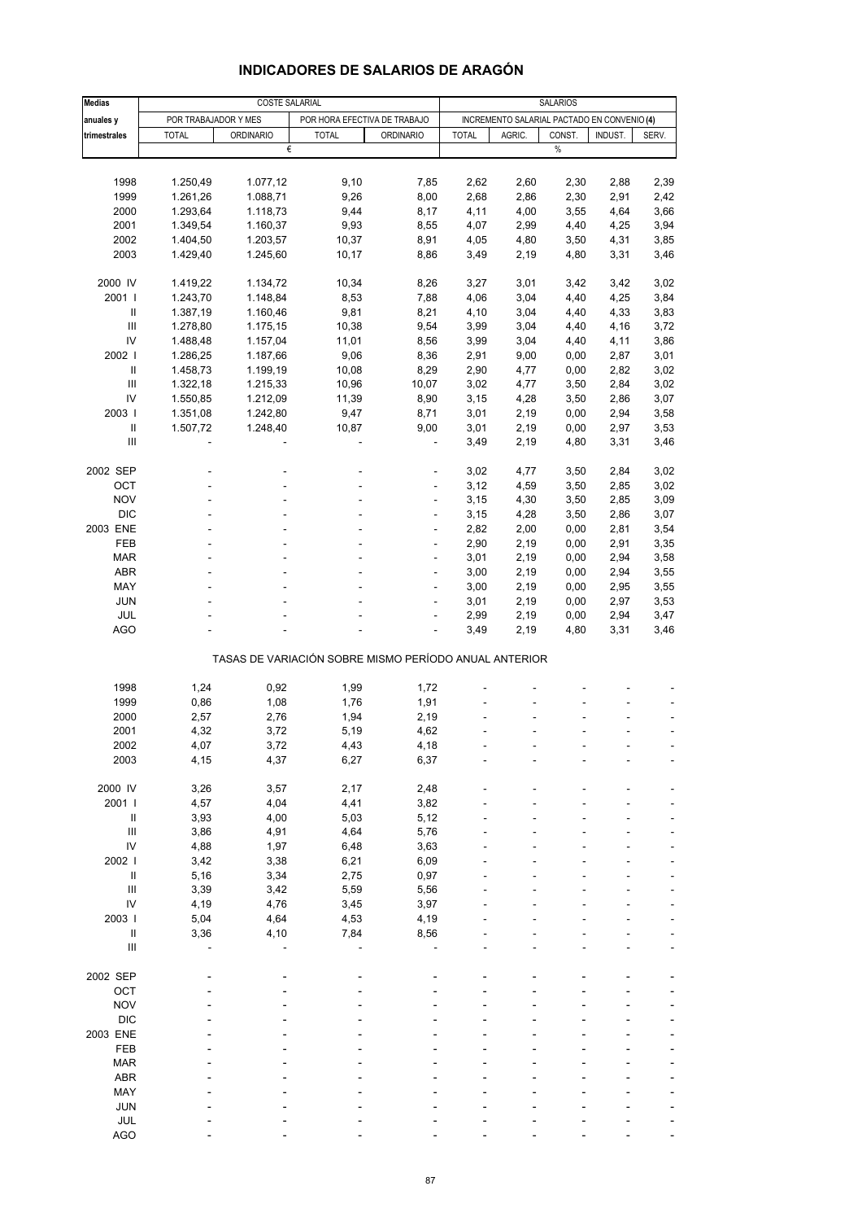# INDICADORES DE SALARIOS DE ARAGÓN

| Medias anuales y trimestrales | COSTE SALARIAL | | | | SALARIOS | | | | |
|---|---|---|---|---|---|---|---|---|---|
| | POR TRABAJADOR Y MES | | POR HORA EFECTIVA DE TRABAJO | | INCREMENTO SALARIAL PACTADO EN CONVENIO (4) | | | | |
| | TOTAL | ORDINARIO | TOTAL | ORDINARIO | TOTAL | AGRIC. | CONST. | INDUST. | SERV. |
| | € | | | | % | | | | |
| 1998 | 1.250,49 | 1.077,12 | 9,10 | 7,85 | 2,62 | 2,60 | 2,30 | 2,88 | 2,39 |
| 1999 | 1.261,26 | 1.088,71 | 9,26 | 8,00 | 2,68 | 2,86 | 2,30 | 2,91 | 2,42 |
| 2000 | 1.293,64 | 1.118,73 | 9,44 | 8,17 | 4,11 | 4,00 | 3,55 | 4,64 | 3,66 |
| 2001 | 1.349,54 | 1.160,37 | 9,93 | 8,55 | 4,07 | 2,99 | 4,40 | 4,25 | 3,94 |
| 2002 | 1.404,50 | 1.203,57 | 10,37 | 8,91 | 4,05 | 4,80 | 3,50 | 4,31 | 3,85 |
| 2003 | 1.429,40 | 1.245,60 | 10,17 | 8,86 | 3,49 | 2,19 | 4,80 | 3,31 | 3,46 |
| 2000 IV | 1.419,22 | 1.134,72 | 10,34 | 8,26 | 3,27 | 3,01 | 3,42 | 3,42 | 3,02 |
| 2001 I | 1.243,70 | 1.148,84 | 8,53 | 7,88 | 4,06 | 3,04 | 4,40 | 4,25 | 3,84 |
| II | 1.387,19 | 1.160,46 | 9,81 | 8,21 | 4,10 | 3,04 | 4,40 | 4,33 | 3,83 |
| III | 1.278,80 | 1.175,15 | 10,38 | 9,54 | 3,99 | 3,04 | 4,40 | 4,16 | 3,72 |
| IV | 1.488,48 | 1.157,04 | 11,01 | 8,56 | 3,99 | 3,04 | 4,40 | 4,11 | 3,86 |
| 2002 I | 1.286,25 | 1.187,66 | 9,06 | 8,36 | 2,91 | 9,00 | 0,00 | 2,87 | 3,01 |
| II | 1.458,73 | 1.199,19 | 10,08 | 8,29 | 2,90 | 4,77 | 0,00 | 2,82 | 3,02 |
| III | 1.322,18 | 1.215,33 | 10,96 | 10,07 | 3,02 | 4,77 | 3,50 | 2,84 | 3,02 |
| IV | 1.550,85 | 1.212,09 | 11,39 | 8,90 | 3,15 | 4,28 | 3,50 | 2,86 | 3,07 |
| 2003 I | 1.351,08 | 1.242,80 | 9,47 | 8,71 | 3,01 | 2,19 | 0,00 | 2,94 | 3,58 |
| II | 1.507,72 | 1.248,40 | 10,87 | 9,00 | 3,01 | 2,19 | 0,00 | 2,97 | 3,53 |
| III | - | - | - | - | 3,49 | 2,19 | 4,80 | 3,31 | 3,46 |
| 2002 SEP | - | - | - | - | 3,02 | 4,77 | 3,50 | 2,84 | 3,02 |
| OCT | - | - | - | - | 3,12 | 4,59 | 3,50 | 2,85 | 3,02 |
| NOV | - | - | - | - | 3,15 | 4,30 | 3,50 | 2,85 | 3,09 |
| DIC | - | - | - | - | 3,15 | 4,28 | 3,50 | 2,86 | 3,07 |
| 2003 ENE | - | - | - | - | 2,82 | 2,00 | 0,00 | 2,81 | 3,54 |
| FEB | - | - | - | - | 2,90 | 2,19 | 0,00 | 2,91 | 3,35 |
| MAR | - | - | - | - | 3,01 | 2,19 | 0,00 | 2,94 | 3,58 |
| ABR | - | - | - | - | 3,00 | 2,19 | 0,00 | 2,94 | 3,55 |
| MAY | - | - | - | - | 3,00 | 2,19 | 0,00 | 2,95 | 3,55 |
| JUN | - | - | - | - | 3,01 | 2,19 | 0,00 | 2,97 | 3,53 |
| JUL | - | - | - | - | 2,99 | 2,19 | 0,00 | 2,94 | 3,47 |
| AGO | - | - | - | - | 3,49 | 2,19 | 4,80 | 3,31 | 3,46 |

TASAS DE VARIACIÓN SOBRE MISMO PERÍODO ANUAL ANTERIOR

| | TOTAL | ORDINARIO | TOTAL | ORDINARIO | TOTAL | AGRIC. | CONST. | INDUST. | SERV. |
|---|---|---|---|---|---|---|---|---|---|
| 1998 | 1,24 | 0,92 | 1,99 | 1,72 | - | - | - | - | - |
| 1999 | 0,86 | 1,08 | 1,76 | 1,91 | - | - | - | - | - |
| 2000 | 2,57 | 2,76 | 1,94 | 2,19 | - | - | - | - | - |
| 2001 | 4,32 | 3,72 | 5,19 | 4,62 | - | - | - | - | - |
| 2002 | 4,07 | 3,72 | 4,43 | 4,18 | - | - | - | - | - |
| 2003 | 4,15 | 4,37 | 6,27 | 6,37 | - | - | - | - | - |
| 2000 IV | 3,26 | 3,57 | 2,17 | 2,48 | - | - | - | - | - |
| 2001 I | 4,57 | 4,04 | 4,41 | 3,82 | - | - | - | - | - |
| II | 3,93 | 4,00 | 5,03 | 5,12 | - | - | - | - | - |
| III | 3,86 | 4,91 | 4,64 | 5,76 | - | - | - | - | - |
| IV | 4,88 | 1,97 | 6,48 | 3,63 | - | - | - | - | - |
| 2002 I | 3,42 | 3,38 | 6,21 | 6,09 | - | - | - | - | - |
| II | 5,16 | 3,34 | 2,75 | 0,97 | - | - | - | - | - |
| III | 3,39 | 3,42 | 5,59 | 5,56 | - | - | - | - | - |
| IV | 4,19 | 4,76 | 3,45 | 3,97 | - | - | - | - | - |
| 2003 I | 5,04 | 4,64 | 4,53 | 4,19 | - | - | - | - | - |
| II | 3,36 | 4,10 | 7,84 | 8,56 | - | - | - | - | - |
| III | - | - | - | - | - | - | - | - | - |
| 2002 SEP | - | - | - | - | - | - | - | - | - |
| OCT | - | - | - | - | - | - | - | - | - |
| NOV | - | - | - | - | - | - | - | - | - |
| DIC | - | - | - | - | - | - | - | - | - |
| 2003 ENE | - | - | - | - | - | - | - | - | - |
| FEB | - | - | - | - | - | - | - | - | - |
| MAR | - | - | - | - | - | - | - | - | - |
| ABR | - | - | - | - | - | - | - | - | - |
| MAY | - | - | - | - | - | - | - | - | - |
| JUN | - | - | - | - | - | - | - | - | - |
| JUL | - | - | - | - | - | - | - | - | - |
| AGO | - | - | - | - | - | - | - | - | - |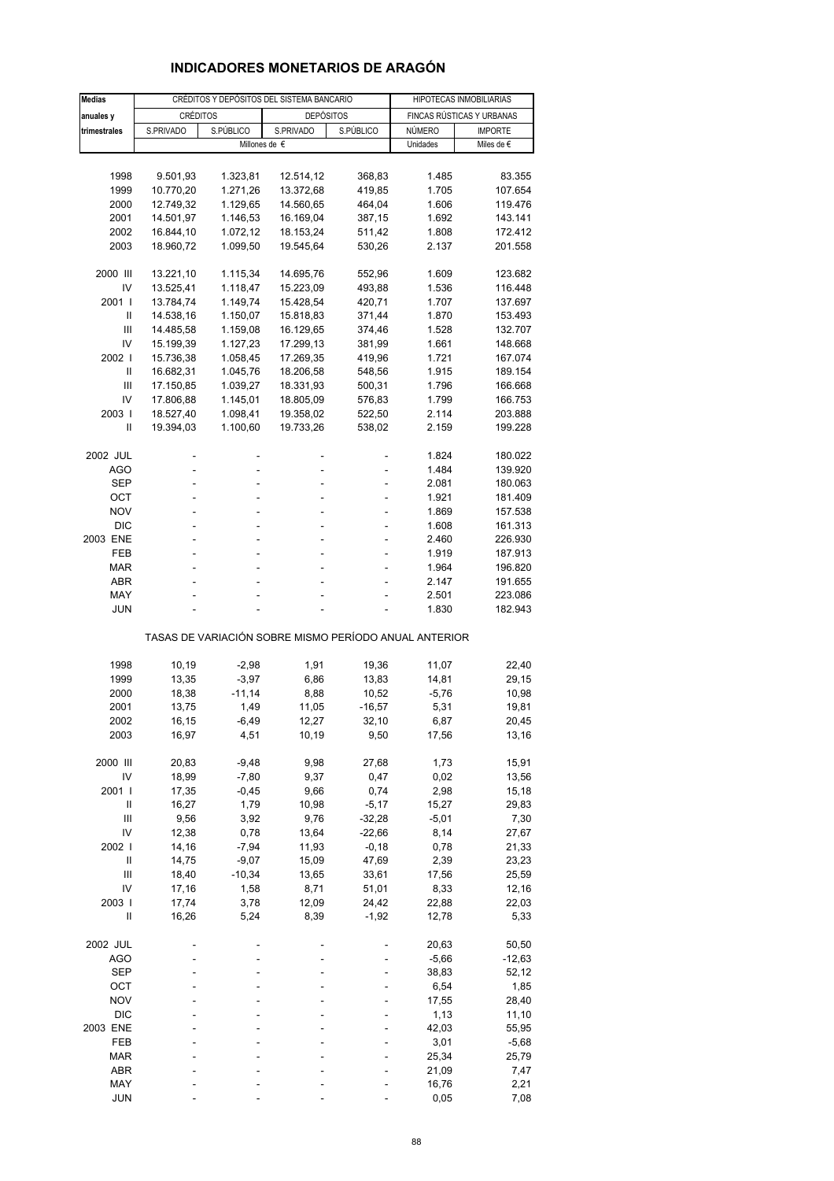## INDICADORES MONETARIOS DE ARAGÓN

| Medias anuales y trimestrales | CRÉDITOS Y DEPÓSITOS DEL SISTEMA BANCARIO | | | | HIPOTECAS INMOBILIARIAS | |
|---|---|---|---|---|---|---|
| | CRÉDITOS | | DEPÓSITOS | | FINCAS RÚSTICAS Y URBANAS | |
| | S.PRIVADO | S.PÚBLICO | S.PRIVADO | S.PÚBLICO | NÚMERO | IMPORTE |
| | Millones de € | | | | Unidades | Miles de € |
| 1998 | 9.501,93 | 1.323,81 | 12.514,12 | 368,83 | 1.485 | 83.355 |
| 1999 | 10.770,20 | 1.271,26 | 13.372,68 | 419,85 | 1.705 | 107.654 |
| 2000 | 12.749,32 | 1.129,65 | 14.560,65 | 464,04 | 1.606 | 119.476 |
| 2001 | 14.501,97 | 1.146,53 | 16.169,04 | 387,15 | 1.692 | 143.141 |
| 2002 | 16.844,10 | 1.072,12 | 18.153,24 | 511,42 | 1.808 | 172.412 |
| 2003 | 18.960,72 | 1.099,50 | 19.545,64 | 530,26 | 2.137 | 201.558 |
| 2000 III | 13.221,10 | 1.115,34 | 14.695,76 | 552,96 | 1.609 | 123.682 |
| IV | 13.525,41 | 1.118,47 | 15.223,09 | 493,88 | 1.536 | 116.448 |
| 2001 I | 13.784,74 | 1.149,74 | 15.428,54 | 420,71 | 1.707 | 137.697 |
| II | 14.538,16 | 1.150,07 | 15.818,83 | 371,44 | 1.870 | 153.493 |
| III | 14.485,58 | 1.159,08 | 16.129,65 | 374,46 | 1.528 | 132.707 |
| IV | 15.199,39 | 1.127,23 | 17.299,13 | 381,99 | 1.661 | 148.668 |
| 2002 I | 15.736,38 | 1.058,45 | 17.269,35 | 419,96 | 1.721 | 167.074 |
| II | 16.682,31 | 1.045,76 | 18.206,58 | 548,56 | 1.915 | 189.154 |
| III | 17.150,85 | 1.039,27 | 18.331,93 | 500,31 | 1.796 | 166.668 |
| IV | 17.806,88 | 1.145,01 | 18.805,09 | 576,83 | 1.799 | 166.753 |
| 2003 I | 18.527,40 | 1.098,41 | 19.358,02 | 522,50 | 2.114 | 203.888 |
| II | 19.394,03 | 1.100,60 | 19.733,26 | 538,02 | 2.159 | 199.228 |
| 2002 JUL | - | - | - | - | 1.824 | 180.022 |
| AGO | - | - | - | - | 1.484 | 139.920 |
| SEP | - | - | - | - | 2.081 | 180.063 |
| OCT | - | - | - | - | 1.921 | 181.409 |
| NOV | - | - | - | - | 1.869 | 157.538 |
| DIC | - | - | - | - | 1.608 | 161.313 |
| 2003 ENE | - | - | - | - | 2.460 | 226.930 |
| FEB | - | - | - | - | 1.919 | 187.913 |
| MAR | - | - | - | - | 1.964 | 196.820 |
| ABR | - | - | - | - | 2.147 | 191.655 |
| MAY | - | - | - | - | 2.501 | 223.086 |
| JUN | - | - | - | - | 1.830 | 182.943 |
| | TASAS DE VARIACIÓN SOBRE MISMO PERÍODO ANUAL ANTERIOR | | | | | |
| 1998 | 10,19 | -2,98 | 1,91 | 19,36 | 11,07 | 22,40 |
| 1999 | 13,35 | -3,97 | 6,86 | 13,83 | 14,81 | 29,15 |
| 2000 | 18,38 | -11,14 | 8,88 | 10,52 | -5,76 | 10,98 |
| 2001 | 13,75 | 1,49 | 11,05 | -16,57 | 5,31 | 19,81 |
| 2002 | 16,15 | -6,49 | 12,27 | 32,10 | 6,87 | 20,45 |
| 2003 | 16,97 | 4,51 | 10,19 | 9,50 | 17,56 | 13,16 |
| 2000 III | 20,83 | -9,48 | 9,98 | 27,68 | 1,73 | 15,91 |
| IV | 18,99 | -7,80 | 9,37 | 0,47 | 0,02 | 13,56 |
| 2001 I | 17,35 | -0,45 | 9,66 | 0,74 | 2,98 | 15,18 |
| II | 16,27 | 1,79 | 10,98 | -5,17 | 15,27 | 29,83 |
| III | 9,56 | 3,92 | 9,76 | -32,28 | -5,01 | 7,30 |
| IV | 12,38 | 0,78 | 13,64 | -22,66 | 8,14 | 27,67 |
| 2002 I | 14,16 | -7,94 | 11,93 | -0,18 | 0,78 | 21,33 |
| II | 14,75 | -9,07 | 15,09 | 47,69 | 2,39 | 23,23 |
| III | 18,40 | -10,34 | 13,65 | 33,61 | 17,56 | 25,59 |
| IV | 17,16 | 1,58 | 8,71 | 51,01 | 8,33 | 12,16 |
| 2003 I | 17,74 | 3,78 | 12,09 | 24,42 | 22,88 | 22,03 |
| II | 16,26 | 5,24 | 8,39 | -1,92 | 12,78 | 5,33 |
| 2002 JUL | - | - | - | - | 20,63 | 50,50 |
| AGO | - | - | - | - | -5,66 | -12,63 |
| SEP | - | - | - | - | 38,83 | 52,12 |
| OCT | - | - | - | - | 6,54 | 1,85 |
| NOV | - | - | - | - | 17,55 | 28,40 |
| DIC | - | - | - | - | 1,13 | 11,10 |
| 2003 ENE | - | - | - | - | 42,03 | 55,95 |
| FEB | - | - | - | - | 3,01 | -5,68 |
| MAR | - | - | - | - | 25,34 | 25,79 |
| ABR | - | - | - | - | 21,09 | 7,47 |
| MAY | - | - | - | - | 16,76 | 2,21 |
| JUN | - | - | - | - | 0,05 | 7,08 |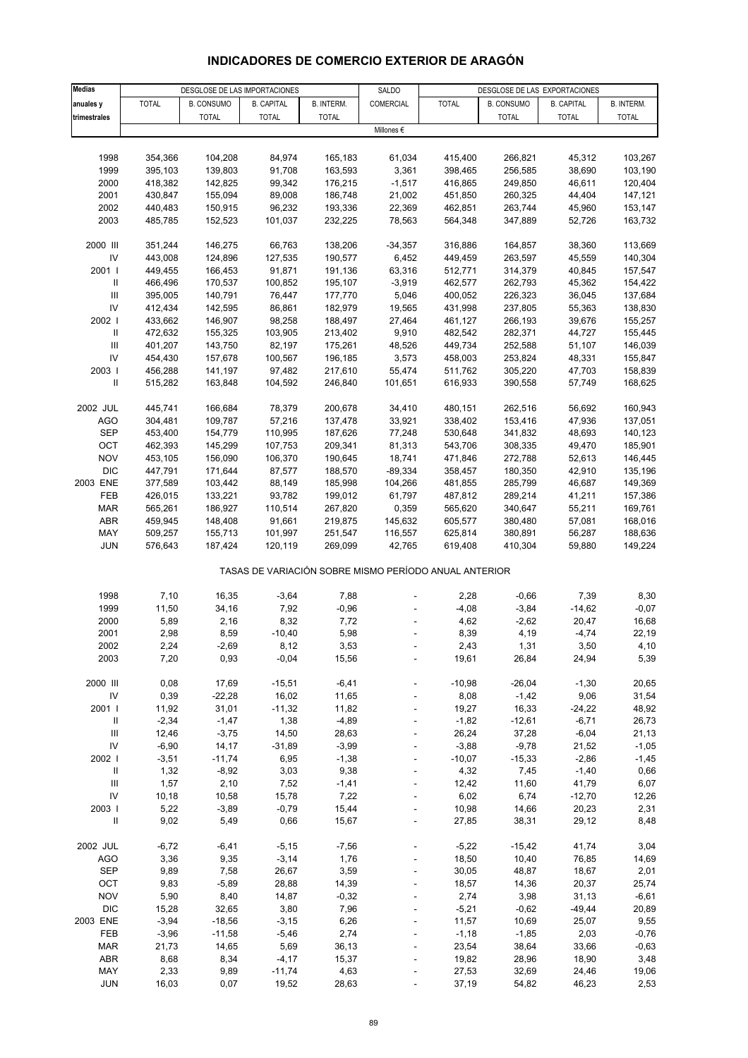# INDICADORES DE COMERCIO EXTERIOR DE ARAGÓN

| Medias anuales y trimestrales | DESGLOSE DE LAS IMPORTACIONES | | | | SALDO | DESGLOSE DE LAS EXPORTACIONES | | | |
|---|---|---|---|---|---|---|---|---|---|
| | TOTAL | B. CONSUMO TOTAL | B. CAPITAL TOTAL | B. INTERM. TOTAL | COMERCIAL | TOTAL | B. CONSUMO TOTAL | B. CAPITAL TOTAL | B. INTERM. TOTAL |
| | | | | | Millones € | | | | |
| 1998 | 354,366 | 104,208 | 84,974 | 165,183 | 61,034 | 415,400 | 266,821 | 45,312 | 103,267 |
| 1999 | 395,103 | 139,803 | 91,708 | 163,593 | 3,361 | 398,465 | 256,585 | 38,690 | 103,190 |
| 2000 | 418,382 | 142,825 | 99,342 | 176,215 | -1,517 | 416,865 | 249,850 | 46,611 | 120,404 |
| 2001 | 430,847 | 155,094 | 89,008 | 186,748 | 21,002 | 451,850 | 260,325 | 44,404 | 147,121 |
| 2002 | 440,483 | 150,915 | 96,232 | 193,336 | 22,369 | 462,851 | 263,744 | 45,960 | 153,147 |
| 2003 | 485,785 | 152,523 | 101,037 | 232,225 | 78,563 | 564,348 | 347,889 | 52,726 | 163,732 |
| 2000 III | 351,244 | 146,275 | 66,763 | 138,206 | -34,357 | 316,886 | 164,857 | 38,360 | 113,669 |
| IV | 443,008 | 124,896 | 127,535 | 190,577 | 6,452 | 449,459 | 263,597 | 45,559 | 140,304 |
| 2001 I | 449,455 | 166,453 | 91,871 | 191,136 | 63,316 | 512,771 | 314,379 | 40,845 | 157,547 |
| II | 466,496 | 170,537 | 100,852 | 195,107 | -3,919 | 462,577 | 262,793 | 45,362 | 154,422 |
| III | 395,005 | 140,791 | 76,447 | 177,770 | 5,046 | 400,052 | 226,323 | 36,045 | 137,684 |
| IV | 412,434 | 142,595 | 86,861 | 182,979 | 19,565 | 431,998 | 237,805 | 55,363 | 138,830 |
| 2002 I | 433,662 | 146,907 | 98,258 | 188,497 | 27,464 | 461,127 | 266,193 | 39,676 | 155,257 |
| II | 472,632 | 155,325 | 103,905 | 213,402 | 9,910 | 482,542 | 282,371 | 44,727 | 155,445 |
| III | 401,207 | 143,750 | 82,197 | 175,261 | 48,526 | 449,734 | 252,588 | 51,107 | 146,039 |
| IV | 454,430 | 157,678 | 100,567 | 196,185 | 3,573 | 458,003 | 253,824 | 48,331 | 155,847 |
| 2003 I | 456,288 | 141,197 | 97,482 | 217,610 | 55,474 | 511,762 | 305,220 | 47,703 | 158,839 |
| II | 515,282 | 163,848 | 104,592 | 246,840 | 101,651 | 616,933 | 390,558 | 57,749 | 168,625 |
| 2002 JUL | 445,741 | 166,684 | 78,379 | 200,678 | 34,410 | 480,151 | 262,516 | 56,692 | 160,943 |
| AGO | 304,481 | 109,787 | 57,216 | 137,478 | 33,921 | 338,402 | 153,416 | 47,936 | 137,051 |
| SEP | 453,400 | 154,779 | 110,995 | 187,626 | 77,248 | 530,648 | 341,832 | 48,693 | 140,123 |
| OCT | 462,393 | 145,299 | 107,753 | 209,341 | 81,313 | 543,706 | 308,335 | 49,470 | 185,901 |
| NOV | 453,105 | 156,090 | 106,370 | 190,645 | 18,741 | 471,846 | 272,788 | 52,613 | 146,445 |
| DIC | 447,791 | 171,644 | 87,577 | 188,570 | -89,334 | 358,457 | 180,350 | 42,910 | 135,196 |
| 2003 ENE | 377,589 | 103,442 | 88,149 | 185,998 | 104,266 | 481,855 | 285,799 | 46,687 | 149,369 |
| FEB | 426,015 | 133,221 | 93,782 | 199,012 | 61,797 | 487,812 | 289,214 | 41,211 | 157,386 |
| MAR | 565,261 | 186,927 | 110,514 | 267,820 | 0,359 | 565,620 | 340,647 | 55,211 | 169,761 |
| ABR | 459,945 | 148,408 | 91,661 | 219,875 | 145,632 | 605,577 | 380,480 | 57,081 | 168,016 |
| MAY | 509,257 | 155,713 | 101,997 | 251,547 | 116,557 | 625,814 | 380,891 | 56,287 | 188,636 |
| JUN | 576,643 | 187,424 | 120,119 | 269,099 | 42,765 | 619,408 | 410,304 | 59,880 | 149,224 |
| | TASAS DE VARIACIÓN SOBRE MISMO PERÍODO ANUAL ANTERIOR | | | | | | | | |
| 1998 | 7,10 | 16,35 | -3,64 | 7,88 | - | 2,28 | -0,66 | 7,39 | 8,30 |
| 1999 | 11,50 | 34,16 | 7,92 | -0,96 | - | -4,08 | -3,84 | -14,62 | -0,07 |
| 2000 | 5,89 | 2,16 | 8,32 | 7,72 | - | 4,62 | -2,62 | 20,47 | 16,68 |
| 2001 | 2,98 | 8,59 | -10,40 | 5,98 | - | 8,39 | 4,19 | -4,74 | 22,19 |
| 2002 | 2,24 | -2,69 | 8,12 | 3,53 | - | 2,43 | 1,31 | 3,50 | 4,10 |
| 2003 | 7,20 | 0,93 | -0,04 | 15,56 | - | 19,61 | 26,84 | 24,94 | 5,39 |
| 2000 III | 0,08 | 17,69 | -15,51 | -6,41 | - | -10,98 | -26,04 | -1,30 | 20,65 |
| IV | 0,39 | -22,28 | 16,02 | 11,65 | - | 8,08 | -1,42 | 9,06 | 31,54 |
| 2001 I | 11,92 | 31,01 | -11,32 | 11,82 | - | 19,27 | 16,33 | -24,22 | 48,92 |
| II | -2,34 | -1,47 | 1,38 | -4,89 | - | -1,82 | -12,61 | -6,71 | 26,73 |
| III | 12,46 | -3,75 | 14,50 | 28,63 | - | 26,24 | 37,28 | -6,04 | 21,13 |
| IV | -6,90 | 14,17 | -31,89 | -3,99 | - | -3,88 | -9,78 | 21,52 | -1,05 |
| 2002 I | -3,51 | -11,74 | 6,95 | -1,38 | - | -10,07 | -15,33 | -2,86 | -1,45 |
| II | 1,32 | -8,92 | 3,03 | 9,38 | - | 4,32 | 7,45 | -1,40 | 0,66 |
| III | 1,57 | 2,10 | 7,52 | -1,41 | - | 12,42 | 11,60 | 41,79 | 6,07 |
| IV | 10,18 | 10,58 | 15,78 | 7,22 | - | 6,02 | 6,74 | -12,70 | 12,26 |
| 2003 I | 5,22 | -3,89 | -0,79 | 15,44 | - | 10,98 | 14,66 | 20,23 | 2,31 |
| II | 9,02 | 5,49 | 0,66 | 15,67 | - | 27,85 | 38,31 | 29,12 | 8,48 |
| 2002 JUL | -6,72 | -6,41 | -5,15 | -7,56 | - | -5,22 | -15,42 | 41,74 | 3,04 |
| AGO | 3,36 | 9,35 | -3,14 | 1,76 | - | 18,50 | 10,40 | 76,85 | 14,69 |
| SEP | 9,89 | 7,58 | 26,67 | 3,59 | - | 30,05 | 48,87 | 18,67 | 2,01 |
| OCT | 9,83 | -5,89 | 28,88 | 14,39 | - | 18,57 | 14,36 | 20,37 | 25,74 |
| NOV | 5,90 | 8,40 | 14,87 | -0,32 | - | 2,74 | 3,98 | 31,13 | -6,61 |
| DIC | 15,28 | 32,65 | 3,80 | 7,96 | - | -5,21 | -0,62 | -49,44 | 20,89 |
| 2003 ENE | -3,94 | -18,56 | -3,15 | 6,26 | - | 11,57 | 10,69 | 25,07 | 9,55 |
| FEB | -3,96 | -11,58 | -5,46 | 2,74 | - | -1,18 | -1,85 | 2,03 | -0,76 |
| MAR | 21,73 | 14,65 | 5,69 | 36,13 | - | 23,54 | 38,64 | 33,66 | -0,63 |
| ABR | 8,68 | 8,34 | -4,17 | 15,37 | - | 19,82 | 28,96 | 18,90 | 3,48 |
| MAY | 2,33 | 9,89 | -11,74 | 4,63 | - | 27,53 | 32,69 | 24,46 | 19,06 |
| JUN | 16,03 | 0,07 | 19,52 | 28,63 | - | 37,19 | 54,82 | 46,23 | 2,53 |